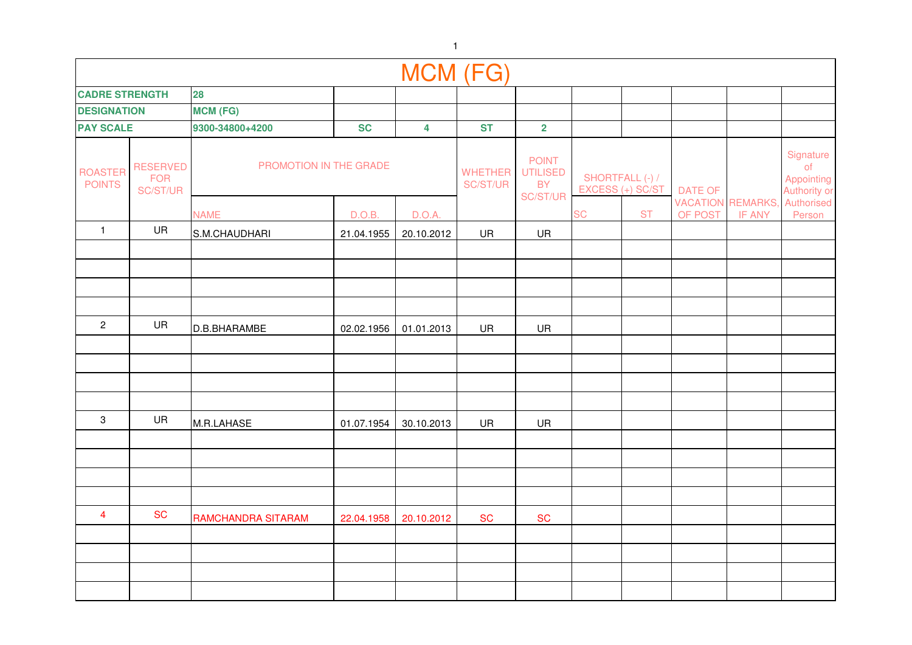# MCM (FG)

| CADRE STRENGTH | | 28 | | | | | | | | | |
|---|---|---|---|---|---|---|---|---|---|---|---|
| DESIGNATION | | MCM (FG) | | | | | | | | | |
| PAY SCALE | | 9300-34800+4200 | SC | 4 | ST | 2 | | | | | |
| ROASTER POINTS | RESERVED FOR SC/ST/UR | PROMOTION IN THE GRADE | | | WHETHER SC/ST/UR | POINT UTILISED BY SC/ST/UR | SHORTFALL (-) / EXCESS (+) SC/ST | | DATE OF VACATION OF POST | REMARKS, IF ANY | Signature of Appointing Authority or Authorised Person |
| | | NAME | D.O.B. | D.O.A. | | | SC | ST | | | |
| 1 | UR | S.M.CHAUDHARI | 21.04.1955 | 20.10.2012 | UR | UR | | | | | |
| | | | | | | | | | | | |
| | | | | | | | | | | | |
| | | | | | | | | | | | |
| | | | | | | | | | | | |
| 2 | UR | D.B.BHARAMBE | 02.02.1956 | 01.01.2013 | UR | UR | | | | | |
| | | | | | | | | | | | |
| | | | | | | | | | | | |
| | | | | | | | | | | | |
| | | | | | | | | | | | |
| 3 | UR | M.R.LAHASE | 01.07.1954 | 30.10.2013 | UR | UR | | | | | |
| | | | | | | | | | | | |
| | | | | | | | | | | | |
| | | | | | | | | | | | |
| | | | | | | | | | | | |
| 4 | SC | RAMCHANDRA SITARAM | 22.04.1958 | 20.10.2012 | SC | SC | | | | | |
| | | | | | | | | | | | |
| | | | | | | | | | | | |
| | | | | | | | | | | | |
| | | | | | | | | | | | |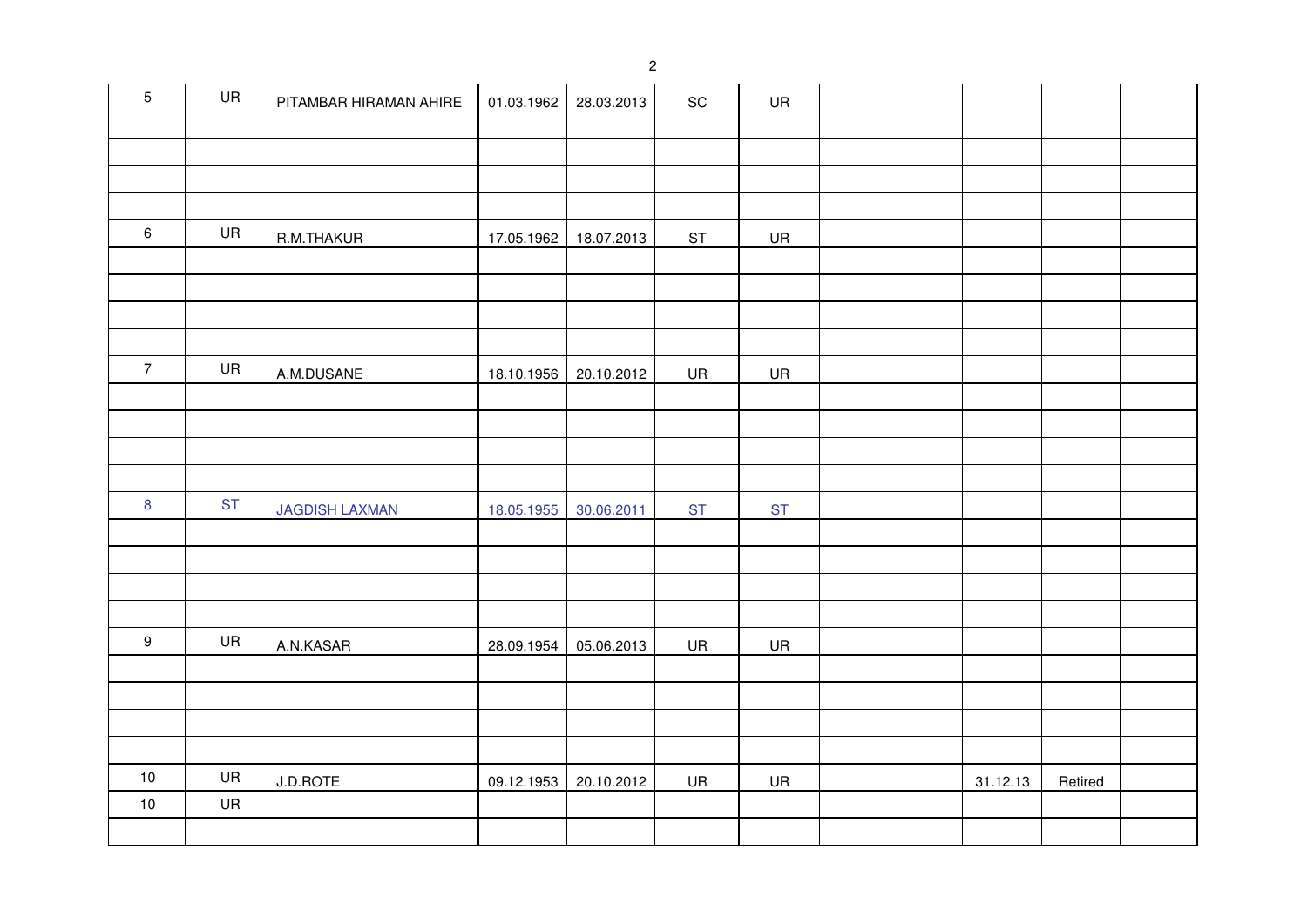| | | | | | | | | | | | |
|---|---|---|---|---|---|---|---|---|---|---|---|
| 5 | UR | PITAMBAR HIRAMAN AHIRE | 01.03.1962 | 28.03.2013 | SC | UR | | | | | |
| | | | | | | | | | | | |
| | | | | | | | | | | | |
| | | | | | | | | | | | |
| | | | | | | | | | | | |
| 6 | UR | R.M.THAKUR | 17.05.1962 | 18.07.2013 | ST | UR | | | | | |
| | | | | | | | | | | | |
| | | | | | | | | | | | |
| | | | | | | | | | | | |
| | | | | | | | | | | | |
| 7 | UR | A.M.DUSANE | 18.10.1956 | 20.10.2012 | UR | UR | | | | | |
| | | | | | | | | | | | |
| | | | | | | | | | | | |
| | | | | | | | | | | | |
| | | | | | | | | | | | |
| 8 | ST | JAGDISH LAXMAN | 18.05.1955 | 30.06.2011 | ST | ST | | | | | |
| | | | | | | | | | | | |
| | | | | | | | | | | | |
| | | | | | | | | | | | |
| | | | | | | | | | | | |
| 9 | UR | A.N.KASAR | 28.09.1954 | 05.06.2013 | UR | UR | | | | | |
| | | | | | | | | | | | |
| | | | | | | | | | | | |
| | | | | | | | | | | | |
| | | | | | | | | | | | |
| 10 | UR | J.D.ROTE | 09.12.1953 | 20.10.2012 | UR | UR | | | 31.12.13 | Retired | |
| 10 | UR | | | | | | | | | | |
| | | | | | | | | | | | |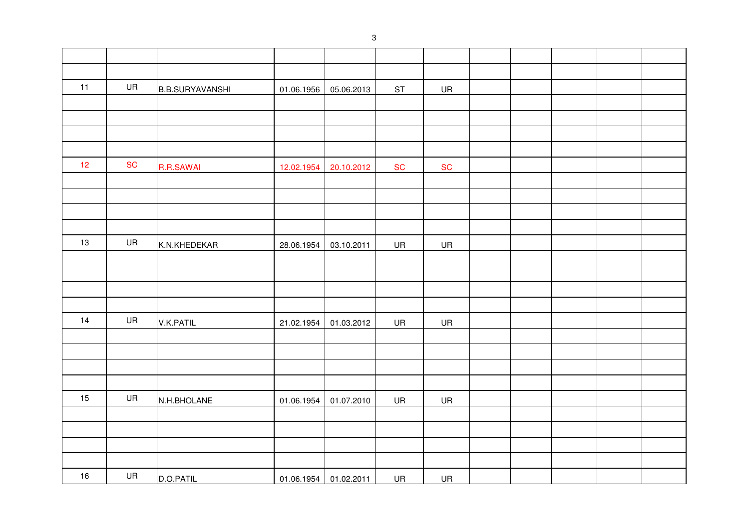| | | | | | | | | | | | |
|---|---|---|---|---|---|---|---|---|---|---|---|
| | | | | | | | | | | | |
| | | | | | | | | | | | |
| 11 | UR | B.B.SURYAVANSHI | 01.06.1956 | 05.06.2013 | ST | UR | | | | | |
| | | | | | | | | | | | |
| | | | | | | | | | | | |
| | | | | | | | | | | | |
| | | | | | | | | | | | |
| 12 | SC | R.R.SAWAI | 12.02.1954 | 20.10.2012 | SC | SC | | | | | |
| | | | | | | | | | | | |
| | | | | | | | | | | | |
| | | | | | | | | | | | |
| | | | | | | | | | | | |
| 13 | UR | K.N.KHEDEKAR | 28.06.1954 | 03.10.2011 | UR | UR | | | | | |
| | | | | | | | | | | | |
| | | | | | | | | | | | |
| | | | | | | | | | | | |
| | | | | | | | | | | | |
| 14 | UR | V.K.PATIL | 21.02.1954 | 01.03.2012 | UR | UR | | | | | |
| | | | | | | | | | | | |
| | | | | | | | | | | | |
| | | | | | | | | | | | |
| | | | | | | | | | | | |
| 15 | UR | N.H.BHOLANE | 01.06.1954 | 01.07.2010 | UR | UR | | | | | |
| | | | | | | | | | | | |
| | | | | | | | | | | | |
| | | | | | | | | | | | |
| | | | | | | | | | | | |
| 16 | UR | D.O.PATIL | 01.06.1954 | 01.02.2011 | UR | UR | | | | | |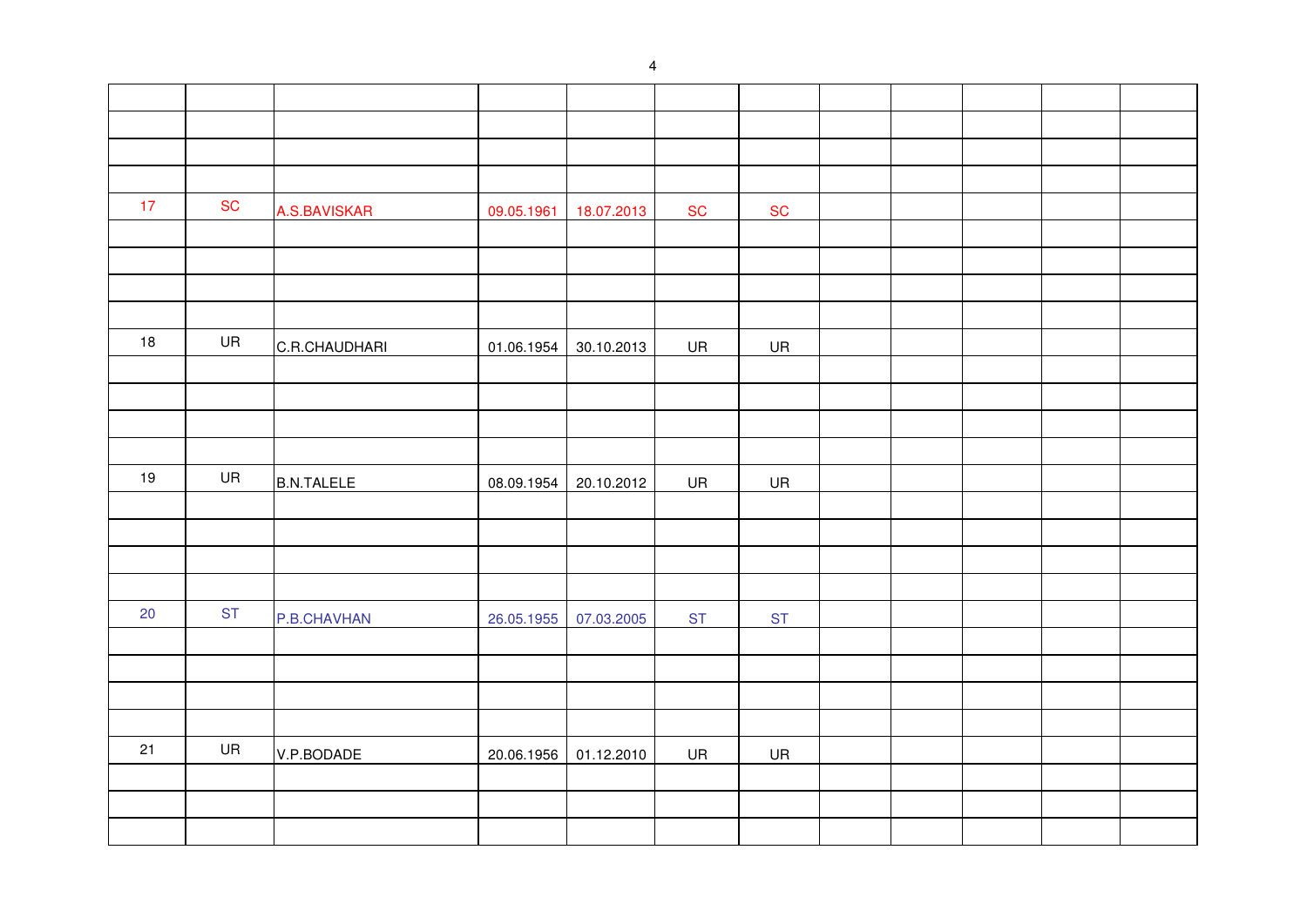| | | | | | | | | | | | |
|---|---|---|---|---|---|---|---|---|---|---|---|
| | | | | | | | | | | | |
| | | | | | | | | | | | |
| | | | | | | | | | | | |
| 17 | SC | A.S.BAVISKAR | 09.05.1961 | 18.07.2013 | SC | SC | | | | | |
| | | | | | | | | | | | |
| | | | | | | | | | | | |
| | | | | | | | | | | | |
| | | | | | | | | | | | |
| 18 | UR | C.R.CHAUDHARI | 01.06.1954 | 30.10.2013 | UR | UR | | | | | |
| | | | | | | | | | | | |
| | | | | | | | | | | | |
| | | | | | | | | | | | |
| | | | | | | | | | | | |
| 19 | UR | B.N.TALELE | 08.09.1954 | 20.10.2012 | UR | UR | | | | | |
| | | | | | | | | | | | |
| | | | | | | | | | | | |
| | | | | | | | | | | | |
| | | | | | | | | | | | |
| 20 | ST | P.B.CHAVHAN | 26.05.1955 | 07.03.2005 | ST | ST | | | | | |
| | | | | | | | | | | | |
| | | | | | | | | | | | |
| | | | | | | | | | | | |
| | | | | | | | | | | | |
| 21 | UR | V.P.BODADE | 20.06.1956 | 01.12.2010 | UR | UR | | | | | |
| | | | | | | | | | | | |
| | | | | | | | | | | | |
| | | | | | | | | | | | |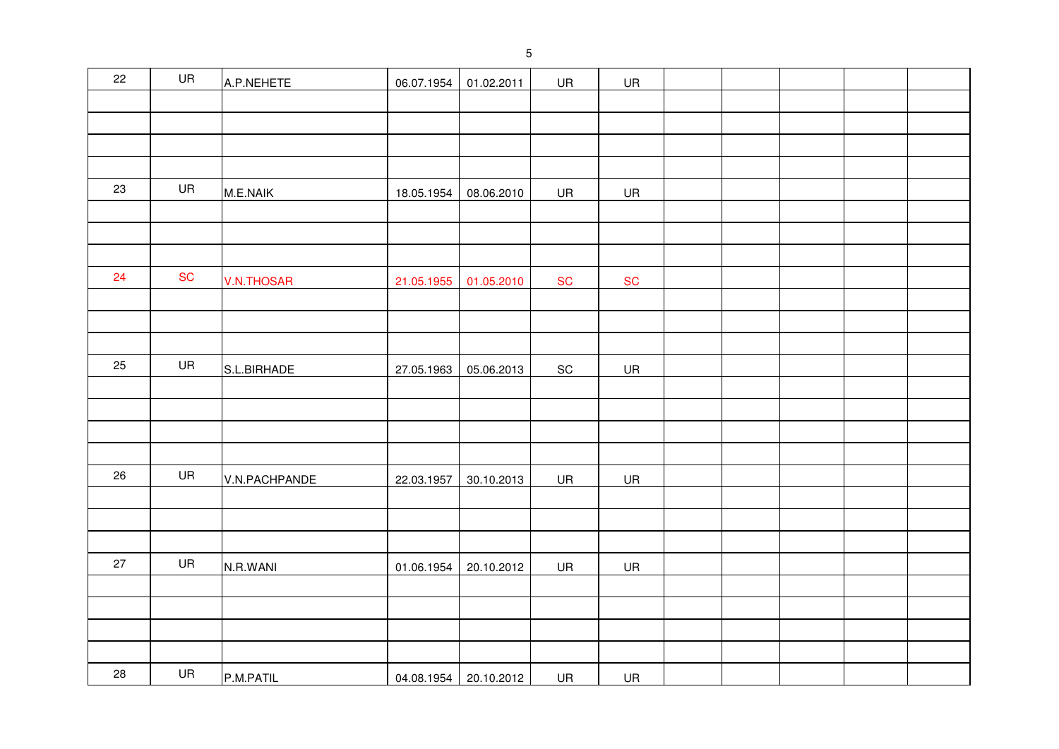| | | | | | | | | | | | |
|---|---|---|---|---|---|---|---|---|---|---|---|
| 22 | UR | A.P.NEHETE | 06.07.1954 | 01.02.2011 | UR | UR | | | | | |
| | | | | | | | | | | | |
| | | | | | | | | | | | |
| | | | | | | | | | | | |
| | | | | | | | | | | | |
| 23 | UR | M.E.NAIK | 18.05.1954 | 08.06.2010 | UR | UR | | | | | |
| | | | | | | | | | | | |
| | | | | | | | | | | | |
| | | | | | | | | | | | |
| 24 | SC | V.N.THOSAR | 21.05.1955 | 01.05.2010 | SC | SC | | | | | |
| | | | | | | | | | | | |
| | | | | | | | | | | | |
| | | | | | | | | | | | |
| 25 | UR | S.L.BIRHADE | 27.05.1963 | 05.06.2013 | SC | UR | | | | | |
| | | | | | | | | | | | |
| | | | | | | | | | | | |
| | | | | | | | | | | | |
| | | | | | | | | | | | |
| 26 | UR | V.N.PACHPANDE | 22.03.1957 | 30.10.2013 | UR | UR | | | | | |
| | | | | | | | | | | | |
| | | | | | | | | | | | |
| | | | | | | | | | | | |
| 27 | UR | N.R.WANI | 01.06.1954 | 20.10.2012 | UR | UR | | | | | |
| | | | | | | | | | | | |
| | | | | | | | | | | | |
| | | | | | | | | | | | |
| | | | | | | | | | | | |
| 28 | UR | P.M.PATIL | 04.08.1954 | 20.10.2012 | UR | UR | | | | | |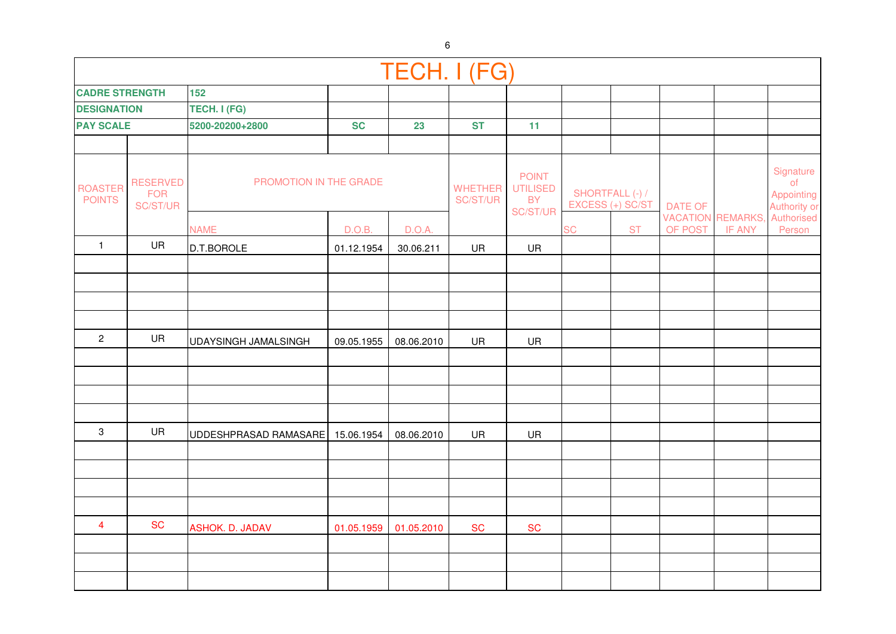# TECH. I (FG)

| | | | | | | | | | | |
|---|---|---|---|---|---|---|---|---|---|---|
| **CADRE STRENGTH** | | **152** | | | | | | | | |
| **DESIGNATION** | | **TECH. I (FG)** | | | | | | | | |
| **PAY SCALE** | | **5200-20200+2800** | **SC** | **23** | **ST** | **11** | | | | |

| ROASTER POINTS | RESERVED FOR SC/ST/UR | PROMOTION IN THE GRADE | | | WHETHER SC/ST/UR | POINT UTILISED BY SC/ST/UR | SHORTFALL (-) / EXCESS (+) SC/ST | | DATE OF VACATION OF POST | REMARKS, IF ANY | Signature of Appointing Authority or Authorised Person |
|---|---|---|---|---|---|---|---|---|---|---|---|
| | | NAME | D.O.B. | D.O.A. | | | SC | ST | | | |
| 1 | UR | D.T.BOROLE | 01.12.1954 | 30.06.211 | UR | UR | | | | | |
| | | | | | | | | | | | |
| | | | | | | | | | | | |
| | | | | | | | | | | | |
| | | | | | | | | | | | |
| 2 | UR | UDAYSINGH JAMALSINGH | 09.05.1955 | 08.06.2010 | UR | UR | | | | | |
| | | | | | | | | | | | |
| | | | | | | | | | | | |
| | | | | | | | | | | | |
| | | | | | | | | | | | |
| 3 | UR | UDDESHPRASAD RAMASARE | 15.06.1954 | 08.06.2010 | UR | UR | | | | | |
| | | | | | | | | | | | |
| | | | | | | | | | | | |
| | | | | | | | | | | | |
| | | | | | | | | | | | |
| 4 | SC | ASHOK. D. JADAV | 01.05.1959 | 01.05.2010 | SC | SC | | | | | |
| | | | | | | | | | | | |
| | | | | | | | | | | | |
| | | | | | | | | | | | |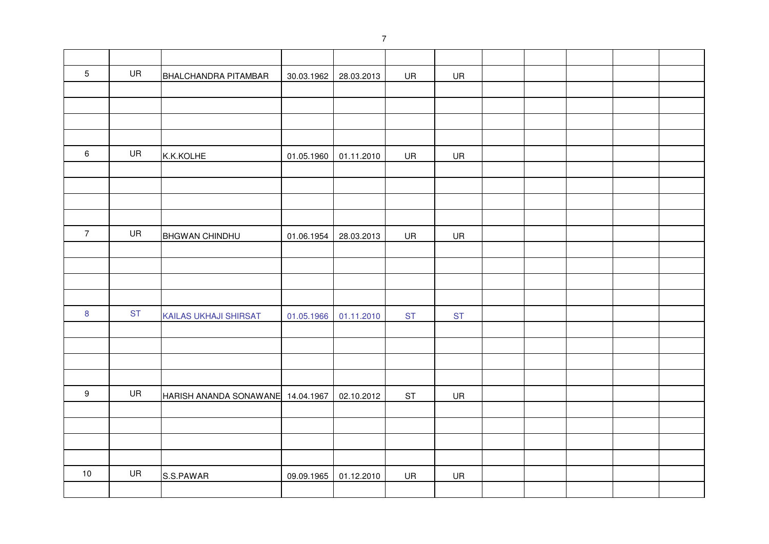| | | | | | | | | | | | |
|---|---|---|---|---|---|---|---|---|---|---|---|
| 5 | UR | BHALCHANDRA PITAMBAR | 30.03.1962 | 28.03.2013 | UR | UR | | | | | |
| | | | | | | | | | | | |
| | | | | | | | | | | | |
| | | | | | | | | | | | |
| | | | | | | | | | | | |
| 6 | UR | K.K.KOLHE | 01.05.1960 | 01.11.2010 | UR | UR | | | | | |
| | | | | | | | | | | | |
| | | | | | | | | | | | |
| | | | | | | | | | | | |
| | | | | | | | | | | | |
| 7 | UR | BHGWAN CHINDHU | 01.06.1954 | 28.03.2013 | UR | UR | | | | | |
| | | | | | | | | | | | |
| | | | | | | | | | | | |
| | | | | | | | | | | | |
| | | | | | | | | | | | |
| 8 | ST | KAILAS UKHAJI SHIRSAT | 01.05.1966 | 01.11.2010 | ST | ST | | | | | |
| | | | | | | | | | | | |
| | | | | | | | | | | | |
| | | | | | | | | | | | |
| | | | | | | | | | | | |
| 9 | UR | HARISH ANANDA SONAWANE | 14.04.1967 | 02.10.2012 | ST | UR | | | | | |
| | | | | | | | | | | | |
| | | | | | | | | | | | |
| | | | | | | | | | | | |
| | | | | | | | | | | | |
| 10 | UR | S.S.PAWAR | 09.09.1965 | 01.12.2010 | UR | UR | | | | | |
| | | | | | | | | | | | |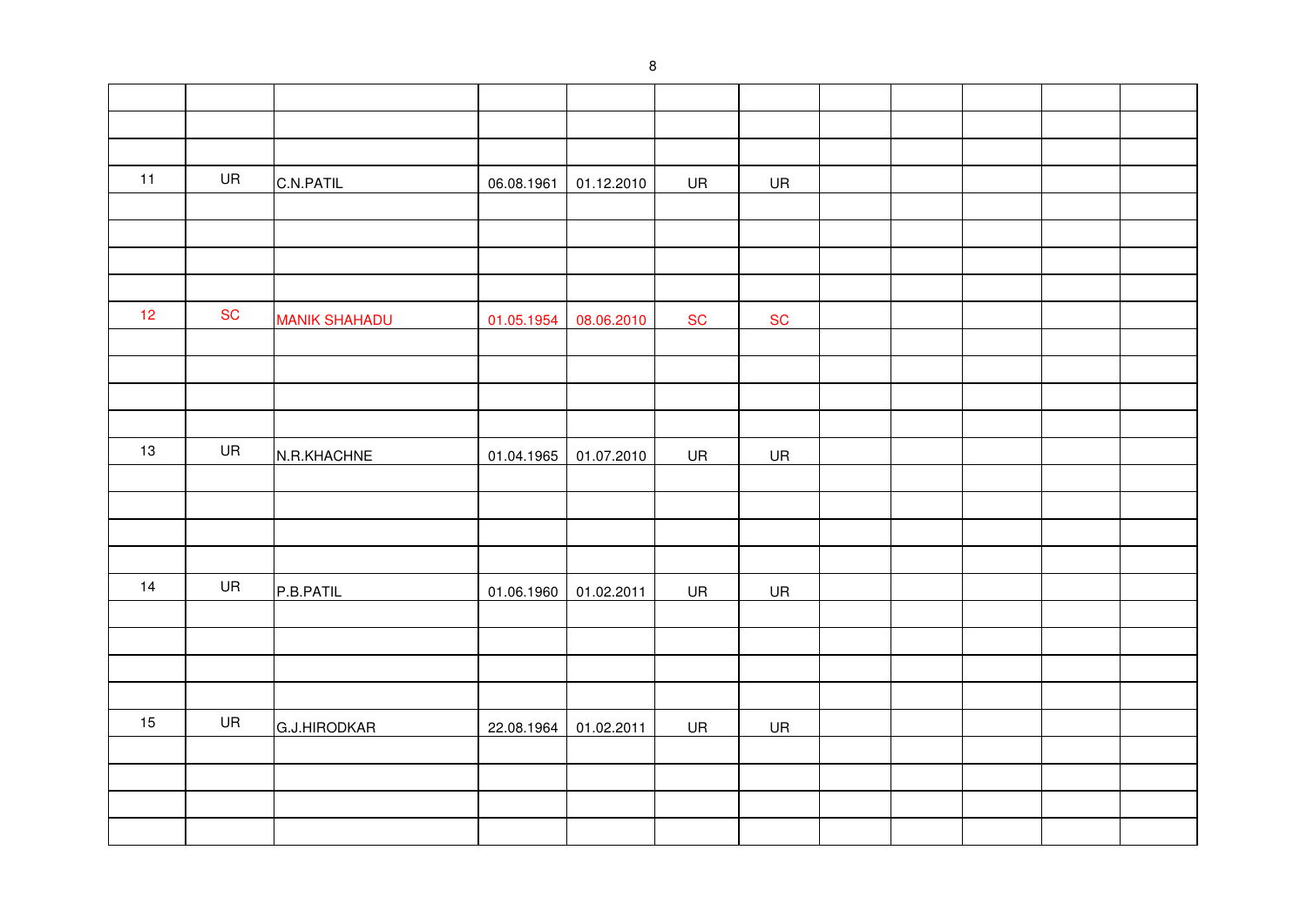| | | | | | | | | | | | |
|---|---|---|---|---|---|---|---|---|---|---|---|
| | | | | | | | | | | | |
| | | | | | | | | | | | |
| | | | | | | | | | | | |
| 11 | UR | C.N.PATIL | 06.08.1961 | 01.12.2010 | UR | UR | | | | | |
| | | | | | | | | | | | |
| | | | | | | | | | | | |
| | | | | | | | | | | | |
| | | | | | | | | | | | |
| 12 | SC | MANIK SHAHADU | 01.05.1954 | 08.06.2010 | SC | SC | | | | | |
| | | | | | | | | | | | |
| | | | | | | | | | | | |
| | | | | | | | | | | | |
| | | | | | | | | | | | |
| 13 | UR | N.R.KHACHNE | 01.04.1965 | 01.07.2010 | UR | UR | | | | | |
| | | | | | | | | | | | |
| | | | | | | | | | | | |
| | | | | | | | | | | | |
| | | | | | | | | | | | |
| 14 | UR | P.B.PATIL | 01.06.1960 | 01.02.2011 | UR | UR | | | | | |
| | | | | | | | | | | | |
| | | | | | | | | | | | |
| | | | | | | | | | | | |
| | | | | | | | | | | | |
| 15 | UR | G.J.HIRODKAR | 22.08.1964 | 01.02.2011 | UR | UR | | | | | |
| | | | | | | | | | | | |
| | | | | | | | | | | | |
| | | | | | | | | | | | |
| | | | | | | | | | | | |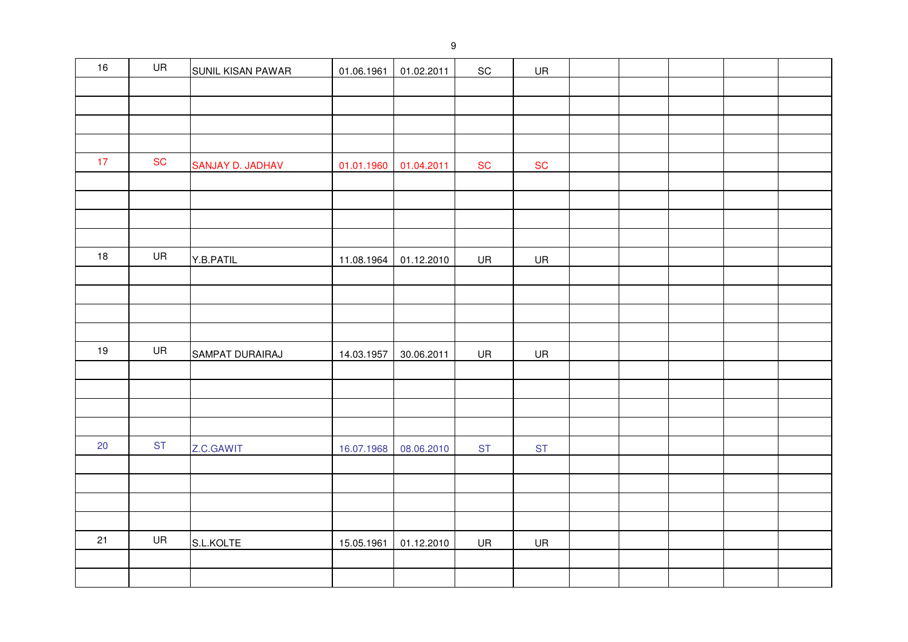| | | | | | | | | | | | |
|---|---|---|---|---|---|---|---|---|---|---|---|
| 16 | UR | SUNIL KISAN PAWAR | 01.06.1961 | 01.02.2011 | SC | UR | | | | | |
| | | | | | | | | | | | |
| | | | | | | | | | | | |
| | | | | | | | | | | | |
| | | | | | | | | | | | |
| 17 | SC | SANJAY D. JADHAV | 01.01.1960 | 01.04.2011 | SC | SC | | | | | |
| | | | | | | | | | | | |
| | | | | | | | | | | | |
| | | | | | | | | | | | |
| | | | | | | | | | | | |
| 18 | UR | Y.B.PATIL | 11.08.1964 | 01.12.2010 | UR | UR | | | | | |
| | | | | | | | | | | | |
| | | | | | | | | | | | |
| | | | | | | | | | | | |
| | | | | | | | | | | | |
| 19 | UR | SAMPAT DURAIRAJ | 14.03.1957 | 30.06.2011 | UR | UR | | | | | |
| | | | | | | | | | | | |
| | | | | | | | | | | | |
| | | | | | | | | | | | |
| | | | | | | | | | | | |
| 20 | ST | Z.C.GAWIT | 16.07.1968 | 08.06.2010 | ST | ST | | | | | |
| | | | | | | | | | | | |
| | | | | | | | | | | | |
| | | | | | | | | | | | |
| | | | | | | | | | | | |
| 21 | UR | S.L.KOLTE | 15.05.1961 | 01.12.2010 | UR | UR | | | | | |
| | | | | | | | | | | | |
| | | | | | | | | | | | |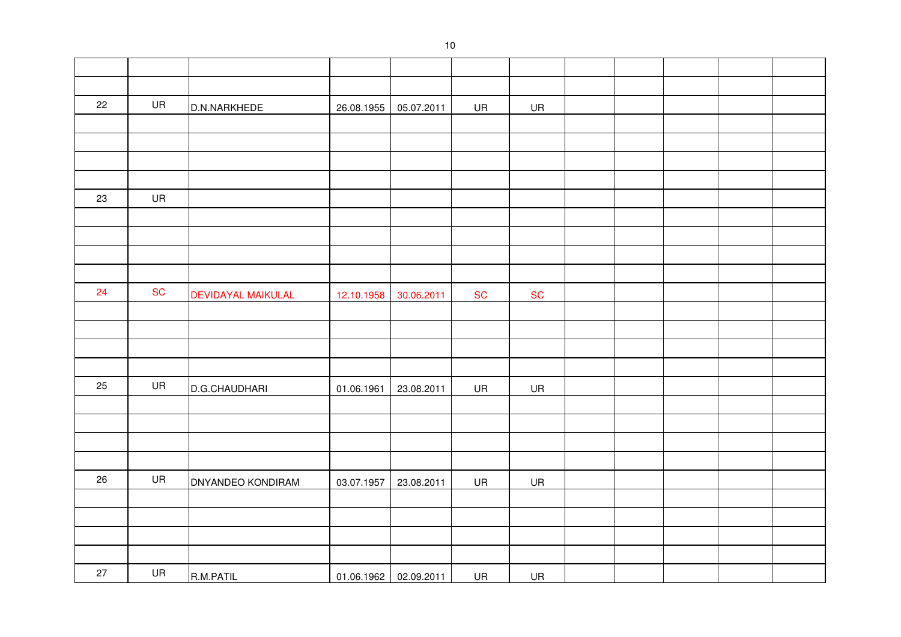| | | | | | | | | | | | |
|---|---|---|---|---|---|---|---|---|---|---|---|
| | | | | | | | | | | | |
| | | | | | | | | | | | |
| 22 | UR | D.N.NARKHEDE | 26.08.1955 | 05.07.2011 | UR | UR | | | | | |
| | | | | | | | | | | | |
| | | | | | | | | | | | |
| | | | | | | | | | | | |
| | | | | | | | | | | | |
| 23 | UR | | | | | | | | | | |
| | | | | | | | | | | | |
| | | | | | | | | | | | |
| | | | | | | | | | | | |
| | | | | | | | | | | | |
| 24 | SC | DEVIDAYAL MAIKULAL | 12.10.1958 | 30.06.2011 | SC | SC | | | | | |
| | | | | | | | | | | | |
| | | | | | | | | | | | |
| | | | | | | | | | | | |
| | | | | | | | | | | | |
| 25 | UR | D.G.CHAUDHARI | 01.06.1961 | 23.08.2011 | UR | UR | | | | | |
| | | | | | | | | | | | |
| | | | | | | | | | | | |
| | | | | | | | | | | | |
| | | | | | | | | | | | |
| 26 | UR | DNYANDEO KONDIRAM | 03.07.1957 | 23.08.2011 | UR | UR | | | | | |
| | | | | | | | | | | | |
| | | | | | | | | | | | |
| | | | | | | | | | | | |
| | | | | | | | | | | | |
| 27 | UR | R.M.PATIL | 01.06.1962 | 02.09.2011 | UR | UR | | | | | |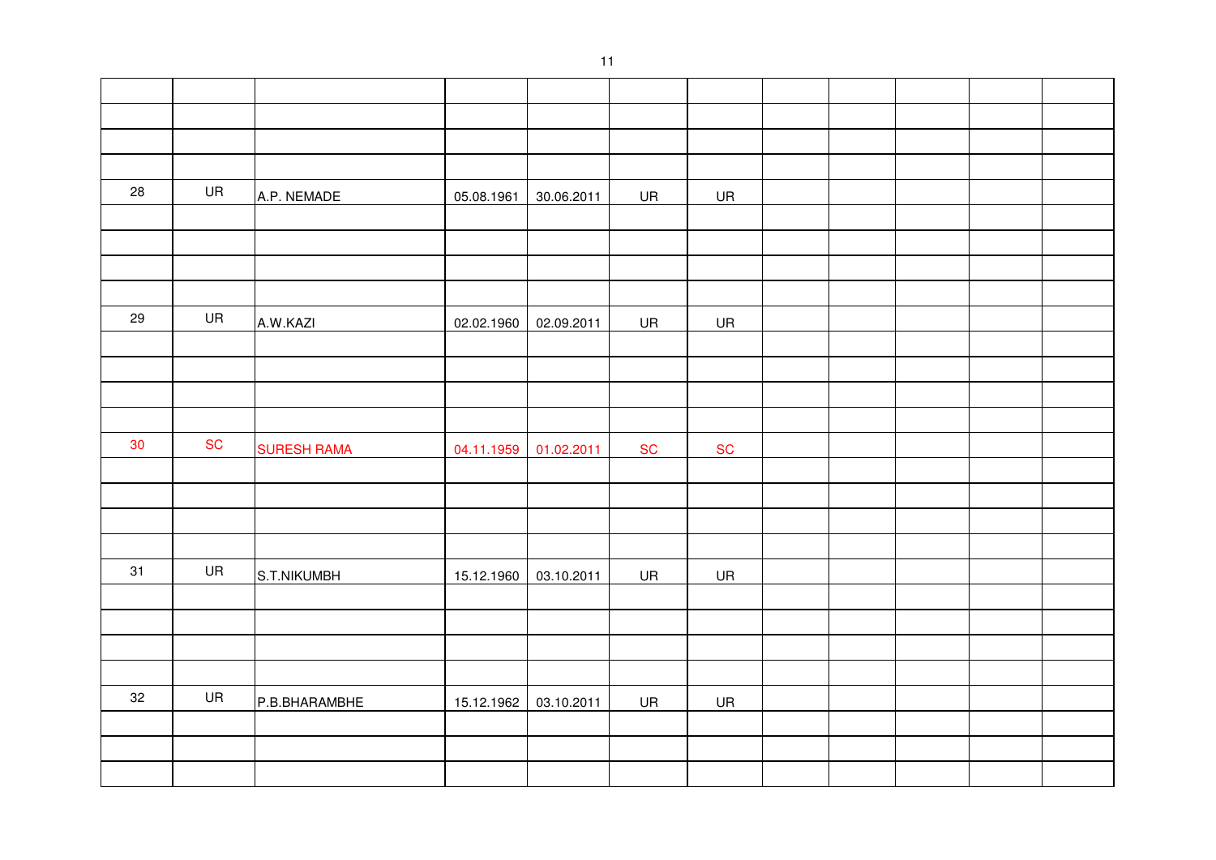| | | | | | | | | | | | |
|---|---|---|---|---|---|---|---|---|---|---|---|
| | | | | | | | | | | | |
| | | | | | | | | | | | |
| | | | | | | | | | | | |
| 28 | UR | A.P. NEMADE | 05.08.1961 | 30.06.2011 | UR | UR | | | | | |
| | | | | | | | | | | | |
| | | | | | | | | | | | |
| | | | | | | | | | | | |
| | | | | | | | | | | | |
| 29 | UR | A.W.KAZI | 02.02.1960 | 02.09.2011 | UR | UR | | | | | |
| | | | | | | | | | | | |
| | | | | | | | | | | | |
| | | | | | | | | | | | |
| | | | | | | | | | | | |
| 30 | SC | SURESH RAMA | 04.11.1959 | 01.02.2011 | SC | SC | | | | | |
| | | | | | | | | | | | |
| | | | | | | | | | | | |
| | | | | | | | | | | | |
| | | | | | | | | | | | |
| 31 | UR | S.T.NIKUMBH | 15.12.1960 | 03.10.2011 | UR | UR | | | | | |
| | | | | | | | | | | | |
| | | | | | | | | | | | |
| | | | | | | | | | | | |
| | | | | | | | | | | | |
| 32 | UR | P.B.BHARAMBHE | 15.12.1962 | 03.10.2011 | UR | UR | | | | | |
| | | | | | | | | | | | |
| | | | | | | | | | | | |
| | | | | | | | | | | | |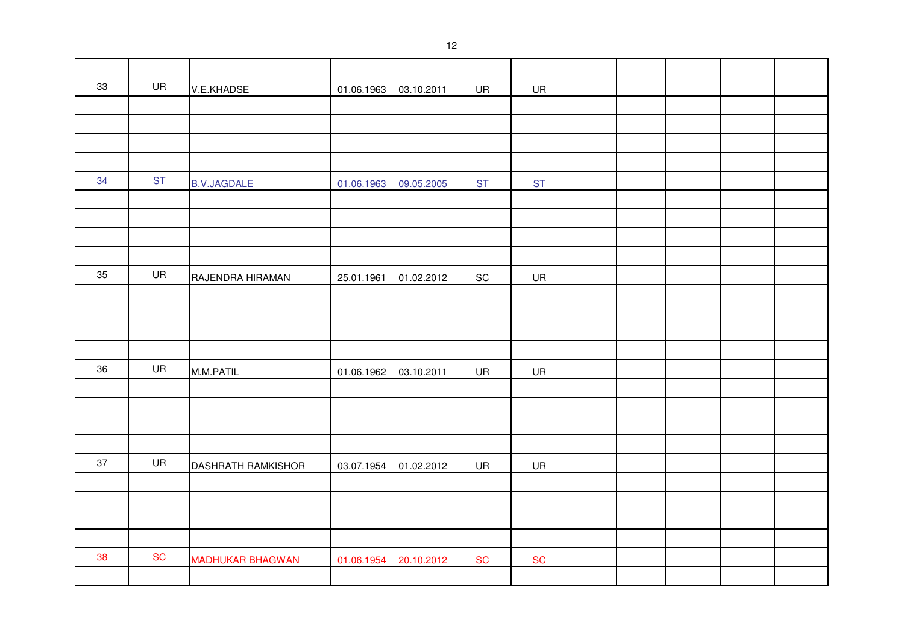| | | | | | | | | | | | |
|---|---|---|---|---|---|---|---|---|---|---|---|
| 33 | UR | V.E.KHADSE | 01.06.1963 | 03.10.2011 | UR | UR | | | | | |
| | | | | | | | | | | | |
| | | | | | | | | | | | |
| | | | | | | | | | | | |
| | | | | | | | | | | | |
| 34 | ST | B.V.JAGDALE | 01.06.1963 | 09.05.2005 | ST | ST | | | | | |
| | | | | | | | | | | | |
| | | | | | | | | | | | |
| | | | | | | | | | | | |
| | | | | | | | | | | | |
| 35 | UR | RAJENDRA HIRAMAN | 25.01.1961 | 01.02.2012 | SC | UR | | | | | |
| | | | | | | | | | | | |
| | | | | | | | | | | | |
| | | | | | | | | | | | |
| | | | | | | | | | | | |
| 36 | UR | M.M.PATIL | 01.06.1962 | 03.10.2011 | UR | UR | | | | | |
| | | | | | | | | | | | |
| | | | | | | | | | | | |
| | | | | | | | | | | | |
| | | | | | | | | | | | |
| 37 | UR | DASHRATH RAMKISHOR | 03.07.1954 | 01.02.2012 | UR | UR | | | | | |
| | | | | | | | | | | | |
| | | | | | | | | | | | |
| | | | | | | | | | | | |
| | | | | | | | | | | | |
| 38 | SC | MADHUKAR BHAGWAN | 01.06.1954 | 20.10.2012 | SC | SC | | | | | |
| | | | | | | | | | | | |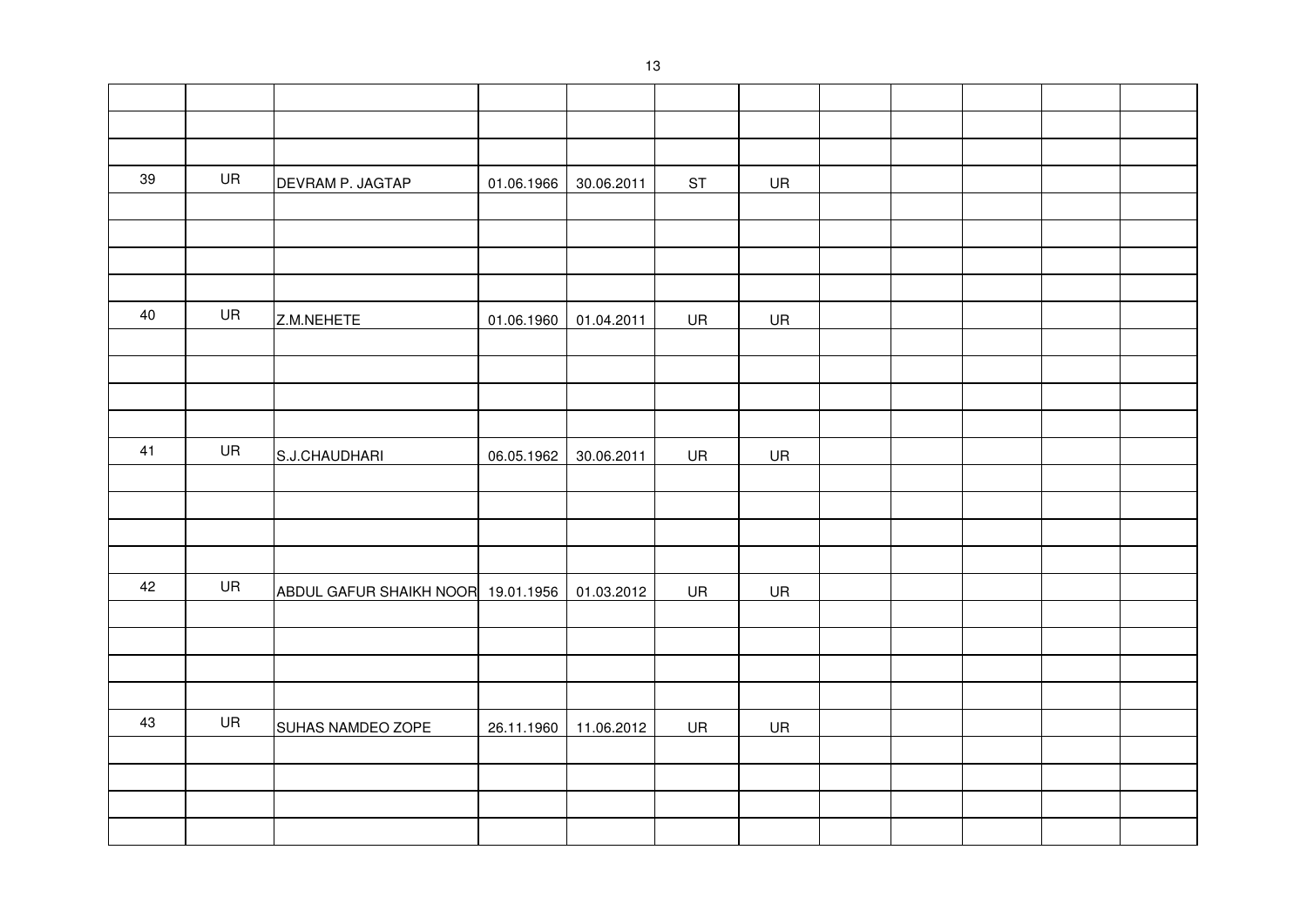| | | | | | | | | | | | |
|---|---|---|---|---|---|---|---|---|---|---|---|
| | | | | | | | | | | | |
| | | | | | | | | | | | |
| | | | | | | | | | | | |
| 39 | UR | DEVRAM P. JAGTAP | 01.06.1966 | 30.06.2011 | ST | UR | | | | | |
| | | | | | | | | | | | |
| | | | | | | | | | | | |
| | | | | | | | | | | | |
| | | | | | | | | | | | |
| 40 | UR | Z.M.NEHETE | 01.06.1960 | 01.04.2011 | UR | UR | | | | | |
| | | | | | | | | | | | |
| | | | | | | | | | | | |
| | | | | | | | | | | | |
| | | | | | | | | | | | |
| 41 | UR | S.J.CHAUDHARI | 06.05.1962 | 30.06.2011 | UR | UR | | | | | |
| | | | | | | | | | | | |
| | | | | | | | | | | | |
| | | | | | | | | | | | |
| | | | | | | | | | | | |
| 42 | UR | ABDUL GAFUR SHAIKH NOOR | 19.01.1956 | 01.03.2012 | UR | UR | | | | | |
| | | | | | | | | | | | |
| | | | | | | | | | | | |
| | | | | | | | | | | | |
| | | | | | | | | | | | |
| 43 | UR | SUHAS NAMDEO ZOPE | 26.11.1960 | 11.06.2012 | UR | UR | | | | | |
| | | | | | | | | | | | |
| | | | | | | | | | | | |
| | | | | | | | | | | | |
| | | | | | | | | | | | |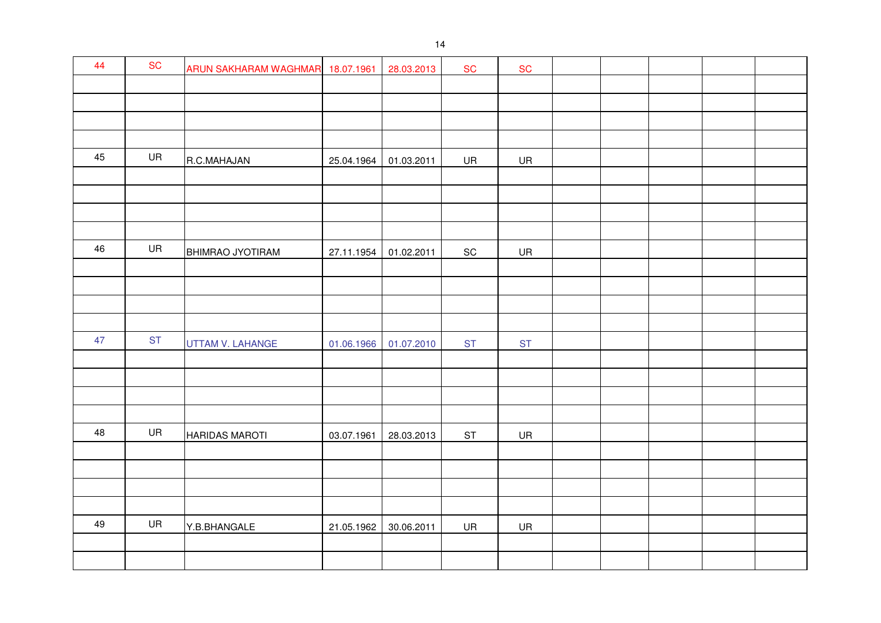| | | | | | | | | | | | | |
|---|---|---|---|---|---|---|---|---|---|---|---|---|
| 44 | SC | ARUN SAKHARAM WAGHMAR | 18.07.1961 | 28.03.2013 | SC | SC | | | | | | |
| | | | | | | | | | | | | |
| | | | | | | | | | | | | |
| | | | | | | | | | | | | |
| | | | | | | | | | | | | |
| 45 | UR | R.C.MAHAJAN | 25.04.1964 | 01.03.2011 | UR | UR | | | | | | |
| | | | | | | | | | | | | |
| | | | | | | | | | | | | |
| | | | | | | | | | | | | |
| | | | | | | | | | | | | |
| 46 | UR | BHIMRAO JYOTIRAM | 27.11.1954 | 01.02.2011 | SC | UR | | | | | | |
| | | | | | | | | | | | | |
| | | | | | | | | | | | | |
| | | | | | | | | | | | | |
| | | | | | | | | | | | | |
| 47 | ST | UTTAM V. LAHANGE | 01.06.1966 | 01.07.2010 | ST | ST | | | | | | |
| | | | | | | | | | | | | |
| | | | | | | | | | | | | |
| | | | | | | | | | | | | |
| | | | | | | | | | | | | |
| 48 | UR | HARIDAS MAROTI | 03.07.1961 | 28.03.2013 | ST | UR | | | | | | |
| | | | | | | | | | | | | |
| | | | | | | | | | | | | |
| | | | | | | | | | | | | |
| | | | | | | | | | | | | |
| 49 | UR | Y.B.BHANGALE | 21.05.1962 | 30.06.2011 | UR | UR | | | | | | |
| | | | | | | | | | | | | |
| | | | | | | | | | | | | |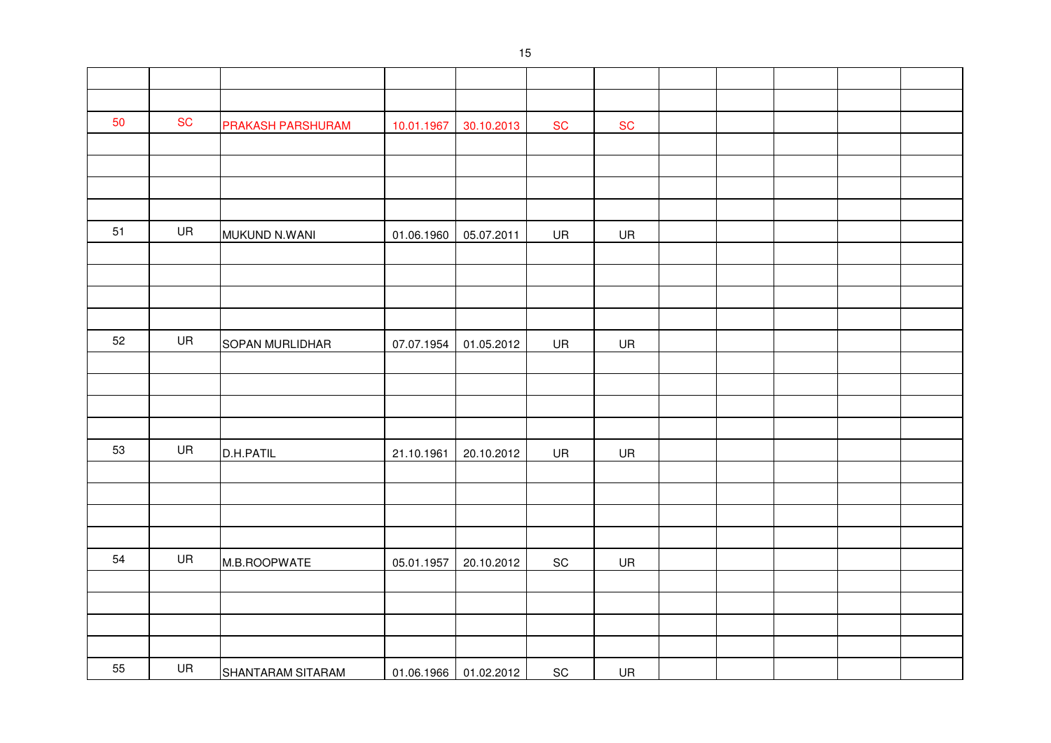| | | | | | | | | | | | |
|---|---|---|---|---|---|---|---|---|---|---|---|
| | | | | | | | | | | | |
| | | | | | | | | | | | |
| 50 | SC | PRAKASH PARSHURAM | 10.01.1967 | 30.10.2013 | SC | SC | | | | | |
| | | | | | | | | | | | |
| | | | | | | | | | | | |
| | | | | | | | | | | | |
| | | | | | | | | | | | |
| 51 | UR | MUKUND N.WANI | 01.06.1960 | 05.07.2011 | UR | UR | | | | | |
| | | | | | | | | | | | |
| | | | | | | | | | | | |
| | | | | | | | | | | | |
| | | | | | | | | | | | |
| 52 | UR | SOPAN MURLIDHAR | 07.07.1954 | 01.05.2012 | UR | UR | | | | | |
| | | | | | | | | | | | |
| | | | | | | | | | | | |
| | | | | | | | | | | | |
| | | | | | | | | | | | |
| 53 | UR | D.H.PATIL | 21.10.1961 | 20.10.2012 | UR | UR | | | | | |
| | | | | | | | | | | | |
| | | | | | | | | | | | |
| | | | | | | | | | | | |
| | | | | | | | | | | | |
| 54 | UR | M.B.ROOPWATE | 05.01.1957 | 20.10.2012 | SC | UR | | | | | |
| | | | | | | | | | | | |
| | | | | | | | | | | | |
| | | | | | | | | | | | |
| | | | | | | | | | | | |
| 55 | UR | SHANTARAM SITARAM | 01.06.1966 | 01.02.2012 | SC | UR | | | | | |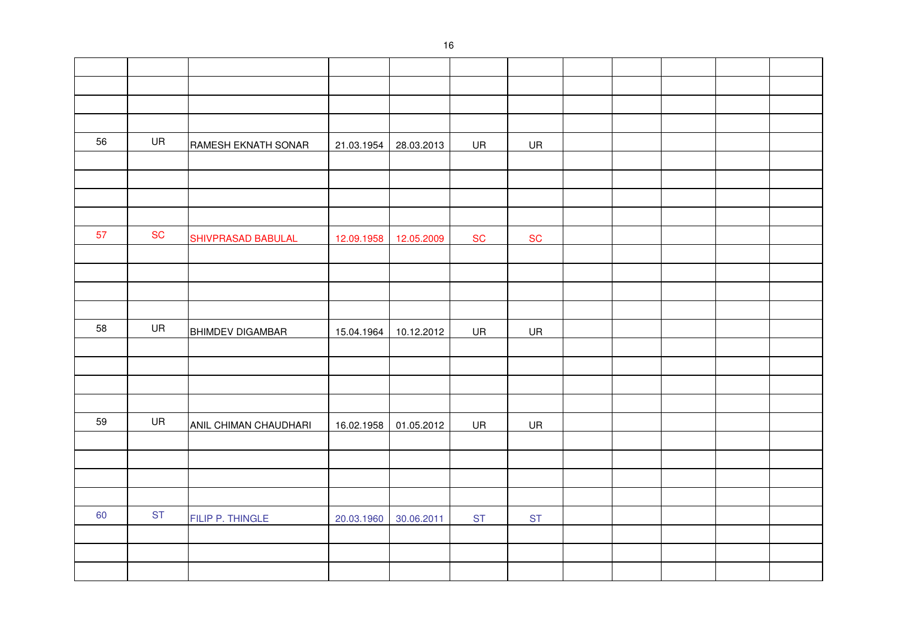| | | | | | | | | | | | |
|---|---|---|---|---|---|---|---|---|---|---|---|
| | | | | | | | | | | | |
| | | | | | | | | | | | |
| | | | | | | | | | | | |
| 56 | UR | RAMESH EKNATH SONAR | 21.03.1954 | 28.03.2013 | UR | UR | | | | | |
| | | | | | | | | | | | |
| | | | | | | | | | | | |
| | | | | | | | | | | | |
| | | | | | | | | | | | |
| 57 | SC | SHIVPRASAD BABULAL | 12.09.1958 | 12.05.2009 | SC | SC | | | | | |
| | | | | | | | | | | | |
| | | | | | | | | | | | |
| | | | | | | | | | | | |
| | | | | | | | | | | | |
| 58 | UR | BHIMDEV DIGAMBAR | 15.04.1964 | 10.12.2012 | UR | UR | | | | | |
| | | | | | | | | | | | |
| | | | | | | | | | | | |
| | | | | | | | | | | | |
| | | | | | | | | | | | |
| 59 | UR | ANIL CHIMAN CHAUDHARI | 16.02.1958 | 01.05.2012 | UR | UR | | | | | |
| | | | | | | | | | | | |
| | | | | | | | | | | | |
| | | | | | | | | | | | |
| | | | | | | | | | | | |
| 60 | ST | FILIP P. THINGLE | 20.03.1960 | 30.06.2011 | ST | ST | | | | | |
| | | | | | | | | | | | |
| | | | | | | | | | | | |
| | | | | | | | | | | | |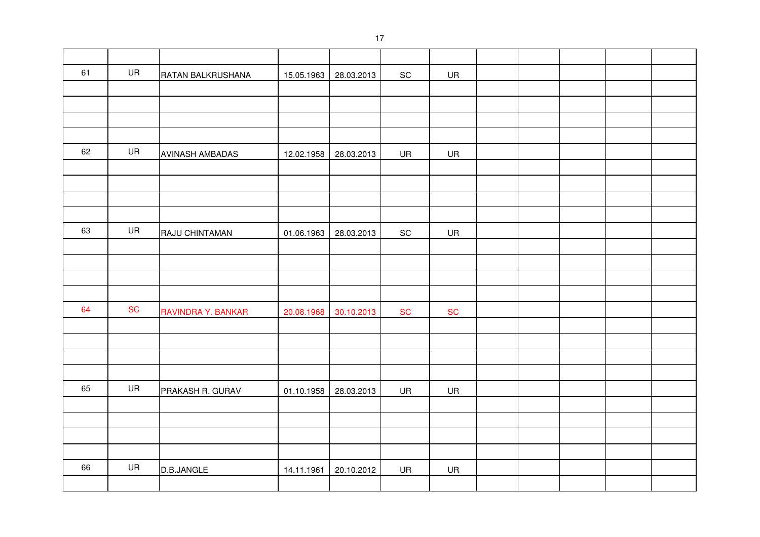| | | | | | | | | | | | |
|---|---|---|---|---|---|---|---|---|---|---|---|
| 61 | UR | RATAN BALKRUSHANA | 15.05.1963 | 28.03.2013 | SC | UR | | | | | |
| | | | | | | | | | | | |
| | | | | | | | | | | | |
| | | | | | | | | | | | |
| | | | | | | | | | | | |
| 62 | UR | AVINASH AMBADAS | 12.02.1958 | 28.03.2013 | UR | UR | | | | | |
| | | | | | | | | | | | |
| | | | | | | | | | | | |
| | | | | | | | | | | | |
| | | | | | | | | | | | |
| 63 | UR | RAJU CHINTAMAN | 01.06.1963 | 28.03.2013 | SC | UR | | | | | |
| | | | | | | | | | | | |
| | | | | | | | | | | | |
| | | | | | | | | | | | |
| | | | | | | | | | | | |
| 64 | SC | RAVINDRA Y. BANKAR | 20.08.1968 | 30.10.2013 | SC | SC | | | | | |
| | | | | | | | | | | | |
| | | | | | | | | | | | |
| | | | | | | | | | | | |
| | | | | | | | | | | | |
| 65 | UR | PRAKASH R. GURAV | 01.10.1958 | 28.03.2013 | UR | UR | | | | | |
| | | | | | | | | | | | |
| | | | | | | | | | | | |
| | | | | | | | | | | | |
| | | | | | | | | | | | |
| 66 | UR | D.B.JANGLE | 14.11.1961 | 20.10.2012 | UR | UR | | | | | |
| | | | | | | | | | | | |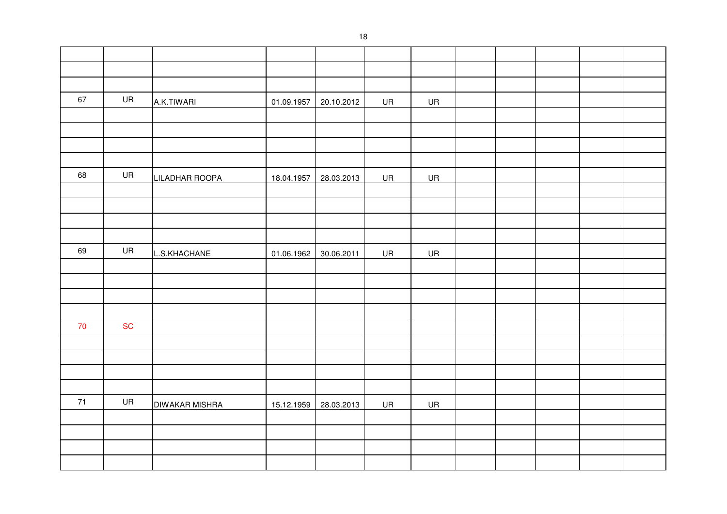| | | | | | | | | | | | |
|---|---|---|---|---|---|---|---|---|---|---|---|
| | | | | | | | | | | | |
| | | | | | | | | | | | |
| | | | | | | | | | | | |
| 67 | UR | A.K.TIWARI | 01.09.1957 | 20.10.2012 | UR | UR | | | | | |
| | | | | | | | | | | | |
| | | | | | | | | | | | |
| | | | | | | | | | | | |
| | | | | | | | | | | | |
| 68 | UR | LILADHAR ROOPA | 18.04.1957 | 28.03.2013 | UR | UR | | | | | |
| | | | | | | | | | | | |
| | | | | | | | | | | | |
| | | | | | | | | | | | |
| | | | | | | | | | | | |
| 69 | UR | L.S.KHACHANE | 01.06.1962 | 30.06.2011 | UR | UR | | | | | |
| | | | | | | | | | | | |
| | | | | | | | | | | | |
| | | | | | | | | | | | |
| | | | | | | | | | | | |
| 70 | SC | | | | | | | | | | |
| | | | | | | | | | | | |
| | | | | | | | | | | | |
| | | | | | | | | | | | |
| | | | | | | | | | | | |
| 71 | UR | DIWAKAR MISHRA | 15.12.1959 | 28.03.2013 | UR | UR | | | | | |
| | | | | | | | | | | | |
| | | | | | | | | | | | |
| | | | | | | | | | | | |
| | | | | | | | | | | | |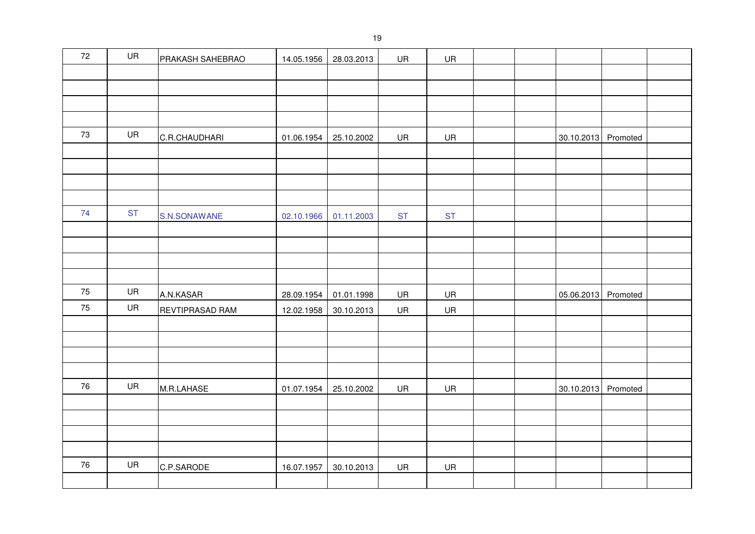| | | | | | | | | | | | |
|---|---|---|---|---|---|---|---|---|---|---|---|
| 72 | UR | PRAKASH SAHEBRAO | 14.05.1956 | 28.03.2013 | UR | UR | | | | | |
| | | | | | | | | | | | |
| | | | | | | | | | | | |
| | | | | | | | | | | | |
| | | | | | | | | | | | |
| 73 | UR | C.R.CHAUDHARI | 01.06.1954 | 25.10.2002 | UR | UR | | | 30.10.2013 | Promoted | |
| | | | | | | | | | | | |
| | | | | | | | | | | | |
| | | | | | | | | | | | |
| | | | | | | | | | | | |
| 74 | ST | S.N.SONAWANE | 02.10.1966 | 01.11.2003 | ST | ST | | | | | |
| | | | | | | | | | | | |
| | | | | | | | | | | | |
| | | | | | | | | | | | |
| | | | | | | | | | | | |
| 75 | UR | A.N.KASAR | 28.09.1954 | 01.01.1998 | UR | UR | | | 05.06.2013 | Promoted | |
| 75 | UR | REVTIPRASAD RAM | 12.02.1958 | 30.10.2013 | UR | UR | | | | | |
| | | | | | | | | | | | |
| | | | | | | | | | | | |
| | | | | | | | | | | | |
| | | | | | | | | | | | |
| 76 | UR | M.R.LAHASE | 01.07.1954 | 25.10.2002 | UR | UR | | | 30.10.2013 | Promoted | |
| | | | | | | | | | | | |
| | | | | | | | | | | | |
| | | | | | | | | | | | |
| | | | | | | | | | | | |
| 76 | UR | C.P.SARODE | 16.07.1957 | 30.10.2013 | UR | UR | | | | | |
| | | | | | | | | | | | |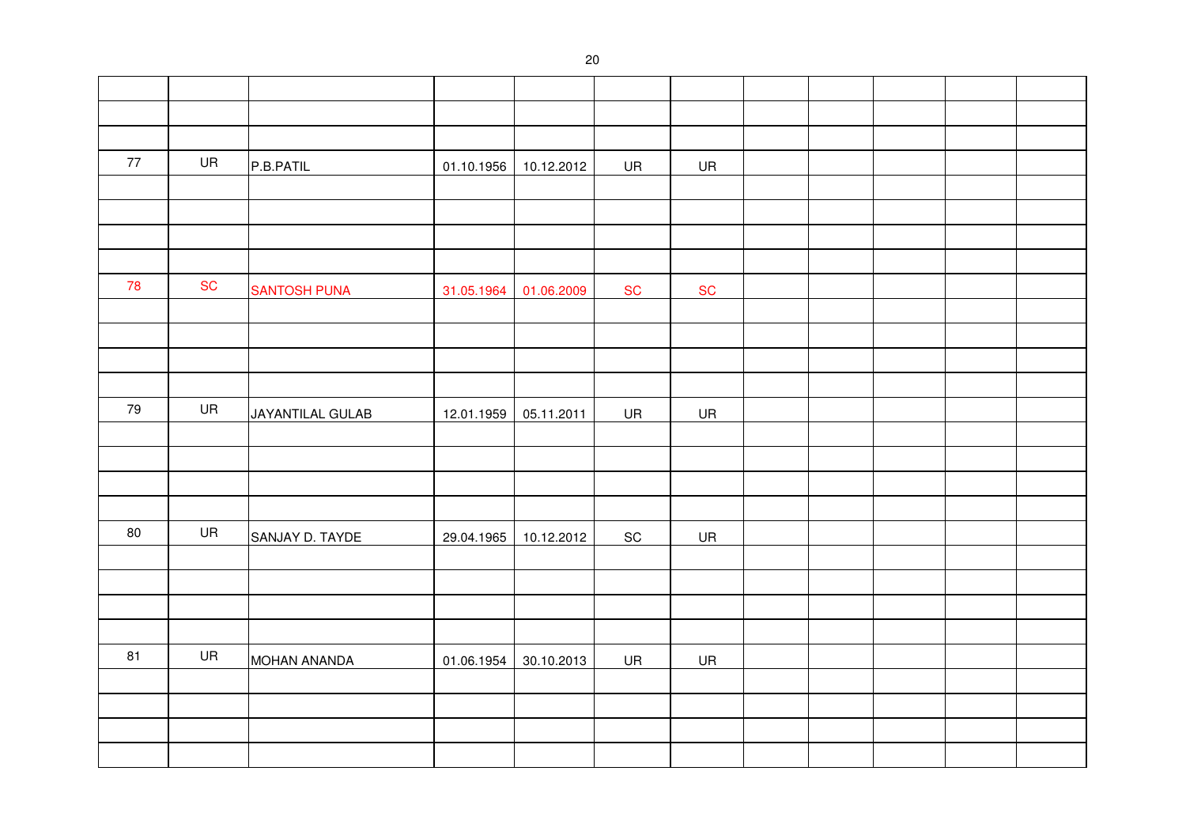| | | | | | | | | | | | |
|---|---|---|---|---|---|---|---|---|---|---|---|
| | | | | | | | | | | | |
| | | | | | | | | | | | |
| | | | | | | | | | | | |
| 77 | UR | P.B.PATIL | 01.10.1956 | 10.12.2012 | UR | UR | | | | | |
| | | | | | | | | | | | |
| | | | | | | | | | | | |
| | | | | | | | | | | | |
| | | | | | | | | | | | |
| 78 | SC | SANTOSH PUNA | 31.05.1964 | 01.06.2009 | SC | SC | | | | | |
| | | | | | | | | | | | |
| | | | | | | | | | | | |
| | | | | | | | | | | | |
| | | | | | | | | | | | |
| 79 | UR | JAYANTILAL GULAB | 12.01.1959 | 05.11.2011 | UR | UR | | | | | |
| | | | | | | | | | | | |
| | | | | | | | | | | | |
| | | | | | | | | | | | |
| | | | | | | | | | | | |
| 80 | UR | SANJAY D. TAYDE | 29.04.1965 | 10.12.2012 | SC | UR | | | | | |
| | | | | | | | | | | | |
| | | | | | | | | | | | |
| | | | | | | | | | | | |
| | | | | | | | | | | | |
| 81 | UR | MOHAN ANANDA | 01.06.1954 | 30.10.2013 | UR | UR | | | | | |
| | | | | | | | | | | | |
| | | | | | | | | | | | |
| | | | | | | | | | | | |
| | | | | | | | | | | | |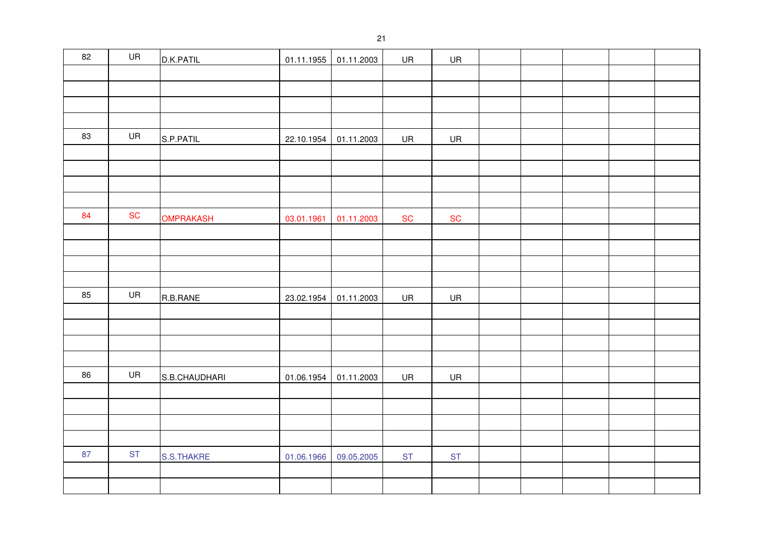| | | | | | | | | | | | | |
|---|---|---|---|---|---|---|---|---|---|---|---|---|
| 82 | UR | D.K.PATIL | 01.11.1955 | 01.11.2003 | UR | UR | | | | | | |
| | | | | | | | | | | | | |
| | | | | | | | | | | | | |
| | | | | | | | | | | | | |
| | | | | | | | | | | | | |
| 83 | UR | S.P.PATIL | 22.10.1954 | 01.11.2003 | UR | UR | | | | | | |
| | | | | | | | | | | | | |
| | | | | | | | | | | | | |
| | | | | | | | | | | | | |
| | | | | | | | | | | | | |
| 84 | SC | OMPRAKASH | 03.01.1961 | 01.11.2003 | SC | SC | | | | | | |
| | | | | | | | | | | | | |
| | | | | | | | | | | | | |
| | | | | | | | | | | | | |
| | | | | | | | | | | | | |
| 85 | UR | R.B.RANE | 23.02.1954 | 01.11.2003 | UR | UR | | | | | | |
| | | | | | | | | | | | | |
| | | | | | | | | | | | | |
| | | | | | | | | | | | | |
| | | | | | | | | | | | | |
| 86 | UR | S.B.CHAUDHARI | 01.06.1954 | 01.11.2003 | UR | UR | | | | | | |
| | | | | | | | | | | | | |
| | | | | | | | | | | | | |
| | | | | | | | | | | | | |
| | | | | | | | | | | | | |
| 87 | ST | S.S.THAKRE | 01.06.1966 | 09.05.2005 | ST | ST | | | | | | |
| | | | | | | | | | | | | |
| | | | | | | | | | | | | |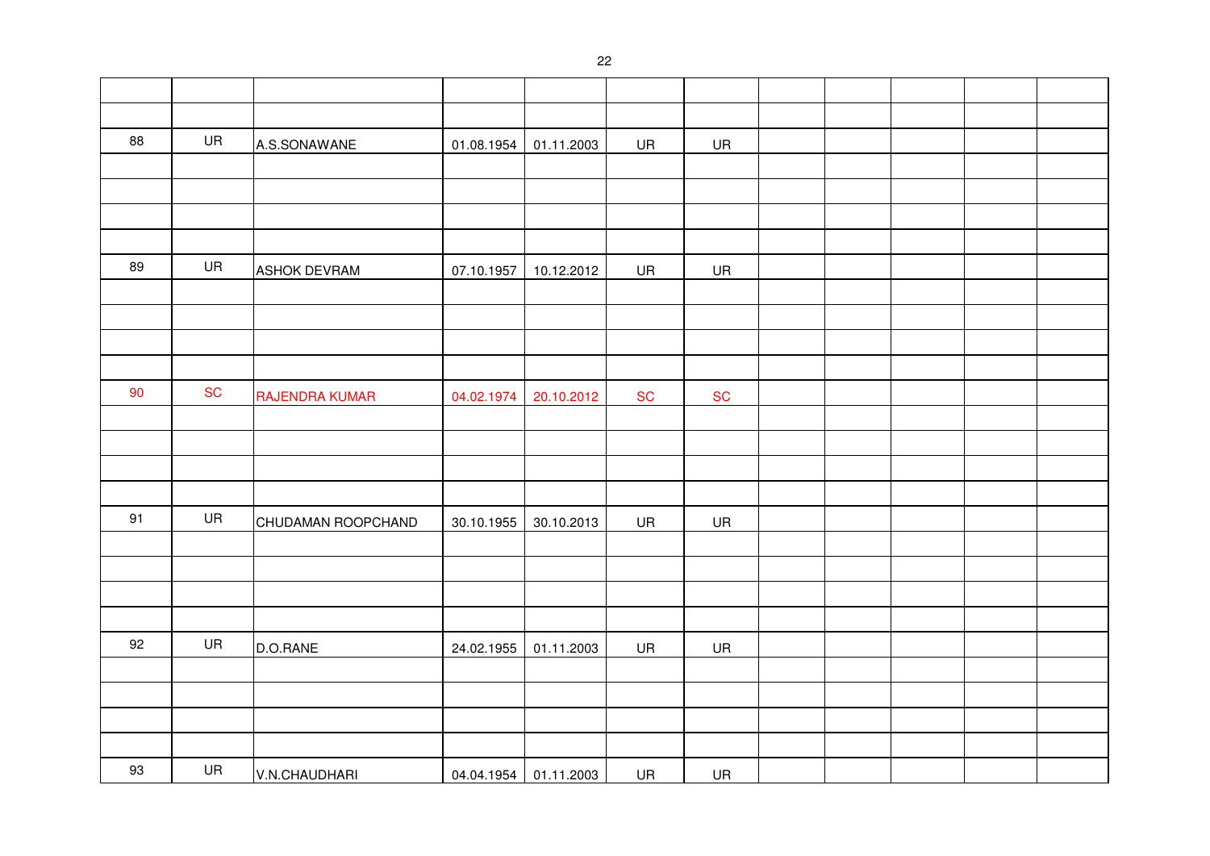| | | | | | | | | | | | |
|---|---|---|---|---|---|---|---|---|---|---|---|
| | | | | | | | | | | | |
| | | | | | | | | | | | |
| 88 | UR | A.S.SONAWANE | 01.08.1954 | 01.11.2003 | UR | UR | | | | | |
| | | | | | | | | | | | |
| | | | | | | | | | | | |
| | | | | | | | | | | | |
| | | | | | | | | | | | |
| 89 | UR | ASHOK DEVRAM | 07.10.1957 | 10.12.2012 | UR | UR | | | | | |
| | | | | | | | | | | | |
| | | | | | | | | | | | |
| | | | | | | | | | | | |
| | | | | | | | | | | | |
| 90 | SC | RAJENDRA KUMAR | 04.02.1974 | 20.10.2012 | SC | SC | | | | | |
| | | | | | | | | | | | |
| | | | | | | | | | | | |
| | | | | | | | | | | | |
| | | | | | | | | | | | |
| 91 | UR | CHUDAMAN ROOPCHAND | 30.10.1955 | 30.10.2013 | UR | UR | | | | | |
| | | | | | | | | | | | |
| | | | | | | | | | | | |
| | | | | | | | | | | | |
| | | | | | | | | | | | |
| 92 | UR | D.O.RANE | 24.02.1955 | 01.11.2003 | UR | UR | | | | | |
| | | | | | | | | | | | |
| | | | | | | | | | | | |
| | | | | | | | | | | | |
| | | | | | | | | | | | |
| 93 | UR | V.N.CHAUDHARI | 04.04.1954 | 01.11.2003 | UR | UR | | | | | |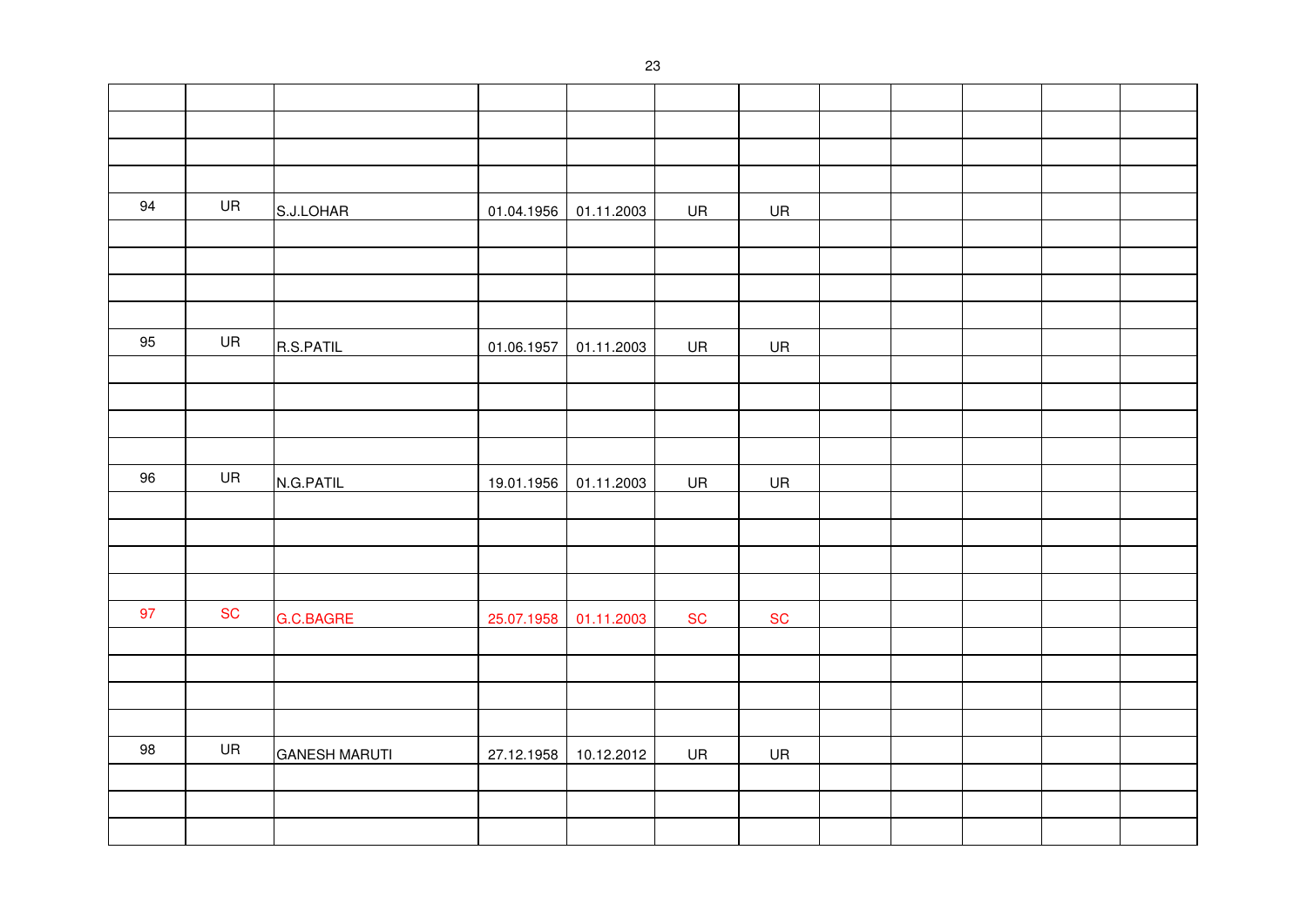| | | | | | | | | | | | |
|---|---|---|---|---|---|---|---|---|---|---|---|
| 94 | UR | S.J.LOHAR | 01.04.1956 | 01.11.2003 | UR | UR | | | | | |
| 95 | UR | R.S.PATIL | 01.06.1957 | 01.11.2003 | UR | UR | | | | | |
| 96 | UR | N.G.PATIL | 19.01.1956 | 01.11.2003 | UR | UR | | | | | |
| 97 | SC | G.C.BAGRE | 25.07.1958 | 01.11.2003 | SC | SC | | | | | |
| 98 | UR | GANESH MARUTI | 27.12.1958 | 10.12.2012 | UR | UR | | | | | |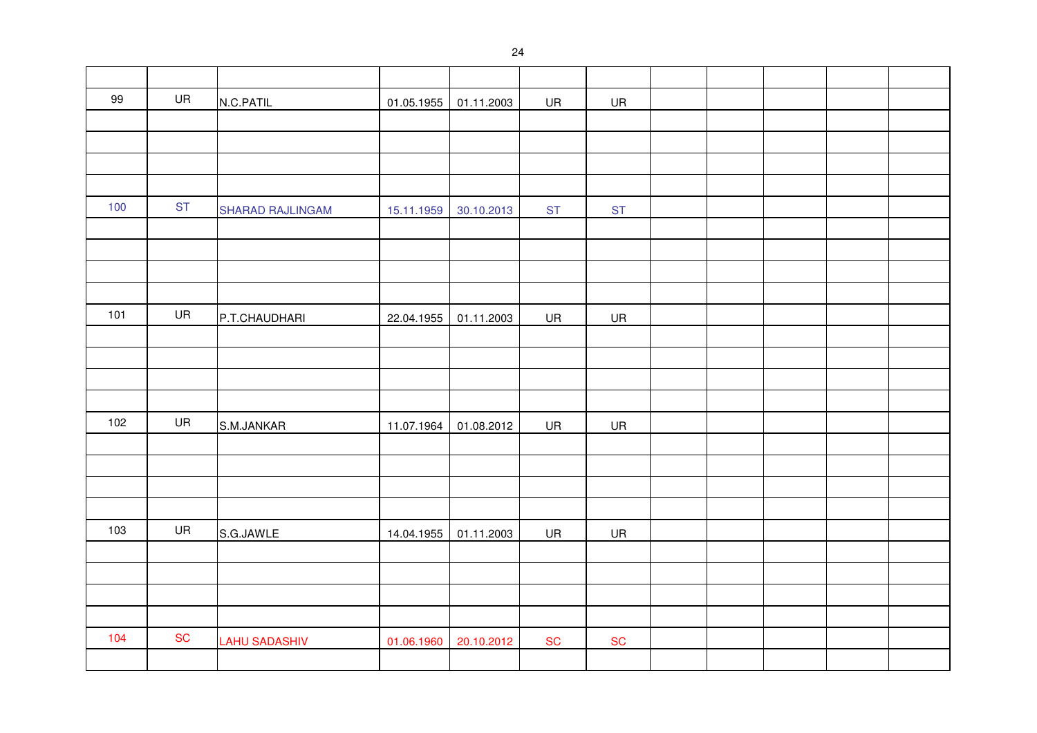| | | | | | | | | | | | |
|---|---|---|---|---|---|---|---|---|---|---|---|
| 99 | UR | N.C.PATIL | 01.05.1955 | 01.11.2003 | UR | UR | | | | | |
| | | | | | | | | | | | |
| | | | | | | | | | | | |
| | | | | | | | | | | | |
| | | | | | | | | | | | |
| 100 | ST | SHARAD RAJLINGAM | 15.11.1959 | 30.10.2013 | ST | ST | | | | | |
| | | | | | | | | | | | |
| | | | | | | | | | | | |
| | | | | | | | | | | | |
| | | | | | | | | | | | |
| 101 | UR | P.T.CHAUDHARI | 22.04.1955 | 01.11.2003 | UR | UR | | | | | |
| | | | | | | | | | | | |
| | | | | | | | | | | | |
| | | | | | | | | | | | |
| | | | | | | | | | | | |
| 102 | UR | S.M.JANKAR | 11.07.1964 | 01.08.2012 | UR | UR | | | | | |
| | | | | | | | | | | | |
| | | | | | | | | | | | |
| | | | | | | | | | | | |
| | | | | | | | | | | | |
| 103 | UR | S.G.JAWLE | 14.04.1955 | 01.11.2003 | UR | UR | | | | | |
| | | | | | | | | | | | |
| | | | | | | | | | | | |
| | | | | | | | | | | | |
| | | | | | | | | | | | |
| 104 | SC | LAHU SADASHIV | 01.06.1960 | 20.10.2012 | SC | SC | | | | | |
| | | | | | | | | | | | |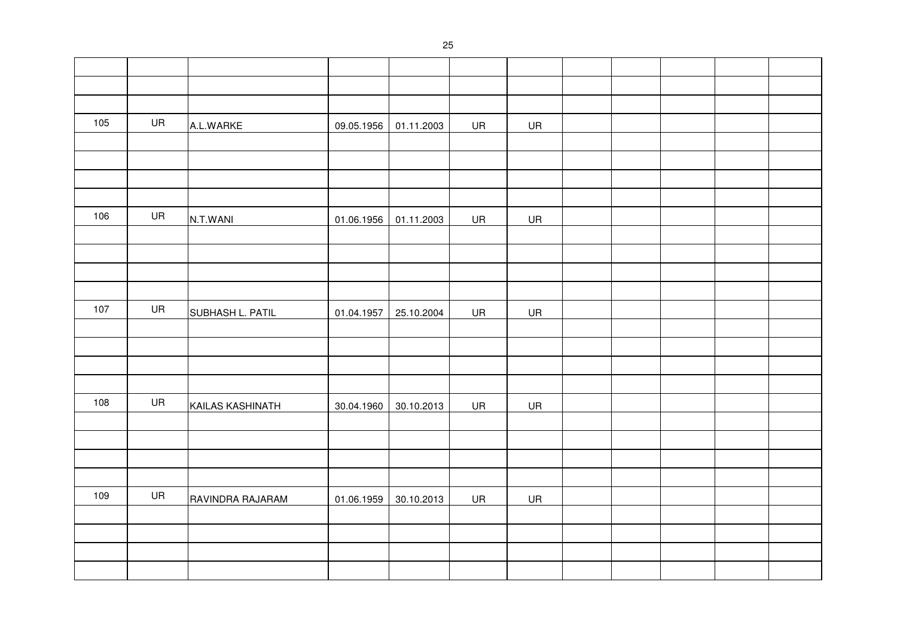| | | | | | | | | | | | |
|---|---|---|---|---|---|---|---|---|---|---|---|
| 105 | UR | A.L.WARKE | 09.05.1956 | 01.11.2003 | UR | UR | | | | | |
| 106 | UR | N.T.WANI | 01.06.1956 | 01.11.2003 | UR | UR | | | | | |
| 107 | UR | SUBHASH L. PATIL | 01.04.1957 | 25.10.2004 | UR | UR | | | | | |
| 108 | UR | KAILAS KASHINATH | 30.04.1960 | 30.10.2013 | UR | UR | | | | | |
| 109 | UR | RAVINDRA RAJARAM | 01.06.1959 | 30.10.2013 | UR | UR | | | | | |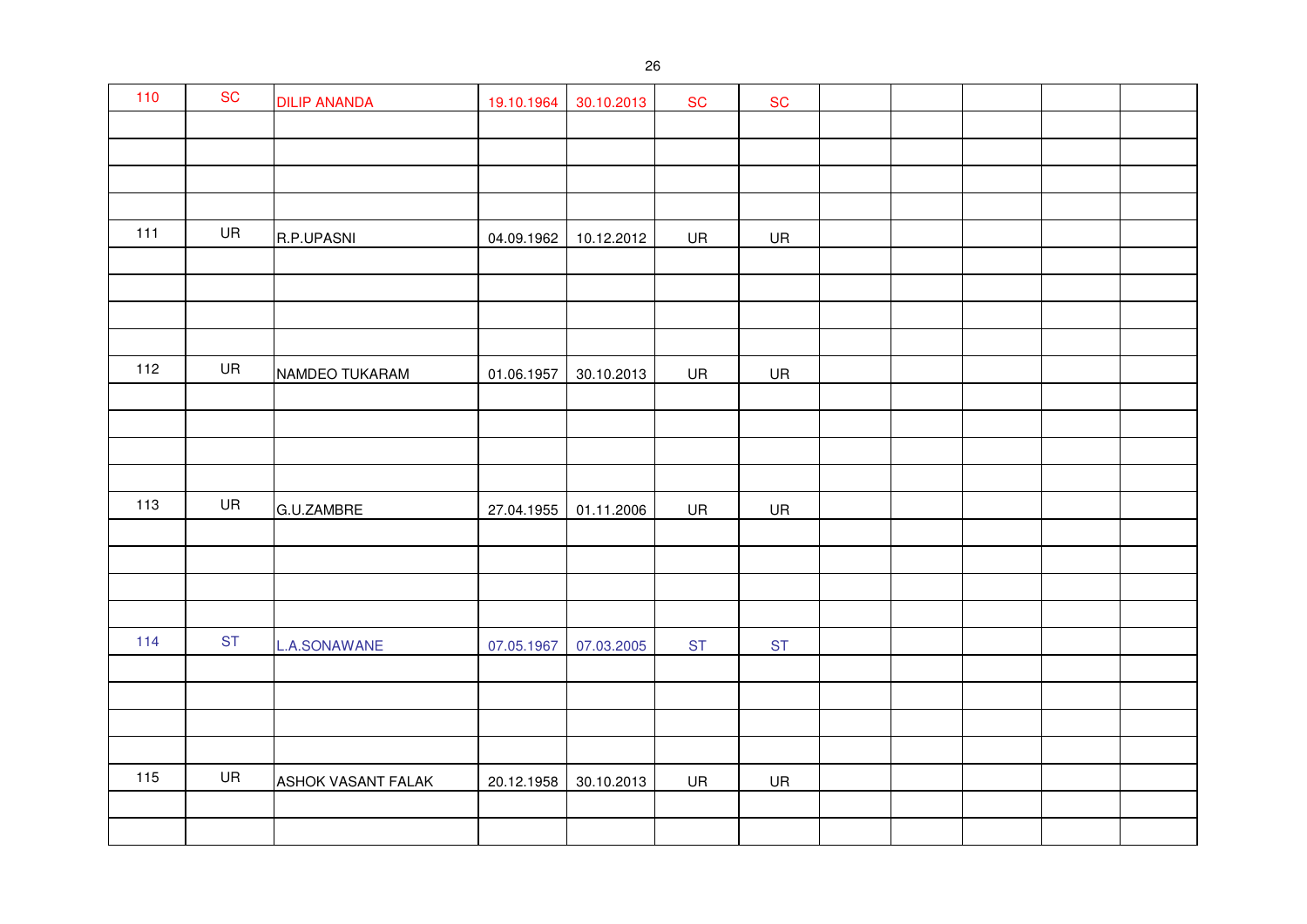| | | | | | | | | | | | | |
|---|---|---|---|---|---|---|---|---|---|---|---|---|
| 110 | SC | DILIP ANANDA | 19.10.1964 | 30.10.2013 | SC | SC | | | | | | |
| | | | | | | | | | | | | |
| | | | | | | | | | | | | |
| | | | | | | | | | | | | |
| | | | | | | | | | | | | |
| 111 | UR | R.P.UPASNI | 04.09.1962 | 10.12.2012 | UR | UR | | | | | | |
| | | | | | | | | | | | | |
| | | | | | | | | | | | | |
| | | | | | | | | | | | | |
| | | | | | | | | | | | | |
| 112 | UR | NAMDEO TUKARAM | 01.06.1957 | 30.10.2013 | UR | UR | | | | | | |
| | | | | | | | | | | | | |
| | | | | | | | | | | | | |
| | | | | | | | | | | | | |
| | | | | | | | | | | | | |
| 113 | UR | G.U.ZAMBRE | 27.04.1955 | 01.11.2006 | UR | UR | | | | | | |
| | | | | | | | | | | | | |
| | | | | | | | | | | | | |
| | | | | | | | | | | | | |
| | | | | | | | | | | | | |
| 114 | ST | L.A.SONAWANE | 07.05.1967 | 07.03.2005 | ST | ST | | | | | | |
| | | | | | | | | | | | | |
| | | | | | | | | | | | | |
| | | | | | | | | | | | | |
| | | | | | | | | | | | | |
| 115 | UR | ASHOK VASANT FALAK | 20.12.1958 | 30.10.2013 | UR | UR | | | | | | |
| | | | | | | | | | | | | |
| | | | | | | | | | | | | |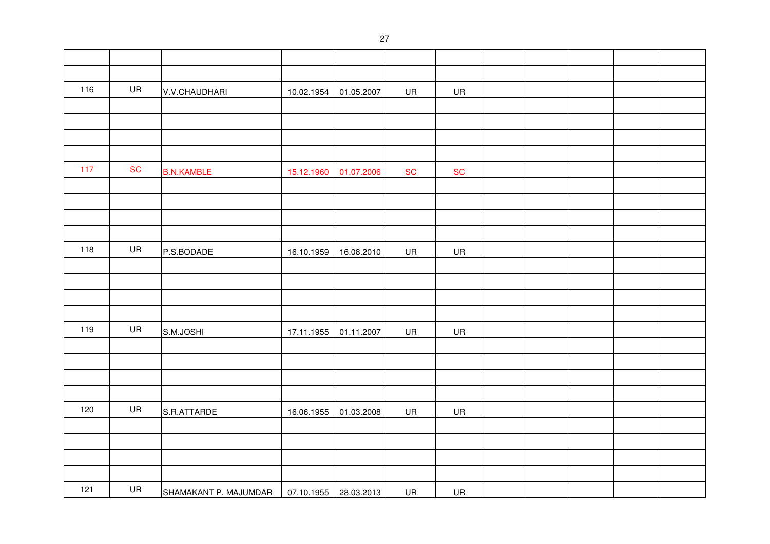| | | | | | | | | | | | |
|---|---|---|---|---|---|---|---|---|---|---|---|
| | | | | | | | | | | | |
| | | | | | | | | | | | |
| 116 | UR | V.V.CHAUDHARI | 10.02.1954 | 01.05.2007 | UR | UR | | | | | |
| | | | | | | | | | | | |
| | | | | | | | | | | | |
| | | | | | | | | | | | |
| | | | | | | | | | | | |
| 117 | SC | B.N.KAMBLE | 15.12.1960 | 01.07.2006 | SC | SC | | | | | |
| | | | | | | | | | | | |
| | | | | | | | | | | | |
| | | | | | | | | | | | |
| | | | | | | | | | | | |
| 118 | UR | P.S.BODADE | 16.10.1959 | 16.08.2010 | UR | UR | | | | | |
| | | | | | | | | | | | |
| | | | | | | | | | | | |
| | | | | | | | | | | | |
| | | | | | | | | | | | |
| 119 | UR | S.M.JOSHI | 17.11.1955 | 01.11.2007 | UR | UR | | | | | |
| | | | | | | | | | | | |
| | | | | | | | | | | | |
| | | | | | | | | | | | |
| | | | | | | | | | | | |
| 120 | UR | S.R.ATTARDE | 16.06.1955 | 01.03.2008 | UR | UR | | | | | |
| | | | | | | | | | | | |
| | | | | | | | | | | | |
| | | | | | | | | | | | |
| | | | | | | | | | | | |
| 121 | UR | SHAMAKANT P. MAJUMDAR | 07.10.1955 | 28.03.2013 | UR | UR | | | | | |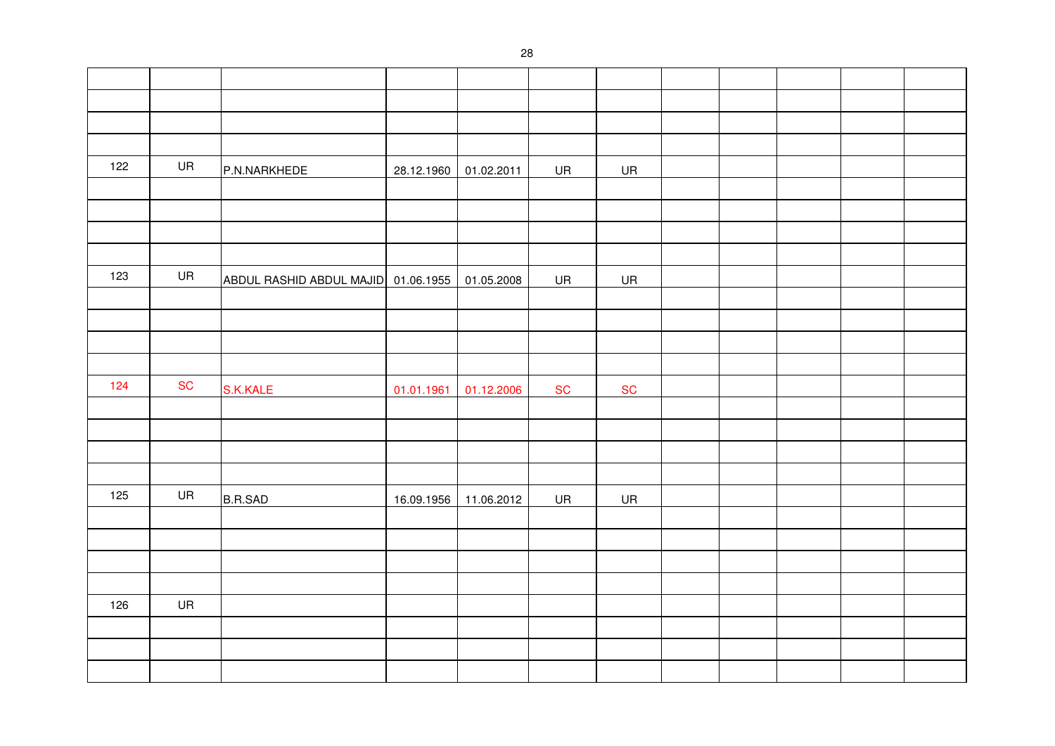| | | | | | | | | | | | |
|---|---|---|---|---|---|---|---|---|---|---|---|
| | | | | | | | | | | | |
| | | | | | | | | | | | |
| | | | | | | | | | | | |
| 122 | UR | P.N.NARKHEDE | 28.12.1960 | 01.02.2011 | UR | UR | | | | | |
| | | | | | | | | | | | |
| | | | | | | | | | | | |
| | | | | | | | | | | | |
| | | | | | | | | | | | |
| 123 | UR | ABDUL RASHID ABDUL MAJID | 01.06.1955 | 01.05.2008 | UR | UR | | | | | |
| | | | | | | | | | | | |
| | | | | | | | | | | | |
| | | | | | | | | | | | |
| | | | | | | | | | | | |
| 124 | SC | S.K.KALE | 01.01.1961 | 01.12.2006 | SC | SC | | | | | |
| | | | | | | | | | | | |
| | | | | | | | | | | | |
| | | | | | | | | | | | |
| | | | | | | | | | | | |
| 125 | UR | B.R.SAD | 16.09.1956 | 11.06.2012 | UR | UR | | | | | |
| | | | | | | | | | | | |
| | | | | | | | | | | | |
| | | | | | | | | | | | |
| | | | | | | | | | | | |
| 126 | UR | | | | | | | | | | |
| | | | | | | | | | | | |
| | | | | | | | | | | | |
| | | | | | | | | | | | |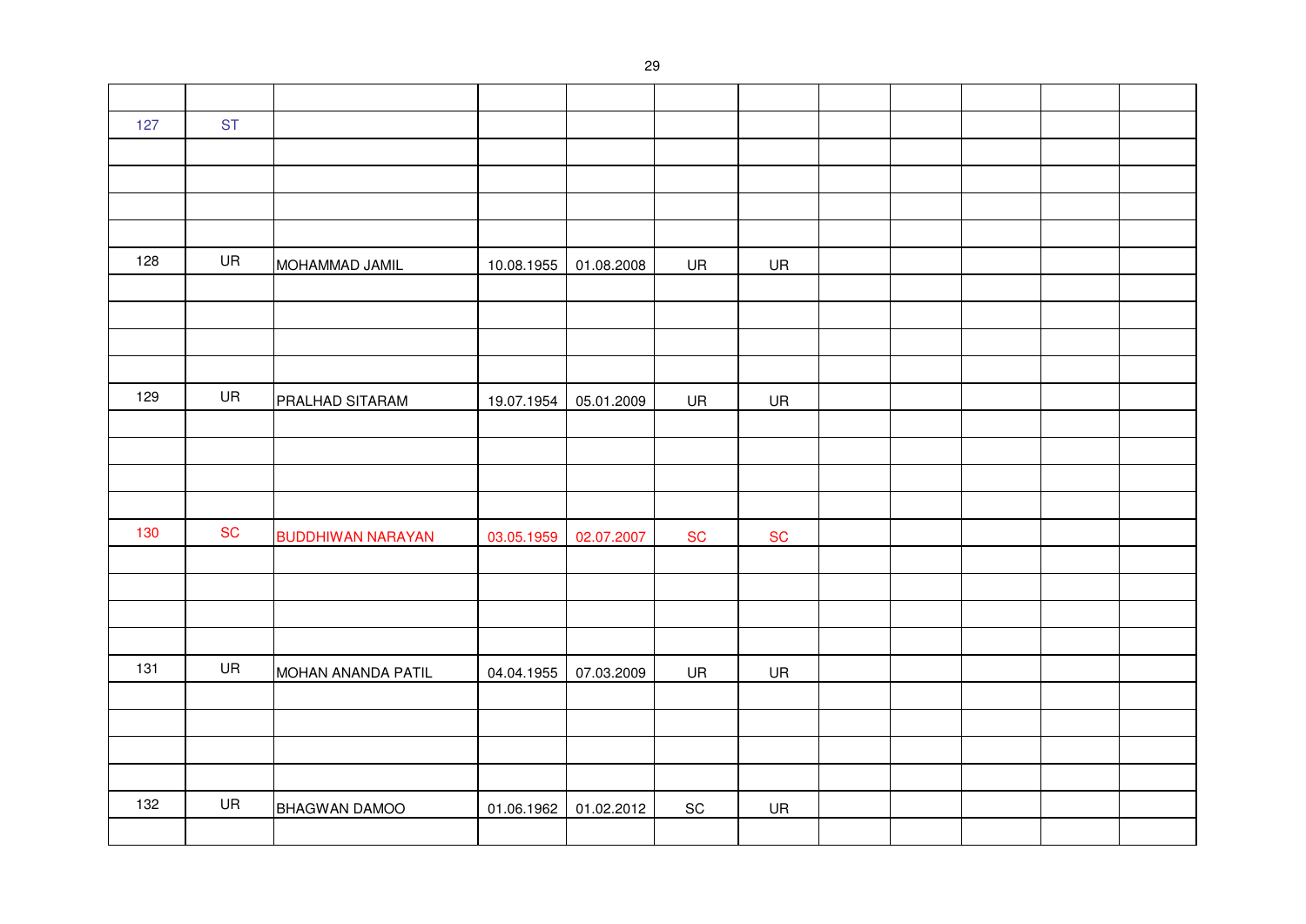| | | | | | | | | | | | |
|---|---|---|---|---|---|---|---|---|---|---|---|
| 127 | ST | | | | | | | | | | |
| | | | | | | | | | | | |
| | | | | | | | | | | | |
| | | | | | | | | | | | |
| | | | | | | | | | | | |
| 128 | UR | MOHAMMAD JAMIL | 10.08.1955 | 01.08.2008 | UR | UR | | | | | |
| | | | | | | | | | | | |
| | | | | | | | | | | | |
| | | | | | | | | | | | |
| | | | | | | | | | | | |
| 129 | UR | PRALHAD SITARAM | 19.07.1954 | 05.01.2009 | UR | UR | | | | | |
| | | | | | | | | | | | |
| | | | | | | | | | | | |
| | | | | | | | | | | | |
| | | | | | | | | | | | |
| 130 | SC | BUDDHIWAN NARAYAN | 03.05.1959 | 02.07.2007 | SC | SC | | | | | |
| | | | | | | | | | | | |
| | | | | | | | | | | | |
| | | | | | | | | | | | |
| | | | | | | | | | | | |
| 131 | UR | MOHAN ANANDA PATIL | 04.04.1955 | 07.03.2009 | UR | UR | | | | | |
| | | | | | | | | | | | |
| | | | | | | | | | | | |
| | | | | | | | | | | | |
| | | | | | | | | | | | |
| 132 | UR | BHAGWAN DAMOO | 01.06.1962 | 01.02.2012 | SC | UR | | | | | |
| | | | | | | | | | | | |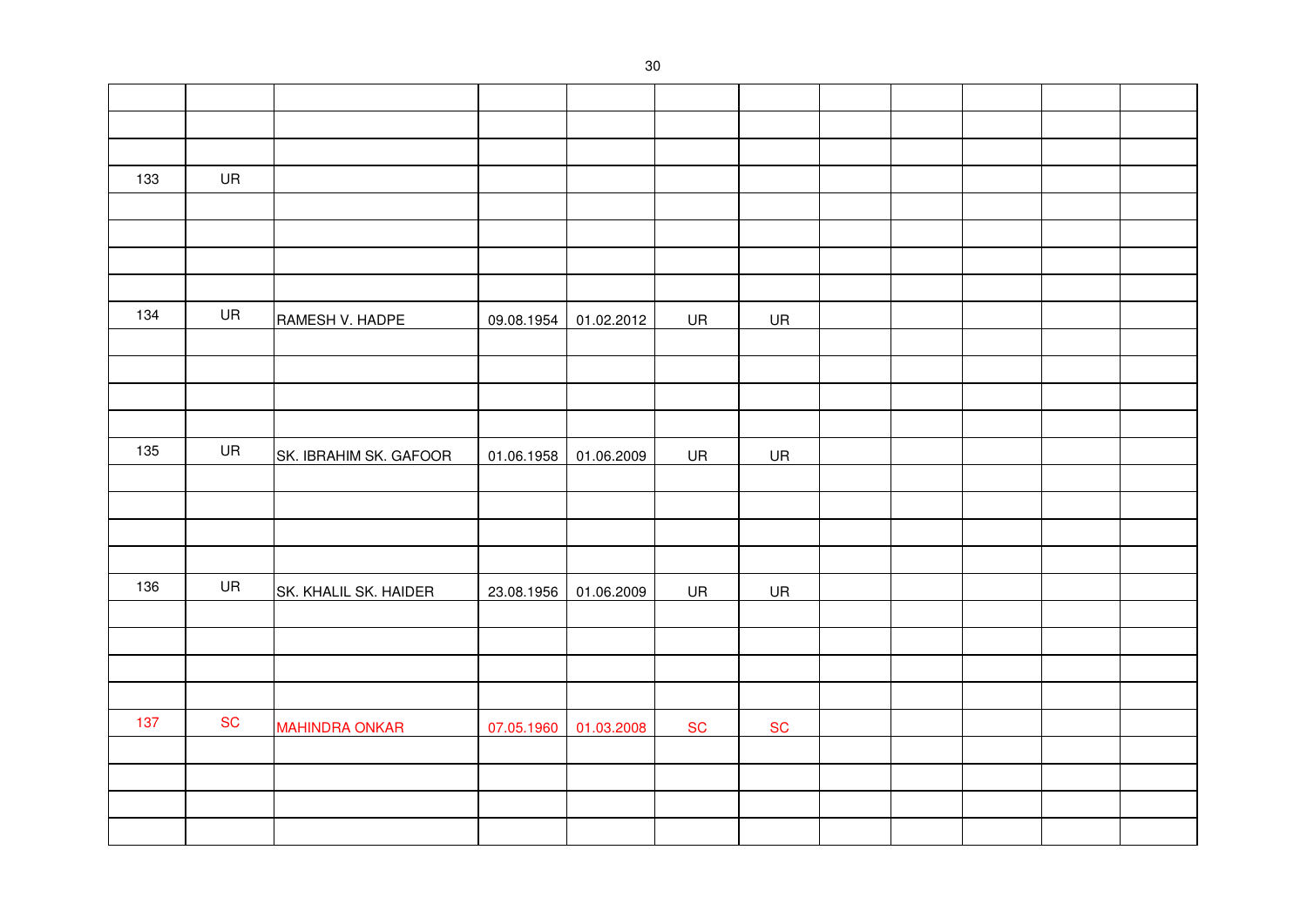| | | | | | | | | | | | |
|---|---|---|---|---|---|---|---|---|---|---|---|
| | | | | | | | | | | | |
| | | | | | | | | | | | |
| | | | | | | | | | | | |
| 133 | UR | | | | | | | | | | |
| | | | | | | | | | | | |
| | | | | | | | | | | | |
| | | | | | | | | | | | |
| | | | | | | | | | | | |
| 134 | UR | RAMESH V. HADPE | 09.08.1954 | 01.02.2012 | UR | UR | | | | | |
| | | | | | | | | | | | |
| | | | | | | | | | | | |
| | | | | | | | | | | | |
| | | | | | | | | | | | |
| 135 | UR | SK. IBRAHIM SK. GAFOOR | 01.06.1958 | 01.06.2009 | UR | UR | | | | | |
| | | | | | | | | | | | |
| | | | | | | | | | | | |
| | | | | | | | | | | | |
| | | | | | | | | | | | |
| 136 | UR | SK. KHALIL SK. HAIDER | 23.08.1956 | 01.06.2009 | UR | UR | | | | | |
| | | | | | | | | | | | |
| | | | | | | | | | | | |
| | | | | | | | | | | | |
| | | | | | | | | | | | |
| 137 | SC | MAHINDRA ONKAR | 07.05.1960 | 01.03.2008 | SC | SC | | | | | |
| | | | | | | | | | | | |
| | | | | | | | | | | | |
| | | | | | | | | | | | |
| | | | | | | | | | | | |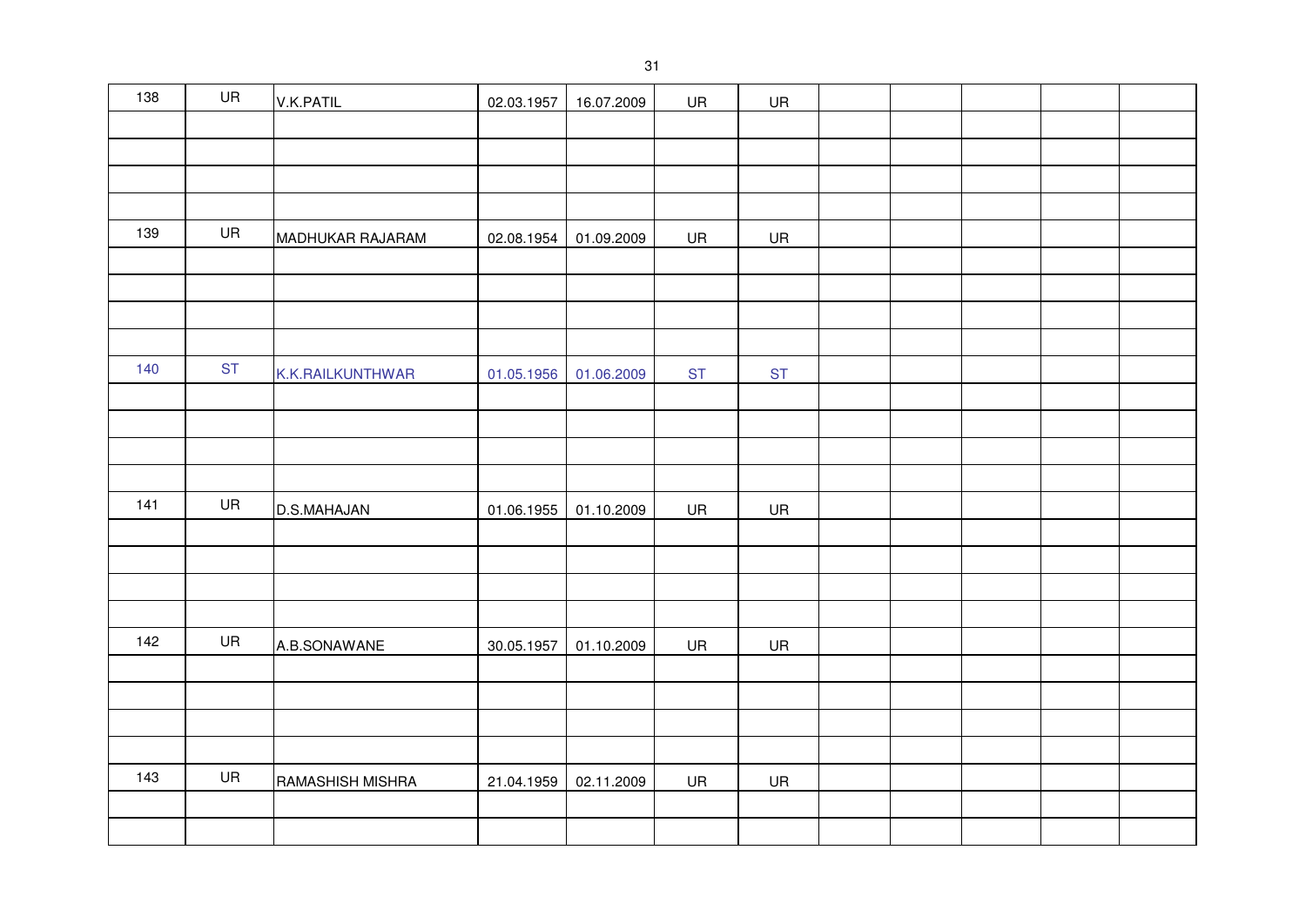| | | | | | | | | | | | | |
|---|---|---|---|---|---|---|---|---|---|---|---|---|
| 138 | UR | V.K.PATIL | 02.03.1957 | 16.07.2009 | UR | UR | | | | | | |
| | | | | | | | | | | | | |
| | | | | | | | | | | | | |
| | | | | | | | | | | | | |
| | | | | | | | | | | | | |
| 139 | UR | MADHUKAR RAJARAM | 02.08.1954 | 01.09.2009 | UR | UR | | | | | | |
| | | | | | | | | | | | | |
| | | | | | | | | | | | | |
| | | | | | | | | | | | | |
| | | | | | | | | | | | | |
| 140 | ST | K.K.RAILKUNTHWAR | 01.05.1956 | 01.06.2009 | ST | ST | | | | | | |
| | | | | | | | | | | | | |
| | | | | | | | | | | | | |
| | | | | | | | | | | | | |
| | | | | | | | | | | | | |
| 141 | UR | D.S.MAHAJAN | 01.06.1955 | 01.10.2009 | UR | UR | | | | | | |
| | | | | | | | | | | | | |
| | | | | | | | | | | | | |
| | | | | | | | | | | | | |
| | | | | | | | | | | | | |
| 142 | UR | A.B.SONAWANE | 30.05.1957 | 01.10.2009 | UR | UR | | | | | | |
| | | | | | | | | | | | | |
| | | | | | | | | | | | | |
| | | | | | | | | | | | | |
| | | | | | | | | | | | | |
| 143 | UR | RAMASHISH MISHRA | 21.04.1959 | 02.11.2009 | UR | UR | | | | | | |
| | | | | | | | | | | | | |
| | | | | | | | | | | | | |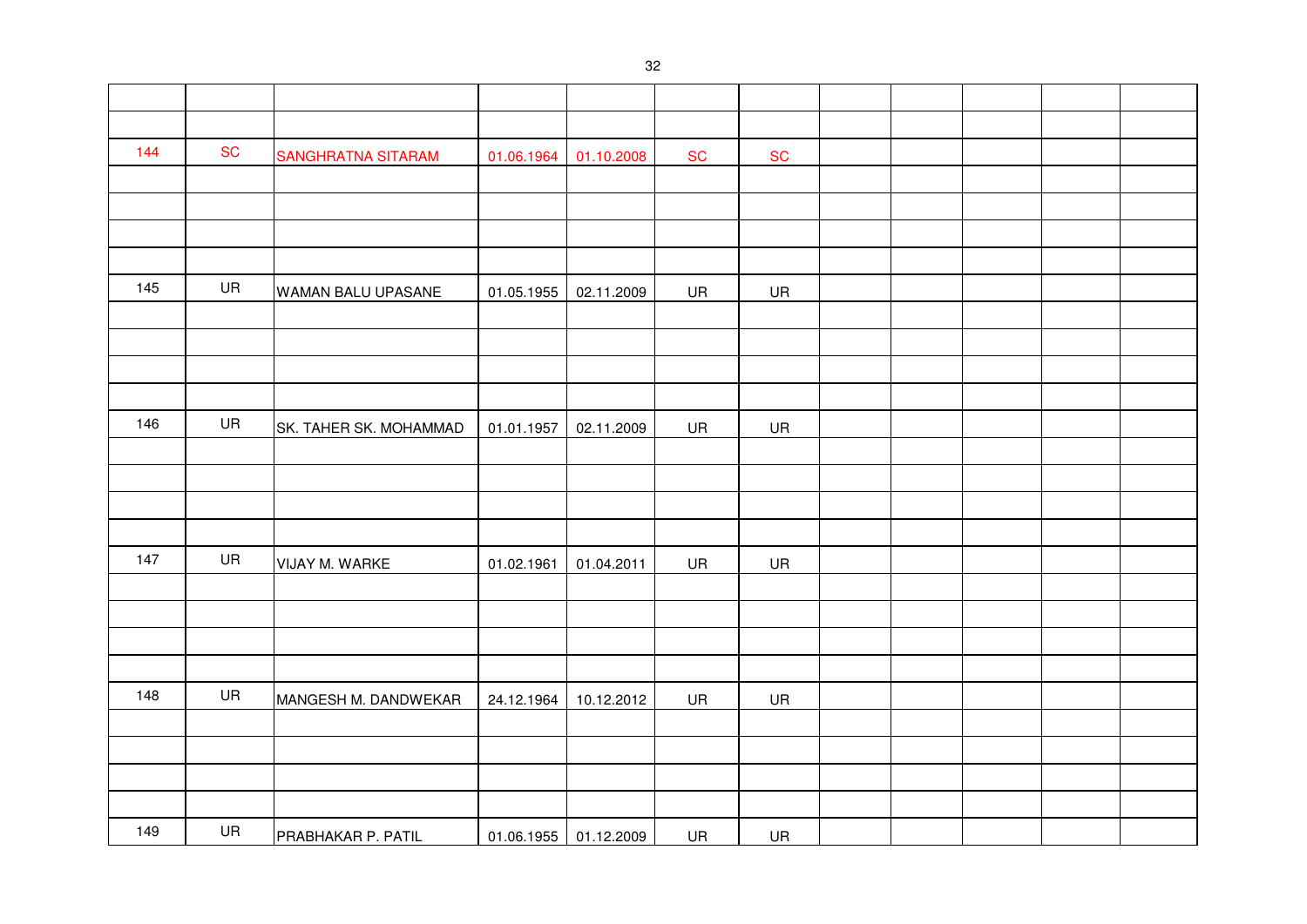| | | | | | | | | | | | |
|---|---|---|---|---|---|---|---|---|---|---|---|
| | | | | | | | | | | | |
| 144 | SC | SANGHRATNA SITARAM | 01.06.1964 | 01.10.2008 | SC | SC | | | | | |
| | | | | | | | | | | | |
| | | | | | | | | | | | |
| | | | | | | | | | | | |
| | | | | | | | | | | | |
| 145 | UR | WAMAN BALU UPASANE | 01.05.1955 | 02.11.2009 | UR | UR | | | | | |
| | | | | | | | | | | | |
| | | | | | | | | | | | |
| | | | | | | | | | | | |
| | | | | | | | | | | | |
| 146 | UR | SK. TAHER SK. MOHAMMAD | 01.01.1957 | 02.11.2009 | UR | UR | | | | | |
| | | | | | | | | | | | |
| | | | | | | | | | | | |
| | | | | | | | | | | | |
| | | | | | | | | | | | |
| 147 | UR | VIJAY M. WARKE | 01.02.1961 | 01.04.2011 | UR | UR | | | | | |
| | | | | | | | | | | | |
| | | | | | | | | | | | |
| | | | | | | | | | | | |
| | | | | | | | | | | | |
| 148 | UR | MANGESH M. DANDWEKAR | 24.12.1964 | 10.12.2012 | UR | UR | | | | | |
| | | | | | | | | | | | |
| | | | | | | | | | | | |
| | | | | | | | | | | | |
| | | | | | | | | | | | |
| 149 | UR | PRABHAKAR P. PATIL | 01.06.1955 | 01.12.2009 | UR | UR | | | | | |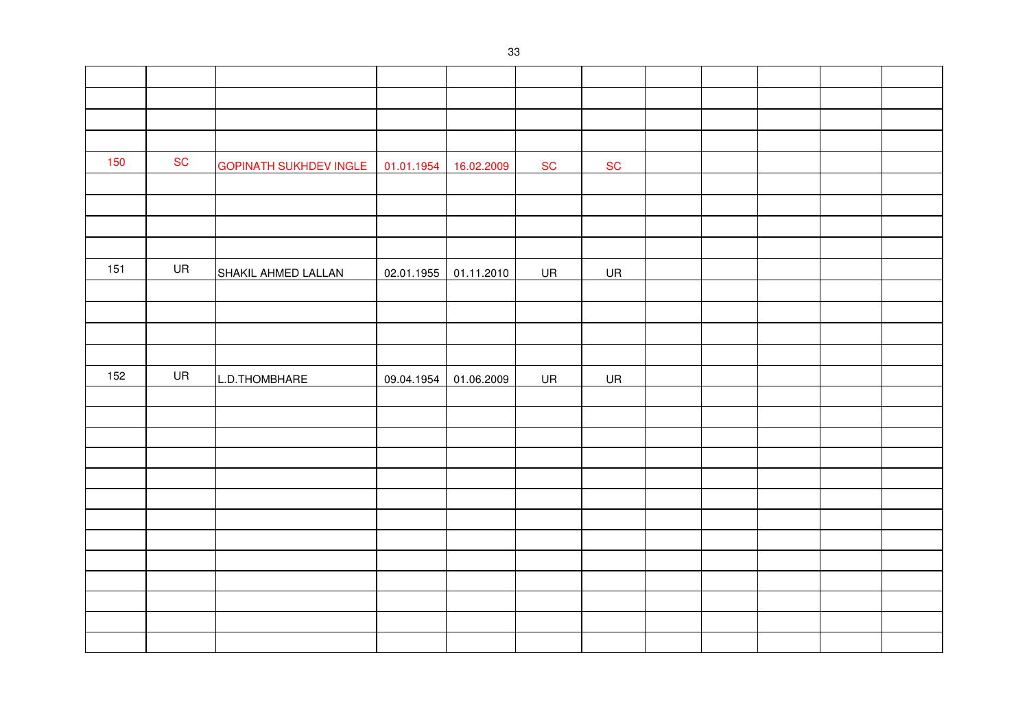| | | | | | | | | | | | |
|---|---|---|---|---|---|---|---|---|---|---|---|
| | | | | | | | | | | | |
| | | | | | | | | | | | |
| | | | | | | | | | | | |
| 150 | SC | GOPINATH SUKHDEV INGLE | 01.01.1954 | 16.02.2009 | SC | SC | | | | | |
| | | | | | | | | | | | |
| | | | | | | | | | | | |
| | | | | | | | | | | | |
| | | | | | | | | | | | |
| 151 | UR | SHAKIL AHMED LALLAN | 02.01.1955 | 01.11.2010 | UR | UR | | | | | |
| | | | | | | | | | | | |
| | | | | | | | | | | | |
| | | | | | | | | | | | |
| | | | | | | | | | | | |
| 152 | UR | L.D.THOMBHARE | 09.04.1954 | 01.06.2009 | UR | UR | | | | | |
| | | | | | | | | | | | |
| | | | | | | | | | | | |
| | | | | | | | | | | | |
| | | | | | | | | | | | |
| | | | | | | | | | | | |
| | | | | | | | | | | | |
| | | | | | | | | | | | |
| | | | | | | | | | | | |
| | | | | | | | | | | | |
| | | | | | | | | | | | |
| | | | | | | | | | | | |
| | | | | | | | | | | | |
| | | | | | | | | | | | |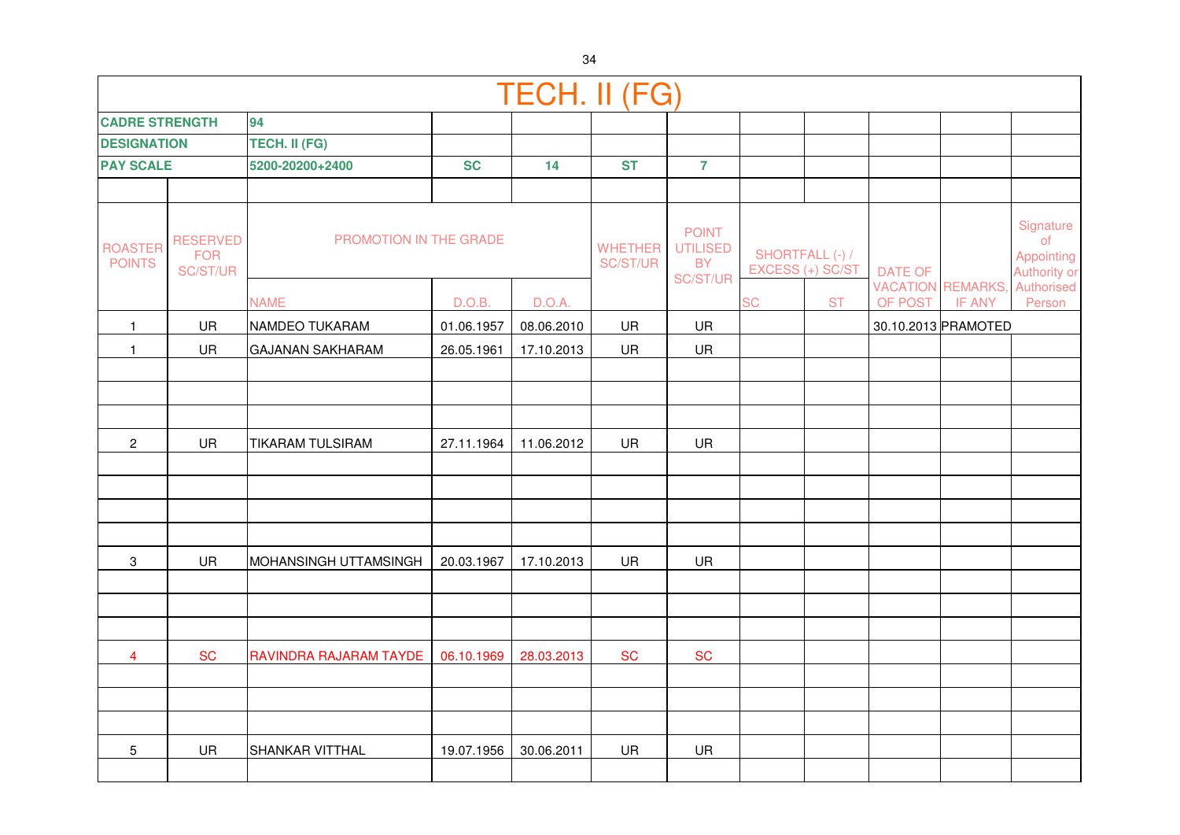# TECH. II (FG)

| CADRE STRENGTH | | 94 | | | | | | | | | |
|---|---|---|---|---|---|---|---|---|---|---|---|
| DESIGNATION | | TECH. II (FG) | | | | | | | | | |
| PAY SCALE | | 5200-20200+2400 | SC | 14 | ST | 7 | | | | | |

| ROASTER POINTS | RESERVED FOR SC/ST/UR | PROMOTION IN THE GRADE | | | WHETHER SC/ST/UR | POINT UTILISED BY SC/ST/UR | SHORTFALL (-) / EXCESS (+) SC/ST | | DATE OF VACATION OF POST | REMARKS, IF ANY | Signature of Appointing Authority or Authorised Person |
|---|---|---|---|---|---|---|---|---|---|---|---|
| | | NAME | D.O.B. | D.O.A. | | | SC | ST | | | |
| 1 | UR | NAMDEO TUKARAM | 01.06.1957 | 08.06.2010 | UR | UR | | | 30.10.2013 | PRAMOTED | |
| 1 | UR | GAJANAN SAKHARAM | 26.05.1961 | 17.10.2013 | UR | UR | | | | | |
| | | | | | | | | | | | |
| | | | | | | | | | | | |
| | | | | | | | | | | | |
| 2 | UR | TIKARAM TULSIRAM | 27.11.1964 | 11.06.2012 | UR | UR | | | | | |
| | | | | | | | | | | | |
| | | | | | | | | | | | |
| | | | | | | | | | | | |
| | | | | | | | | | | | |
| 3 | UR | MOHANSINGH UTTAMSINGH | 20.03.1967 | 17.10.2013 | UR | UR | | | | | |
| | | | | | | | | | | | |
| | | | | | | | | | | | |
| | | | | | | | | | | | |
| 4 | SC | RAVINDRA RAJARAM TAYDE | 06.10.1969 | 28.03.2013 | SC | SC | | | | | |
| | | | | | | | | | | | |
| | | | | | | | | | | | |
| | | | | | | | | | | | |
| 5 | UR | SHANKAR VITTHAL | 19.07.1956 | 30.06.2011 | UR | UR | | | | | |
| | | | | | | | | | | | |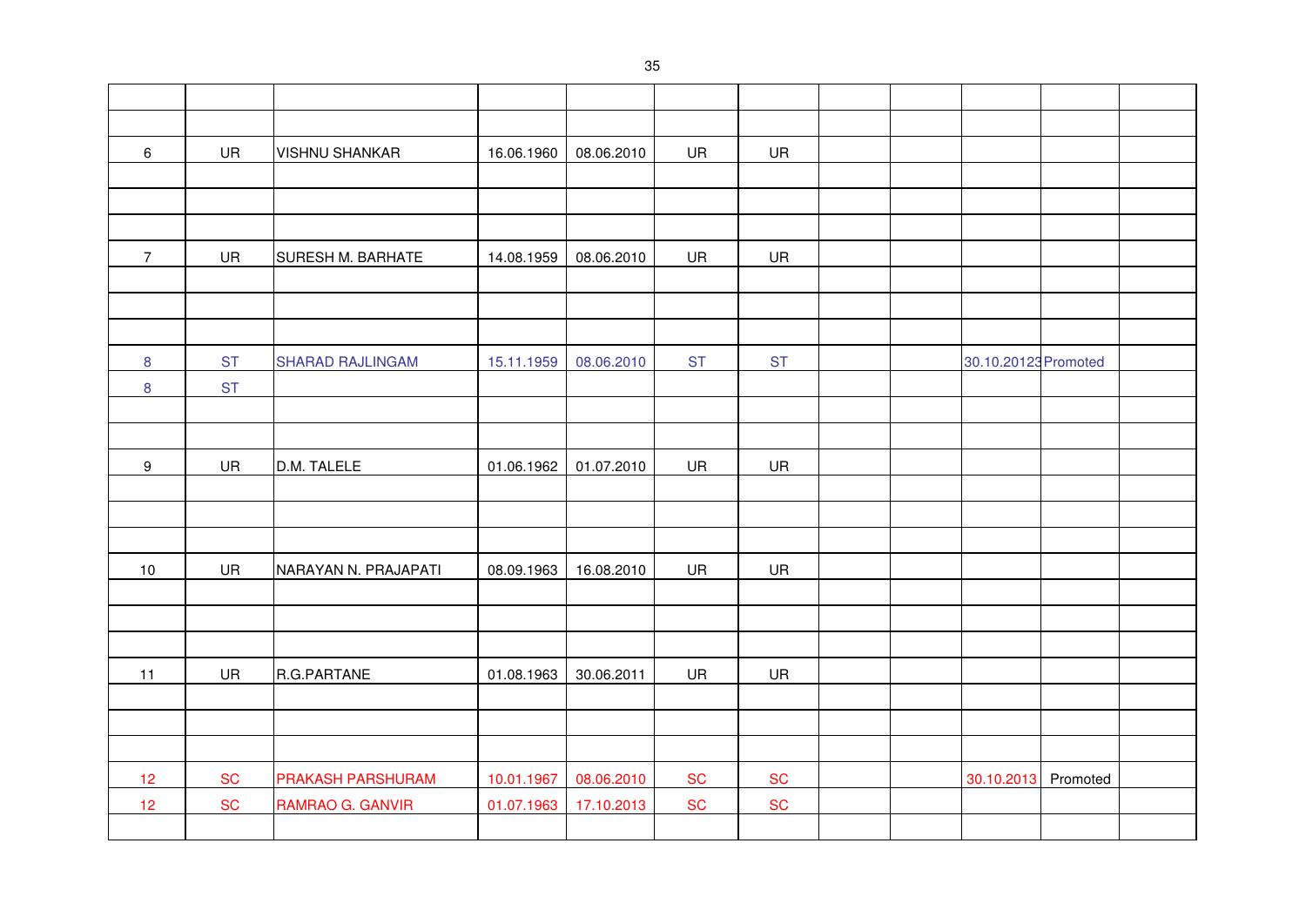| | | | | | | | | | | | |
|---|---|---|---|---|---|---|---|---|---|---|---|
| | | | | | | | | | | | |
| | | | | | | | | | | | |
| 6 | UR | VISHNU SHANKAR | 16.06.1960 | 08.06.2010 | UR | UR | | | | | |
| | | | | | | | | | | | |
| | | | | | | | | | | | |
| | | | | | | | | | | | |
| 7 | UR | SURESH M. BARHATE | 14.08.1959 | 08.06.2010 | UR | UR | | | | | |
| | | | | | | | | | | | |
| | | | | | | | | | | | |
| | | | | | | | | | | | |
| 8 | ST | SHARAD RAJLINGAM | 15.11.1959 | 08.06.2010 | ST | ST | | | 30.10.20123 | Promoted | |
| 8 | ST | | | | | | | | | | |
| | | | | | | | | | | | |
| | | | | | | | | | | | |
| 9 | UR | D.M. TALELE | 01.06.1962 | 01.07.2010 | UR | UR | | | | | |
| | | | | | | | | | | | |
| | | | | | | | | | | | |
| | | | | | | | | | | | |
| 10 | UR | NARAYAN N. PRAJAPATI | 08.09.1963 | 16.08.2010 | UR | UR | | | | | |
| | | | | | | | | | | | |
| | | | | | | | | | | | |
| | | | | | | | | | | | |
| 11 | UR | R.G.PARTANE | 01.08.1963 | 30.06.2011 | UR | UR | | | | | |
| | | | | | | | | | | | |
| | | | | | | | | | | | |
| | | | | | | | | | | | |
| 12 | SC | PRAKASH PARSHURAM | 10.01.1967 | 08.06.2010 | SC | SC | | | 30.10.2013 | Promoted | |
| 12 | SC | RAMRAO G. GANVIR | 01.07.1963 | 17.10.2013 | SC | SC | | | | | |
| | | | | | | | | | | | |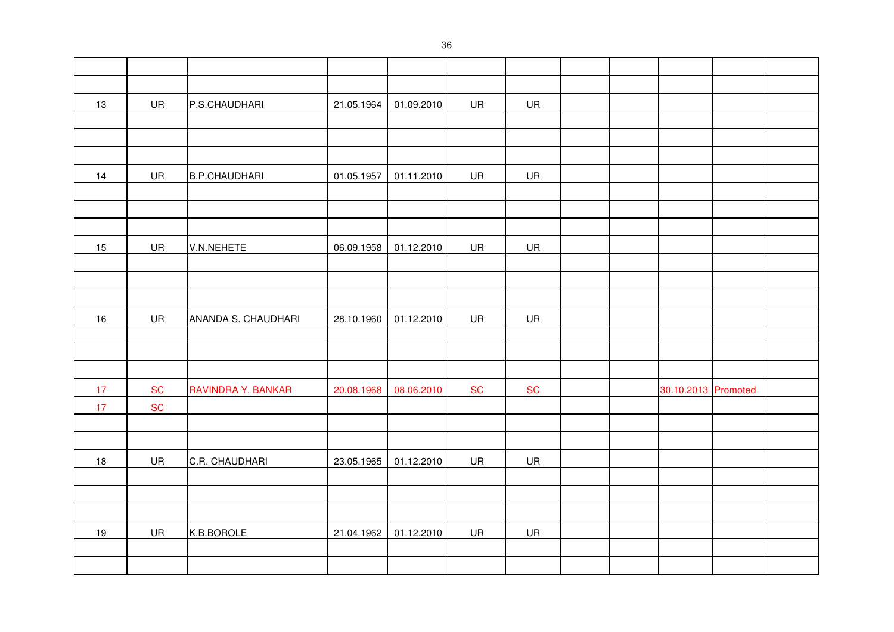| | | | | | | | | | | | |
|---|---|---|---|---|---|---|---|---|---|---|---|
| | | | | | | | | | | | |
| 13 | UR | P.S.CHAUDHARI | 21.05.1964 | 01.09.2010 | UR | UR | | | | | |
| | | | | | | | | | | | |
| | | | | | | | | | | | |
| | | | | | | | | | | | |
| 14 | UR | B.P.CHAUDHARI | 01.05.1957 | 01.11.2010 | UR | UR | | | | | |
| | | | | | | | | | | | |
| | | | | | | | | | | | |
| | | | | | | | | | | | |
| 15 | UR | V.N.NEHETE | 06.09.1958 | 01.12.2010 | UR | UR | | | | | |
| | | | | | | | | | | | |
| | | | | | | | | | | | |
| | | | | | | | | | | | |
| 16 | UR | ANANDA S. CHAUDHARI | 28.10.1960 | 01.12.2010 | UR | UR | | | | | |
| | | | | | | | | | | | |
| | | | | | | | | | | | |
| | | | | | | | | | | | |
| 17 | SC | RAVINDRA Y. BANKAR | 20.08.1968 | 08.06.2010 | SC | SC | | | 30.10.2013 | Promoted | |
| 17 | SC | | | | | | | | | | |
| | | | | | | | | | | | |
| | | | | | | | | | | | |
| 18 | UR | C.R. CHAUDHARI | 23.05.1965 | 01.12.2010 | UR | UR | | | | | |
| | | | | | | | | | | | |
| | | | | | | | | | | | |
| | | | | | | | | | | | |
| 19 | UR | K.B.BOROLE | 21.04.1962 | 01.12.2010 | UR | UR | | | | | |
| | | | | | | | | | | | |
| | | | | | | | | | | | |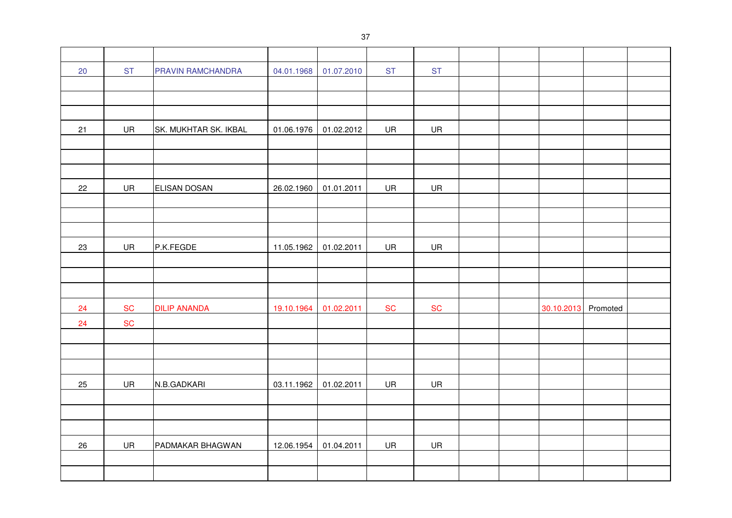| | | | | | | | | | | | |
|---|---|---|---|---|---|---|---|---|---|---|---|
| 20 | ST | PRAVIN RAMCHANDRA | 04.01.1968 | 01.07.2010 | ST | ST | | | | | |
| | | | | | | | | | | | |
| | | | | | | | | | | | |
| | | | | | | | | | | | |
| 21 | UR | SK. MUKHTAR SK. IKBAL | 01.06.1976 | 01.02.2012 | UR | UR | | | | | |
| | | | | | | | | | | | |
| | | | | | | | | | | | |
| | | | | | | | | | | | |
| 22 | UR | ELISAN DOSAN | 26.02.1960 | 01.01.2011 | UR | UR | | | | | |
| | | | | | | | | | | | |
| | | | | | | | | | | | |
| | | | | | | | | | | | |
| 23 | UR | P.K.FEGDE | 11.05.1962 | 01.02.2011 | UR | UR | | | | | |
| | | | | | | | | | | | |
| | | | | | | | | | | | |
| | | | | | | | | | | | |
| 24 | SC | DILIP ANANDA | 19.10.1964 | 01.02.2011 | SC | SC | | | 30.10.2013 | Promoted | |
| 24 | SC | | | | | | | | | | |
| | | | | | | | | | | | |
| | | | | | | | | | | | |
| | | | | | | | | | | | |
| 25 | UR | N.B.GADKARI | 03.11.1962 | 01.02.2011 | UR | UR | | | | | |
| | | | | | | | | | | | |
| | | | | | | | | | | | |
| | | | | | | | | | | | |
| 26 | UR | PADMAKAR BHAGWAN | 12.06.1954 | 01.04.2011 | UR | UR | | | | | |
| | | | | | | | | | | | |
| | | | | | | | | | | | |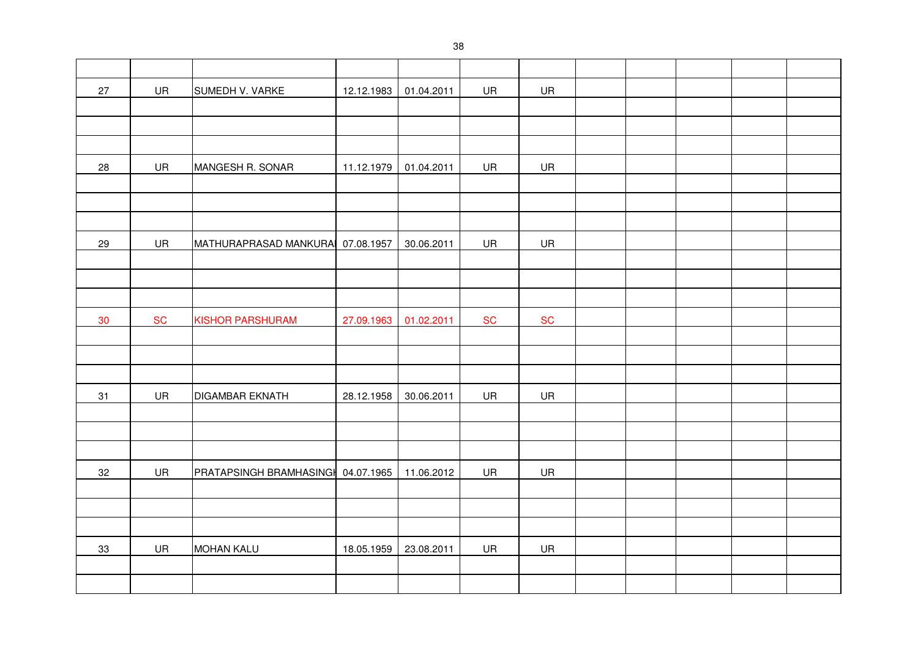| | | | | | | | | | | | |
|---|---|---|---|---|---|---|---|---|---|---|---|
| 27 | UR | SUMEDH V. VARKE | 12.12.1983 | 01.04.2011 | UR | UR | | | | | |
| | | | | | | | | | | | |
| | | | | | | | | | | | |
| | | | | | | | | | | | |
| 28 | UR | MANGESH R. SONAR | 11.12.1979 | 01.04.2011 | UR | UR | | | | | |
| | | | | | | | | | | | |
| | | | | | | | | | | | |
| | | | | | | | | | | | |
| 29 | UR | MATHURAPRASAD MANKURAI | 07.08.1957 | 30.06.2011 | UR | UR | | | | | |
| | | | | | | | | | | | |
| | | | | | | | | | | | |
| | | | | | | | | | | | |
| 30 | SC | KISHOR PARSHURAM | 27.09.1963 | 01.02.2011 | SC | SC | | | | | |
| | | | | | | | | | | | |
| | | | | | | | | | | | |
| | | | | | | | | | | | |
| 31 | UR | DIGAMBAR EKNATH | 28.12.1958 | 30.06.2011 | UR | UR | | | | | |
| | | | | | | | | | | | |
| | | | | | | | | | | | |
| | | | | | | | | | | | |
| 32 | UR | PRATAPSINGH BRAMHASINGH | 04.07.1965 | 11.06.2012 | UR | UR | | | | | |
| | | | | | | | | | | | |
| | | | | | | | | | | | |
| | | | | | | | | | | | |
| 33 | UR | MOHAN KALU | 18.05.1959 | 23.08.2011 | UR | UR | | | | | |
| | | | | | | | | | | | |
| | | | | | | | | | | | |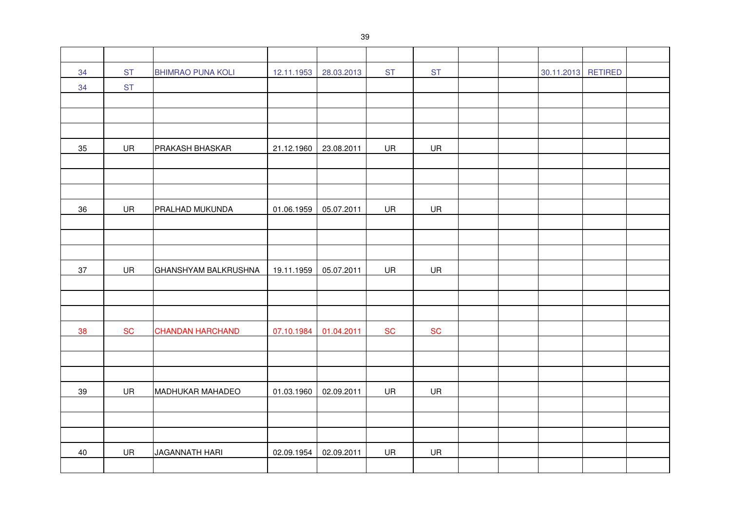| | | | | | | | | | | | |
|---|---|---|---|---|---|---|---|---|---|---|---|
| 34 | ST | BHIMRAO PUNA KOLI | 12.11.1953 | 28.03.2013 | ST | ST | | | 30.11.2013 | RETIRED | |
| 34 | ST | | | | | | | | | | |
| | | | | | | | | | | | |
| | | | | | | | | | | | |
| | | | | | | | | | | | |
| 35 | UR | PRAKASH BHASKAR | 21.12.1960 | 23.08.2011 | UR | UR | | | | | |
| | | | | | | | | | | | |
| | | | | | | | | | | | |
| | | | | | | | | | | | |
| 36 | UR | PRALHAD MUKUNDA | 01.06.1959 | 05.07.2011 | UR | UR | | | | | |
| | | | | | | | | | | | |
| | | | | | | | | | | | |
| | | | | | | | | | | | |
| 37 | UR | GHANSHYAM BALKRUSHNA | 19.11.1959 | 05.07.2011 | UR | UR | | | | | |
| | | | | | | | | | | | |
| | | | | | | | | | | | |
| | | | | | | | | | | | |
| 38 | SC | CHANDAN HARCHAND | 07.10.1984 | 01.04.2011 | SC | SC | | | | | |
| | | | | | | | | | | | |
| | | | | | | | | | | | |
| | | | | | | | | | | | |
| 39 | UR | MADHUKAR MAHADEO | 01.03.1960 | 02.09.2011 | UR | UR | | | | | |
| | | | | | | | | | | | |
| | | | | | | | | | | | |
| | | | | | | | | | | | |
| 40 | UR | JAGANNATH HARI | 02.09.1954 | 02.09.2011 | UR | UR | | | | | |
| | | | | | | | | | | | |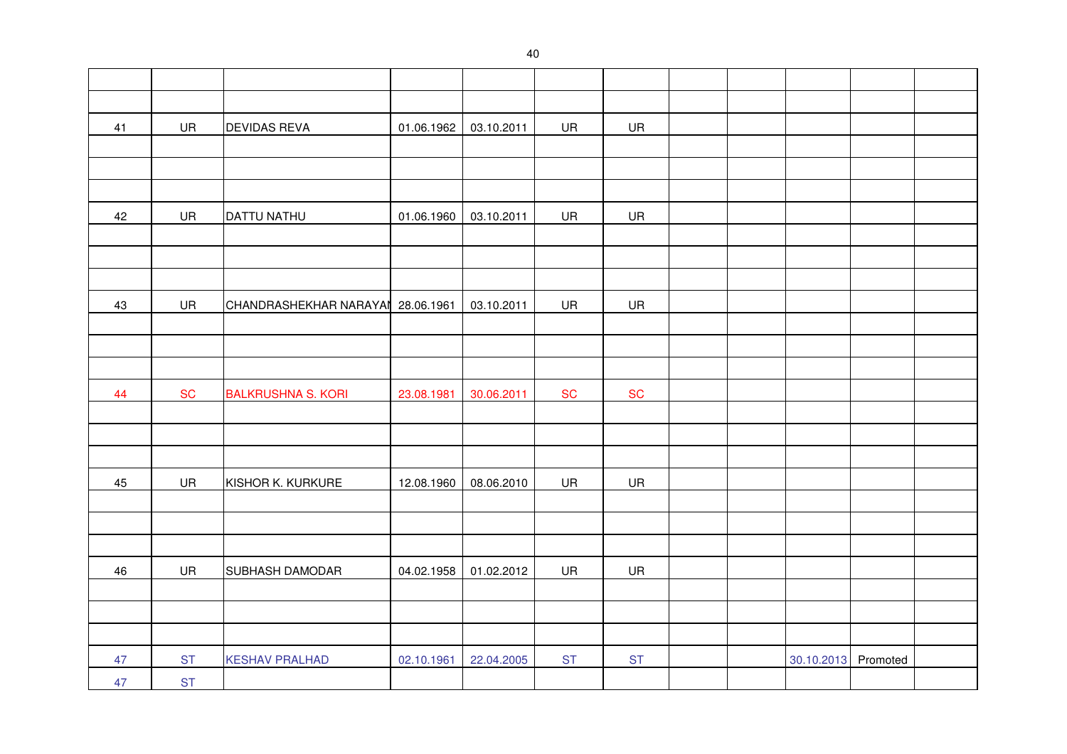| | | | | | | | | | | | |
|---|---|---|---|---|---|---|---|---|---|---|---|
| | | | | | | | | | | | |
| 41 | UR | DEVIDAS REVA | 01.06.1962 | 03.10.2011 | UR | UR | | | | | |
| | | | | | | | | | | | |
| | | | | | | | | | | | |
| | | | | | | | | | | | |
| 42 | UR | DATTU NATHU | 01.06.1960 | 03.10.2011 | UR | UR | | | | | |
| | | | | | | | | | | | |
| | | | | | | | | | | | |
| | | | | | | | | | | | |
| 43 | UR | CHANDRASHEKHAR NARAYAI | 28.06.1961 | 03.10.2011 | UR | UR | | | | | |
| | | | | | | | | | | | |
| | | | | | | | | | | | |
| | | | | | | | | | | | |
| 44 | SC | BALKRUSHNA S. KORI | 23.08.1981 | 30.06.2011 | SC | SC | | | | | |
| | | | | | | | | | | | |
| | | | | | | | | | | | |
| | | | | | | | | | | | |
| 45 | UR | KISHOR K. KURKURE | 12.08.1960 | 08.06.2010 | UR | UR | | | | | |
| | | | | | | | | | | | |
| | | | | | | | | | | | |
| | | | | | | | | | | | |
| 46 | UR | SUBHASH DAMODAR | 04.02.1958 | 01.02.2012 | UR | UR | | | | | |
| | | | | | | | | | | | |
| | | | | | | | | | | | |
| | | | | | | | | | | | |
| 47 | ST | KESHAV PRALHAD | 02.10.1961 | 22.04.2005 | ST | ST | | | 30.10.2013 | Promoted | |
| 47 | ST | | | | | | | | | | |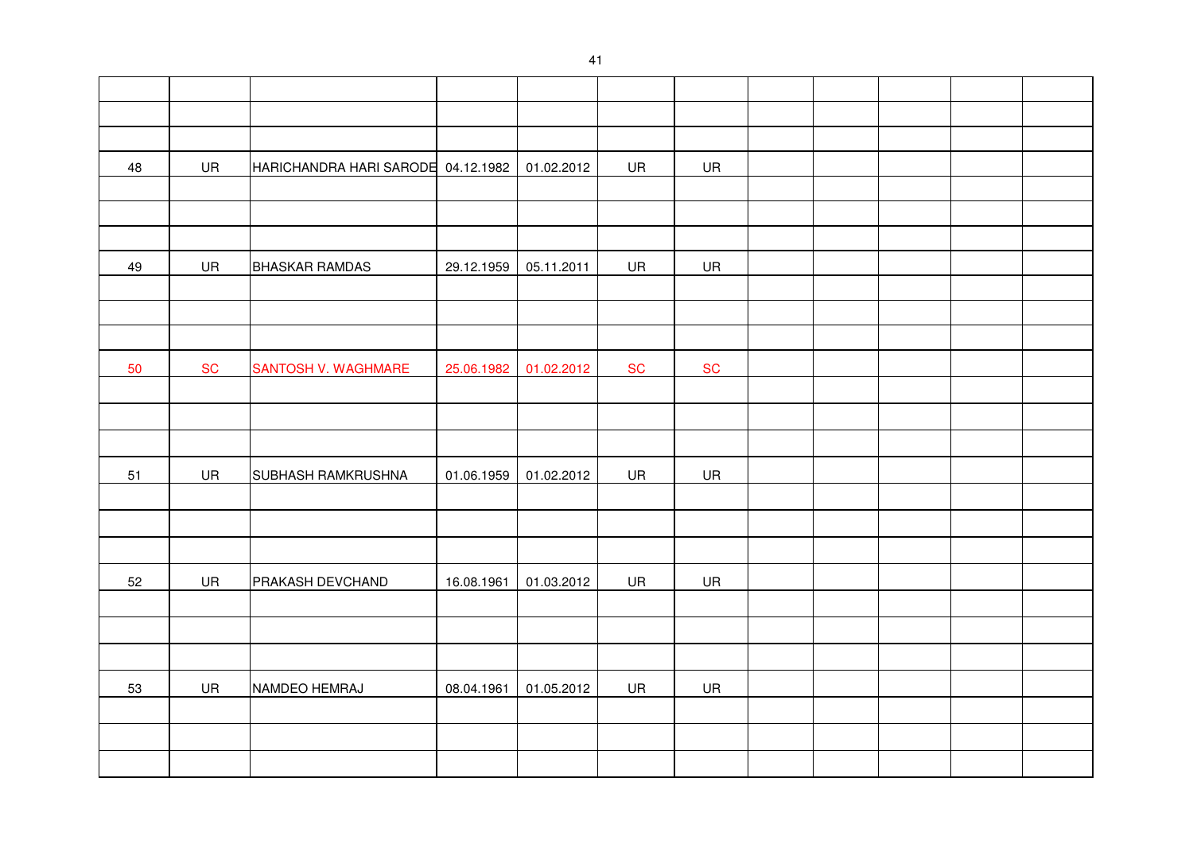| | | | | | | | | | | | |
|---|---|---|---|---|---|---|---|---|---|---|---|
| | | | | | | | | | | | |
| | | | | | | | | | | | |
| | | | | | | | | | | | |
| 48 | UR | HARICHANDRA HARI SARODE | 04.12.1982 | 01.02.2012 | UR | UR | | | | | |
| | | | | | | | | | | | |
| | | | | | | | | | | | |
| | | | | | | | | | | | |
| 49 | UR | BHASKAR RAMDAS | 29.12.1959 | 05.11.2011 | UR | UR | | | | | |
| | | | | | | | | | | | |
| | | | | | | | | | | | |
| | | | | | | | | | | | |
| 50 | SC | SANTOSH V. WAGHMARE | 25.06.1982 | 01.02.2012 | SC | SC | | | | | |
| | | | | | | | | | | | |
| | | | | | | | | | | | |
| | | | | | | | | | | | |
| 51 | UR | SUBHASH RAMKRUSHNA | 01.06.1959 | 01.02.2012 | UR | UR | | | | | |
| | | | | | | | | | | | |
| | | | | | | | | | | | |
| | | | | | | | | | | | |
| 52 | UR | PRAKASH DEVCHAND | 16.08.1961 | 01.03.2012 | UR | UR | | | | | |
| | | | | | | | | | | | |
| | | | | | | | | | | | |
| | | | | | | | | | | | |
| 53 | UR | NAMDEO HEMRAJ | 08.04.1961 | 01.05.2012 | UR | UR | | | | | |
| | | | | | | | | | | | |
| | | | | | | | | | | | |
| | | | | | | | | | | | |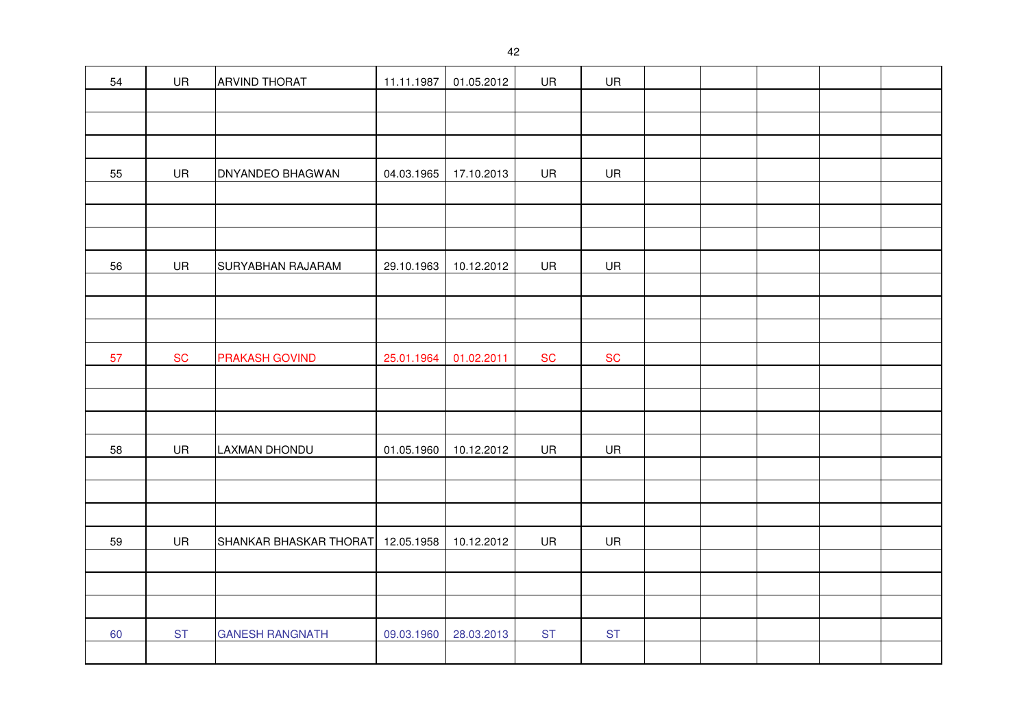| | | | | | | | | | | | | |
|---|---|---|---|---|---|---|---|---|---|---|---|---|
| 54 | UR | ARVIND THORAT | 11.11.1987 | 01.05.2012 | UR | UR | | | | | | |
| | | | | | | | | | | | | |
| | | | | | | | | | | | | |
| | | | | | | | | | | | | |
| 55 | UR | DNYANDEO BHAGWAN | 04.03.1965 | 17.10.2013 | UR | UR | | | | | | |
| | | | | | | | | | | | | |
| | | | | | | | | | | | | |
| | | | | | | | | | | | | |
| 56 | UR | SURYABHAN RAJARAM | 29.10.1963 | 10.12.2012 | UR | UR | | | | | | |
| | | | | | | | | | | | | |
| | | | | | | | | | | | | |
| | | | | | | | | | | | | |
| 57 | SC | PRAKASH GOVIND | 25.01.1964 | 01.02.2011 | SC | SC | | | | | | |
| | | | | | | | | | | | | |
| | | | | | | | | | | | | |
| | | | | | | | | | | | | |
| 58 | UR | LAXMAN DHONDU | 01.05.1960 | 10.12.2012 | UR | UR | | | | | | |
| | | | | | | | | | | | | |
| | | | | | | | | | | | | |
| | | | | | | | | | | | | |
| 59 | UR | SHANKAR BHASKAR THORAT | 12.05.1958 | 10.12.2012 | UR | UR | | | | | | |
| | | | | | | | | | | | | |
| | | | | | | | | | | | | |
| | | | | | | | | | | | | |
| 60 | ST | GANESH RANGNATH | 09.03.1960 | 28.03.2013 | ST | ST | | | | | | |
| | | | | | | | | | | | | |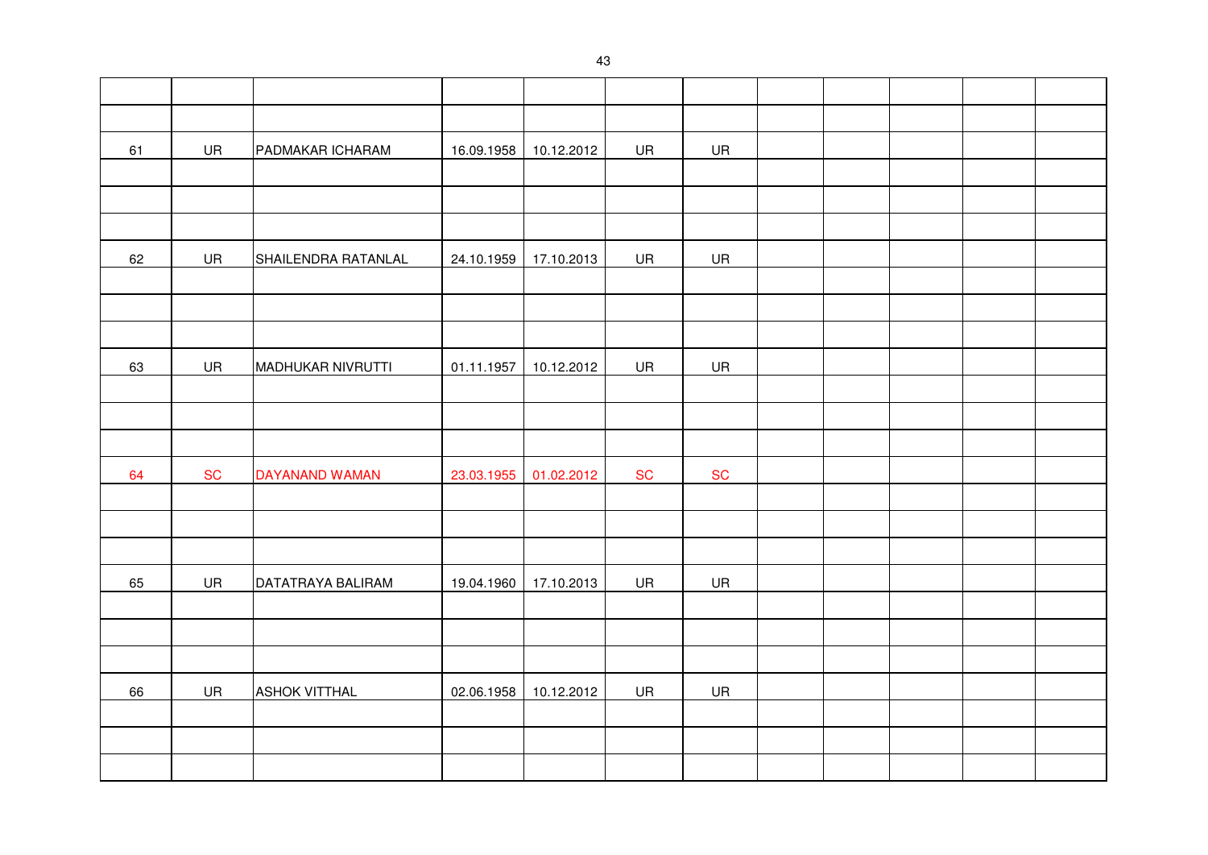| | | | | | | | | | | | |
|---|---|---|---|---|---|---|---|---|---|---|---|
| | | | | | | | | | | | |
| 61 | UR | PADMAKAR ICHARAM | 16.09.1958 | 10.12.2012 | UR | UR | | | | | |
| | | | | | | | | | | | |
| | | | | | | | | | | | |
| | | | | | | | | | | | |
| 62 | UR | SHAILENDRA RATANLAL | 24.10.1959 | 17.10.2013 | UR | UR | | | | | |
| | | | | | | | | | | | |
| | | | | | | | | | | | |
| | | | | | | | | | | | |
| 63 | UR | MADHUKAR NIVRUTTI | 01.11.1957 | 10.12.2012 | UR | UR | | | | | |
| | | | | | | | | | | | |
| | | | | | | | | | | | |
| | | | | | | | | | | | |
| 64 | SC | DAYANAND WAMAN | 23.03.1955 | 01.02.2012 | SC | SC | | | | | |
| | | | | | | | | | | | |
| | | | | | | | | | | | |
| | | | | | | | | | | | |
| 65 | UR | DATATRAYA BALIRAM | 19.04.1960 | 17.10.2013 | UR | UR | | | | | |
| | | | | | | | | | | | |
| | | | | | | | | | | | |
| | | | | | | | | | | | |
| 66 | UR | ASHOK VITTHAL | 02.06.1958 | 10.12.2012 | UR | UR | | | | | |
| | | | | | | | | | | | |
| | | | | | | | | | | | |
| | | | | | | | | | | | |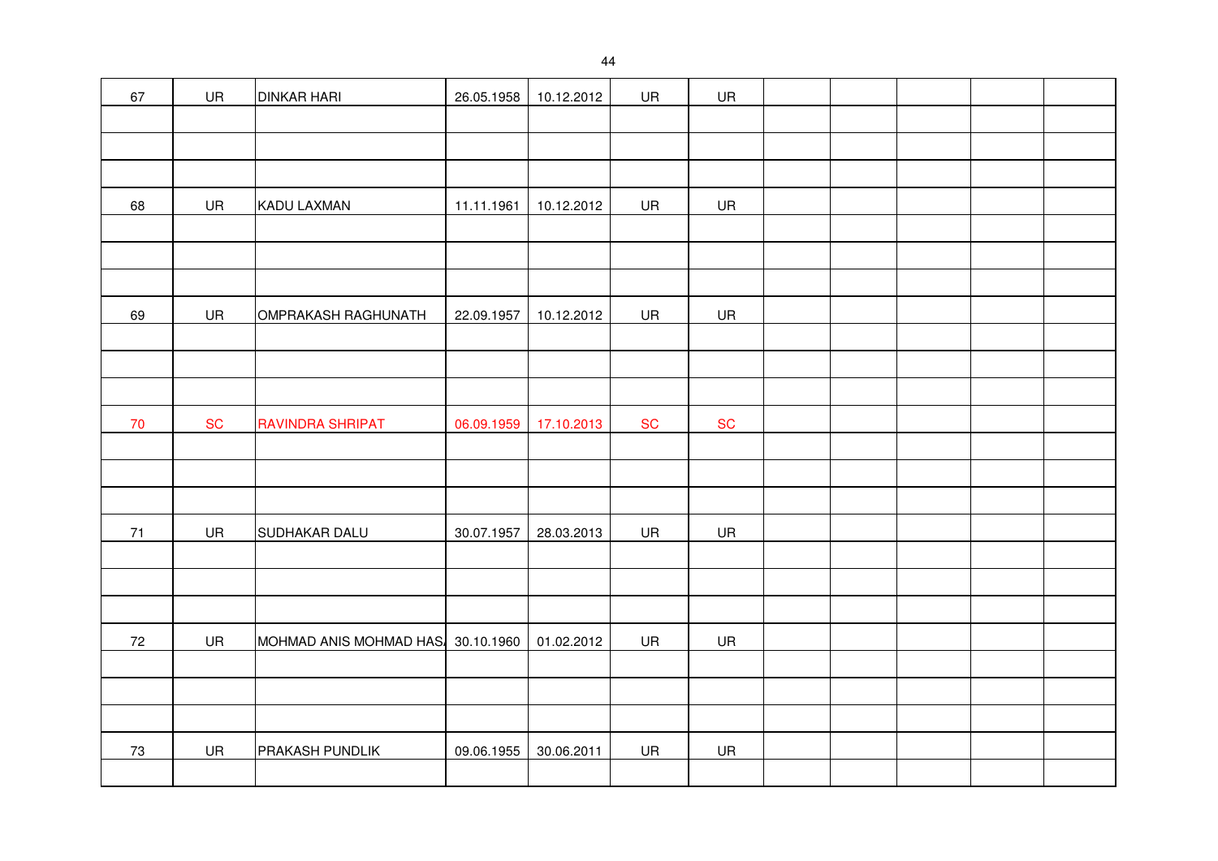| | | | | | | | | | | | | |
|---|---|---|---|---|---|---|---|---|---|---|---|---|
| 67 | UR | DINKAR HARI | 26.05.1958 | 10.12.2012 | UR | UR | | | | | | |
| | | | | | | | | | | | | |
| | | | | | | | | | | | | |
| | | | | | | | | | | | | |
| 68 | UR | KADU LAXMAN | 11.11.1961 | 10.12.2012 | UR | UR | | | | | | |
| | | | | | | | | | | | | |
| | | | | | | | | | | | | |
| | | | | | | | | | | | | |
| 69 | UR | OMPRAKASH RAGHUNATH | 22.09.1957 | 10.12.2012 | UR | UR | | | | | | |
| | | | | | | | | | | | | |
| | | | | | | | | | | | | |
| | | | | | | | | | | | | |
| 70 | SC | RAVINDRA SHRIPAT | 06.09.1959 | 17.10.2013 | SC | SC | | | | | | |
| | | | | | | | | | | | | |
| | | | | | | | | | | | | |
| | | | | | | | | | | | | |
| 71 | UR | SUDHAKAR DALU | 30.07.1957 | 28.03.2013 | UR | UR | | | | | | |
| | | | | | | | | | | | | |
| | | | | | | | | | | | | |
| | | | | | | | | | | | | |
| 72 | UR | MOHMAD ANIS MOHMAD HAS | 30.10.1960 | 01.02.2012 | UR | UR | | | | | | |
| | | | | | | | | | | | | |
| | | | | | | | | | | | | |
| | | | | | | | | | | | | |
| 73 | UR | PRAKASH PUNDLIK | 09.06.1955 | 30.06.2011 | UR | UR | | | | | | |
| | | | | | | | | | | | | |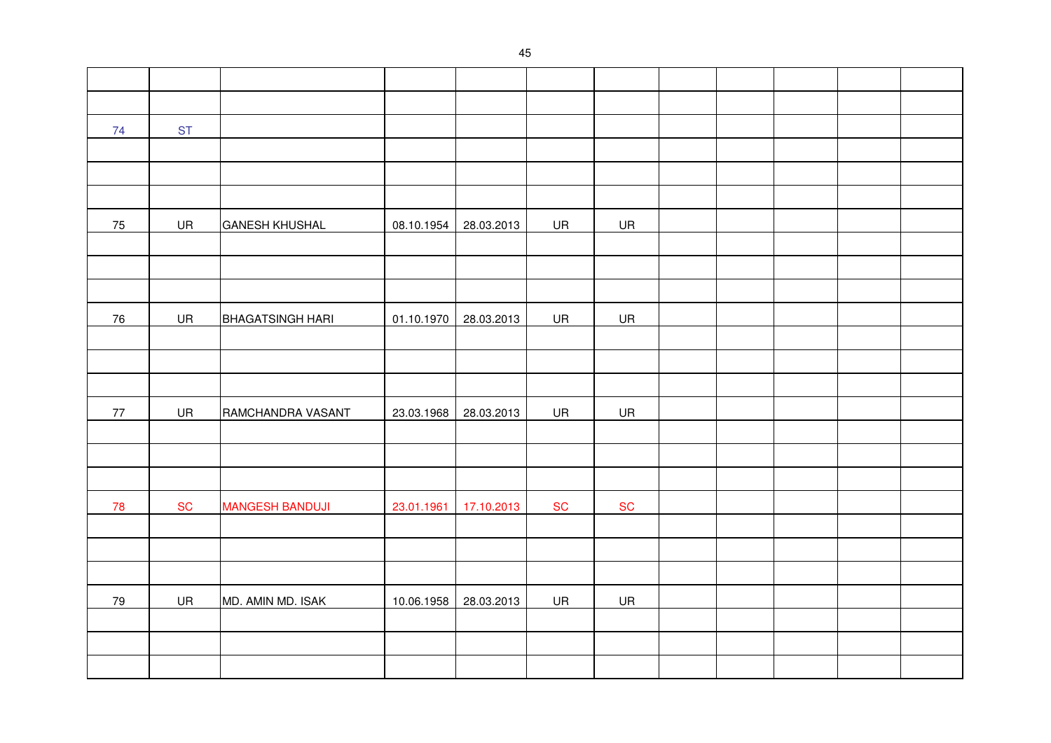| | | | | | | | | | | | |
|---|---|---|---|---|---|---|---|---|---|---|---|
| | | | | | | | | | | | |
| 74 | ST | | | | | | | | | | |
| | | | | | | | | | | | |
| | | | | | | | | | | | |
| | | | | | | | | | | | |
| 75 | UR | GANESH KHUSHAL | 08.10.1954 | 28.03.2013 | UR | UR | | | | | |
| | | | | | | | | | | | |
| | | | | | | | | | | | |
| | | | | | | | | | | | |
| 76 | UR | BHAGATSINGH HARI | 01.10.1970 | 28.03.2013 | UR | UR | | | | | |
| | | | | | | | | | | | |
| | | | | | | | | | | | |
| | | | | | | | | | | | |
| 77 | UR | RAMCHANDRA VASANT | 23.03.1968 | 28.03.2013 | UR | UR | | | | | |
| | | | | | | | | | | | |
| | | | | | | | | | | | |
| | | | | | | | | | | | |
| 78 | SC | MANGESH BANDUJI | 23.01.1961 | 17.10.2013 | SC | SC | | | | | |
| | | | | | | | | | | | |
| | | | | | | | | | | | |
| | | | | | | | | | | | |
| 79 | UR | MD. AMIN MD. ISAK | 10.06.1958 | 28.03.2013 | UR | UR | | | | | |
| | | | | | | | | | | | |
| | | | | | | | | | | | |
| | | | | | | | | | | | |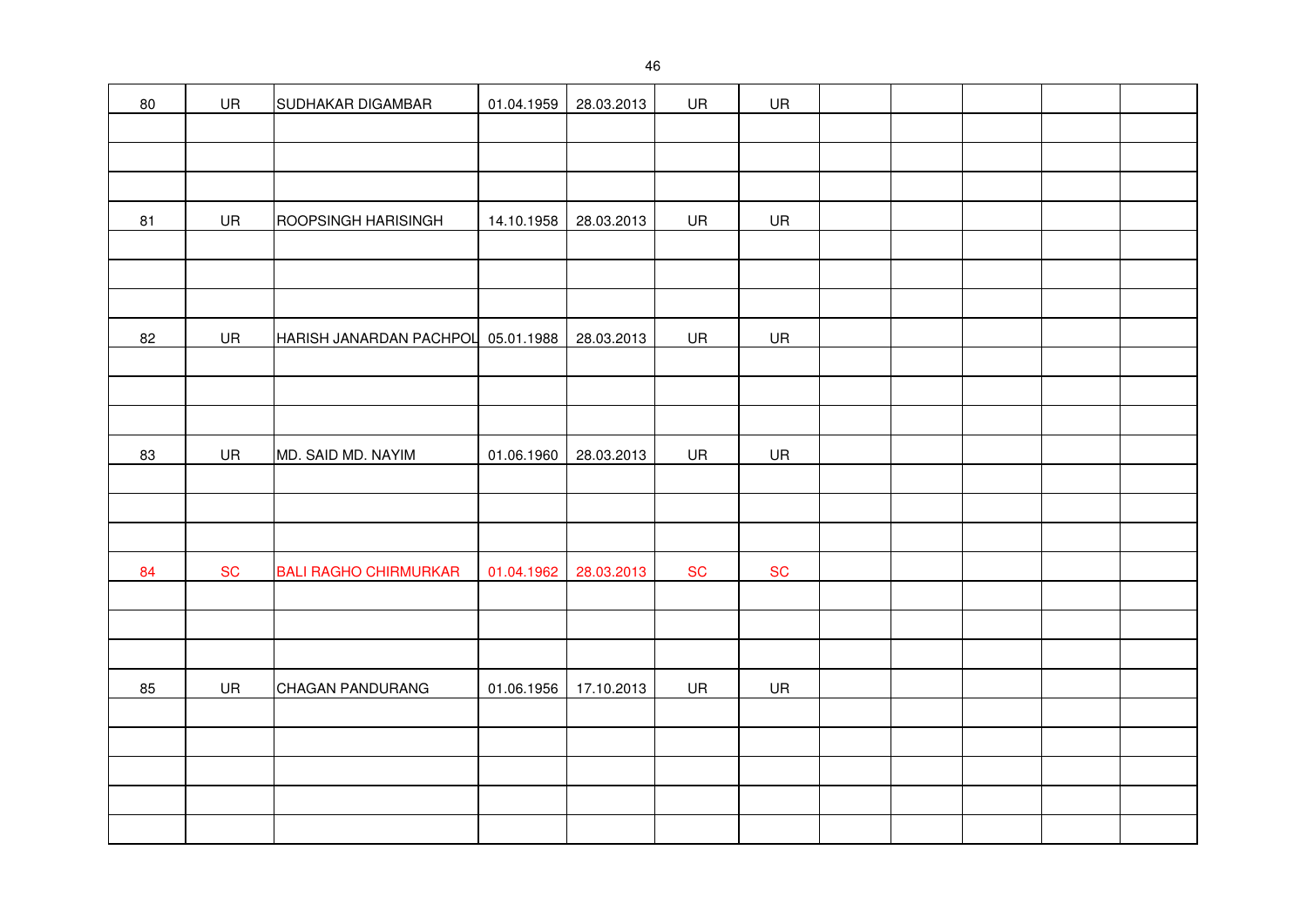| | | | | | | | | | | | |
|---|---|---|---|---|---|---|---|---|---|---|---|
| 80 | UR | SUDHAKAR DIGAMBAR | 01.04.1959 | 28.03.2013 | UR | UR | | | | | |
| | | | | | | | | | | | |
| | | | | | | | | | | | |
| | | | | | | | | | | | |
| 81 | UR | ROOPSINGH HARISINGH | 14.10.1958 | 28.03.2013 | UR | UR | | | | | |
| | | | | | | | | | | | |
| | | | | | | | | | | | |
| | | | | | | | | | | | |
| 82 | UR | HARISH JANARDAN PACHPOL | 05.01.1988 | 28.03.2013 | UR | UR | | | | | |
| | | | | | | | | | | | |
| | | | | | | | | | | | |
| | | | | | | | | | | | |
| 83 | UR | MD. SAID MD. NAYIM | 01.06.1960 | 28.03.2013 | UR | UR | | | | | |
| | | | | | | | | | | | |
| | | | | | | | | | | | |
| | | | | | | | | | | | |
| 84 | SC | BALI RAGHO CHIRMURKAR | 01.04.1962 | 28.03.2013 | SC | SC | | | | | |
| | | | | | | | | | | | |
| | | | | | | | | | | | |
| | | | | | | | | | | | |
| 85 | UR | CHAGAN PANDURANG | 01.06.1956 | 17.10.2013 | UR | UR | | | | | |
| | | | | | | | | | | | |
| | | | | | | | | | | | |
| | | | | | | | | | | | |
| | | | | | | | | | | | |
| | | | | | | | | | | | |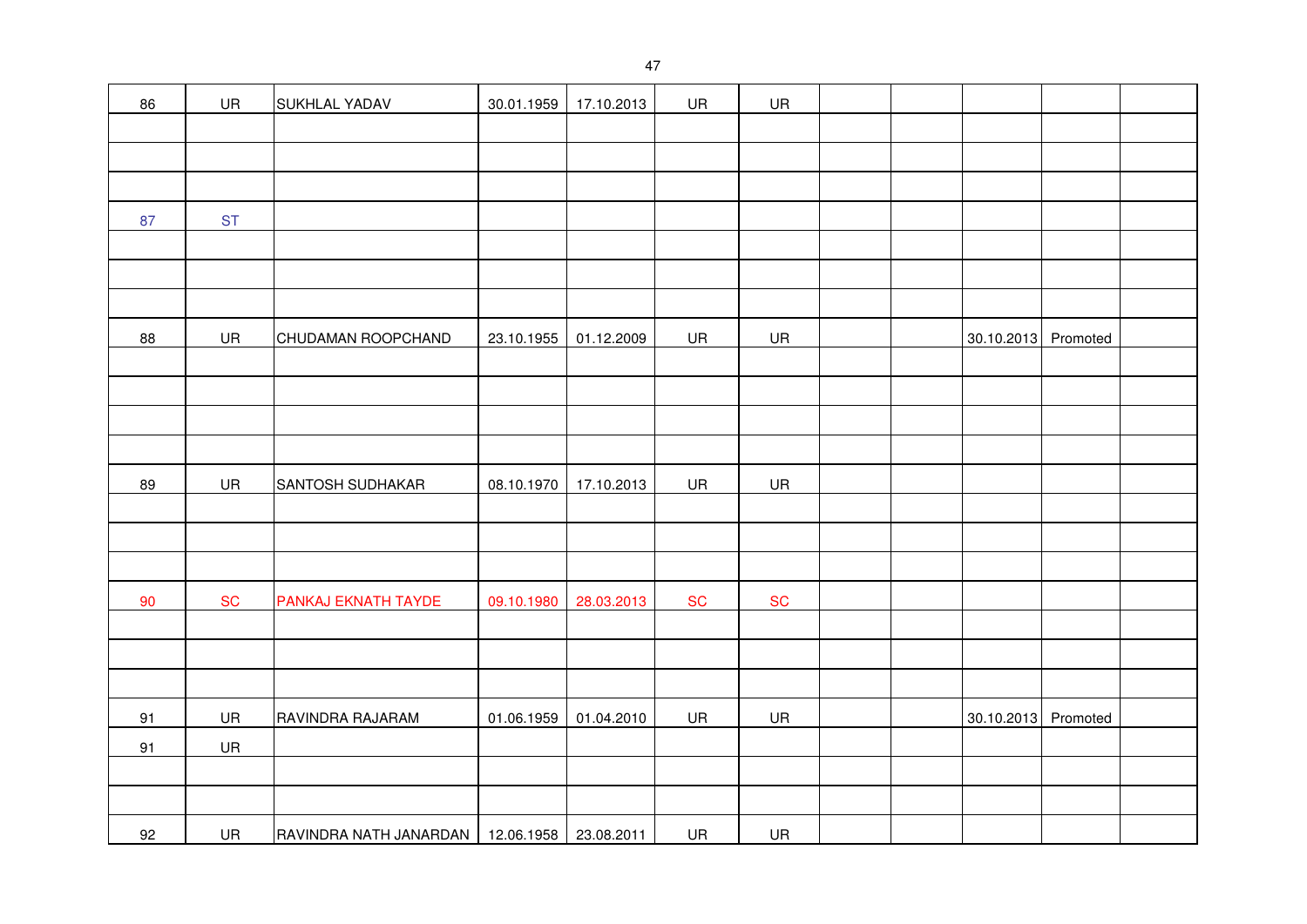| 86 | UR | SUKHLAL YADAV | 30.01.1959 | 17.10.2013 | UR | UR | | | | | |
|---|---|---|---|---|---|---|---|---|---|---|---|
| | | | | | | | | | | | |
| | | | | | | | | | | | |
| | | | | | | | | | | | |
| 87 | ST | | | | | | | | | | |
| | | | | | | | | | | | |
| | | | | | | | | | | | |
| | | | | | | | | | | | |
| 88 | UR | CHUDAMAN ROOPCHAND | 23.10.1955 | 01.12.2009 | UR | UR | | | 30.10.2013 | Promoted | |
| | | | | | | | | | | | |
| | | | | | | | | | | | |
| | | | | | | | | | | | |
| | | | | | | | | | | | |
| 89 | UR | SANTOSH SUDHAKAR | 08.10.1970 | 17.10.2013 | UR | UR | | | | | |
| | | | | | | | | | | | |
| | | | | | | | | | | | |
| | | | | | | | | | | | |
| 90 | SC | PANKAJ EKNATH TAYDE | 09.10.1980 | 28.03.2013 | SC | SC | | | | | |
| | | | | | | | | | | | |
| | | | | | | | | | | | |
| | | | | | | | | | | | |
| 91 | UR | RAVINDRA RAJARAM | 01.06.1959 | 01.04.2010 | UR | UR | | | 30.10.2013 | Promoted | |
| 91 | UR | | | | | | | | | | |
| | | | | | | | | | | | |
| | | | | | | | | | | | |
| 92 | UR | RAVINDRA NATH JANARDAN | 12.06.1958 | 23.08.2011 | UR | UR | | | | | |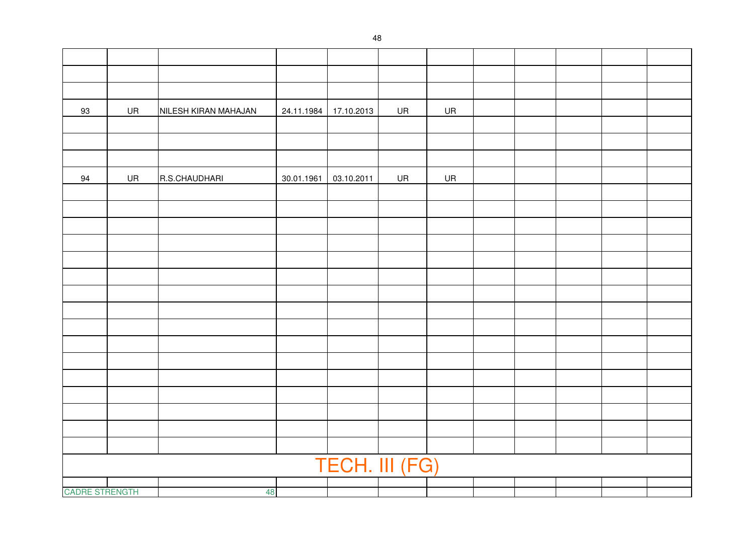| | | | | | | | | | | | |
|---|---|---|---|---|---|---|---|---|---|---|---|
| | | | | | | | | | | | |
| | | | | | | | | | | | |
| | | | | | | | | | | | |
| 93 | UR | NILESH KIRAN MAHAJAN | 24.11.1984 | 17.10.2013 | UR | UR | | | | | |
| | | | | | | | | | | | |
| | | | | | | | | | | | |
| | | | | | | | | | | | |
| 94 | UR | R.S.CHAUDHARI | 30.01.1961 | 03.10.2011 | UR | UR | | | | | |
| | | | | | | | | | | | |
| | | | | | | | | | | | |
| | | | | | | | | | | | |
| | | | | | | | | | | | |
| | | | | | | | | | | | |
| | | | | | | | | | | | |
| | | | | | | | | | | | |
| | | | | | | | | | | | |
| | | | | | | | | | | | |
| | | | | | | | | | | | |
| | | | | | | | | | | | |
| | | | | | | | | | | | |
| | | | | | | | | | | | |
| | | | | | | | | | | | |
| | | | | | | | | | | | |
| | | | | | | | | | | | |
| TECH. III (FG) | | | | | | | | | | | |
| | | | | | | | | | | | |
| CADRE STRENGTH | | 48 | | | | | | | | | |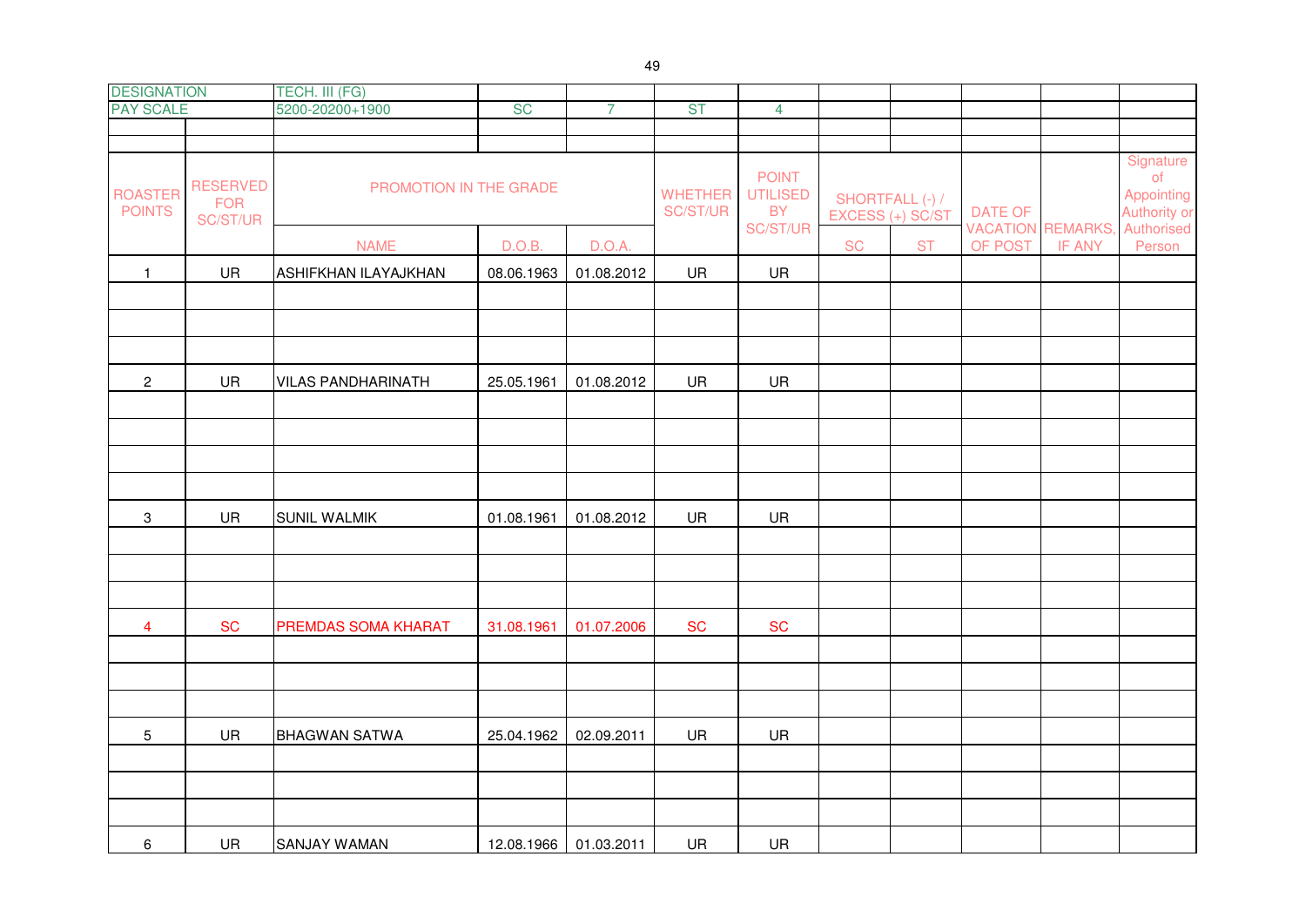| DESIGNATION | | TECH. III (FG) | | | | | | | | | |
|---|---|---|---|---|---|---|---|---|---|---|---|
| PAY SCALE | | 5200-20200+1900 | SC | 7 | ST | 4 | | | | | |
| ROASTER POINTS | RESERVED FOR SC/ST/UR | PROMOTION IN THE GRADE | | | WHETHER SC/ST/UR | POINT UTILISED BY SC/ST/UR | SHORTFALL (-) / EXCESS (+) SC/ST | | DATE OF VACATION OF POST | REMARKS, IF ANY | Signature of Appointing Authority or Authorised Person |
| | | NAME | D.O.B. | D.O.A. | | | SC | ST | | | |
| 1 | UR | ASHIFKHAN ILAYAJKHAN | 08.06.1963 | 01.08.2012 | UR | UR | | | | | |
| 2 | UR | VILAS PANDHARINATH | 25.05.1961 | 01.08.2012 | UR | UR | | | | | |
| 3 | UR | SUNIL WALMIK | 01.08.1961 | 01.08.2012 | UR | UR | | | | | |
| 4 | SC | PREMDAS SOMA KHARAT | 31.08.1961 | 01.07.2006 | SC | SC | | | | | |
| 5 | UR | BHAGWAN SATWA | 25.04.1962 | 02.09.2011 | UR | UR | | | | | |
| 6 | UR | SANJAY WAMAN | 12.08.1966 | 01.03.2011 | UR | UR | | | | | |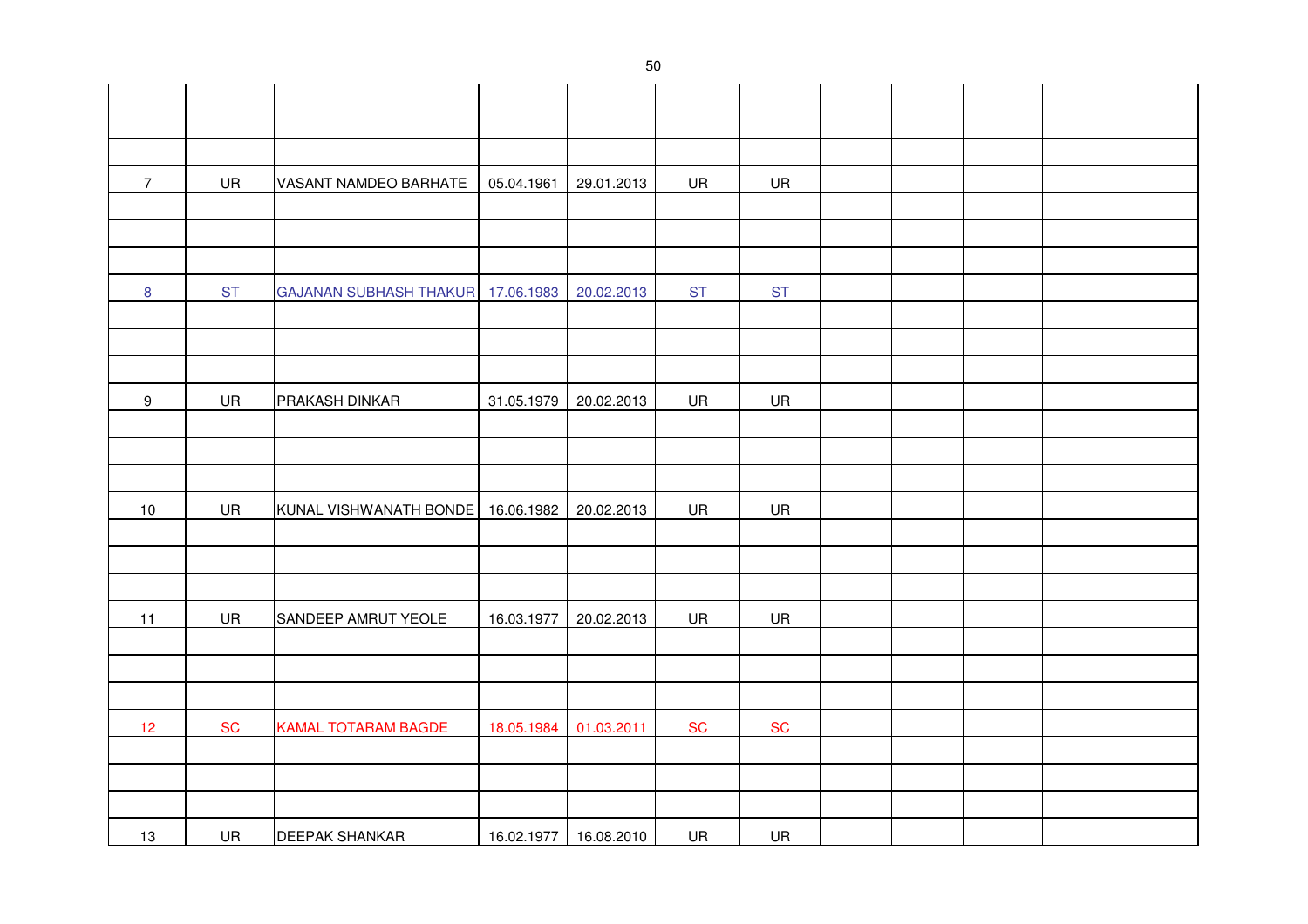| | | | | | | | | | | | |
|---|---|---|---|---|---|---|---|---|---|---|---|
| | | | | | | | | | | | |
| | | | | | | | | | | | |
| | | | | | | | | | | | |
| 7 | UR | VASANT NAMDEO BARHATE | 05.04.1961 | 29.01.2013 | UR | UR | | | | | |
| | | | | | | | | | | | |
| | | | | | | | | | | | |
| | | | | | | | | | | | |
| 8 | ST | GAJANAN SUBHASH THAKUR | 17.06.1983 | 20.02.2013 | ST | ST | | | | | |
| | | | | | | | | | | | |
| | | | | | | | | | | | |
| | | | | | | | | | | | |
| 9 | UR | PRAKASH DINKAR | 31.05.1979 | 20.02.2013 | UR | UR | | | | | |
| | | | | | | | | | | | |
| | | | | | | | | | | | |
| | | | | | | | | | | | |
| 10 | UR | KUNAL VISHWANATH BONDE | 16.06.1982 | 20.02.2013 | UR | UR | | | | | |
| | | | | | | | | | | | |
| | | | | | | | | | | | |
| | | | | | | | | | | | |
| 11 | UR | SANDEEP AMRUT YEOLE | 16.03.1977 | 20.02.2013 | UR | UR | | | | | |
| | | | | | | | | | | | |
| | | | | | | | | | | | |
| | | | | | | | | | | | |
| 12 | SC | KAMAL TOTARAM BAGDE | 18.05.1984 | 01.03.2011 | SC | SC | | | | | |
| | | | | | | | | | | | |
| | | | | | | | | | | | |
| | | | | | | | | | | | |
| 13 | UR | DEEPAK SHANKAR | 16.02.1977 | 16.08.2010 | UR | UR | | | | | |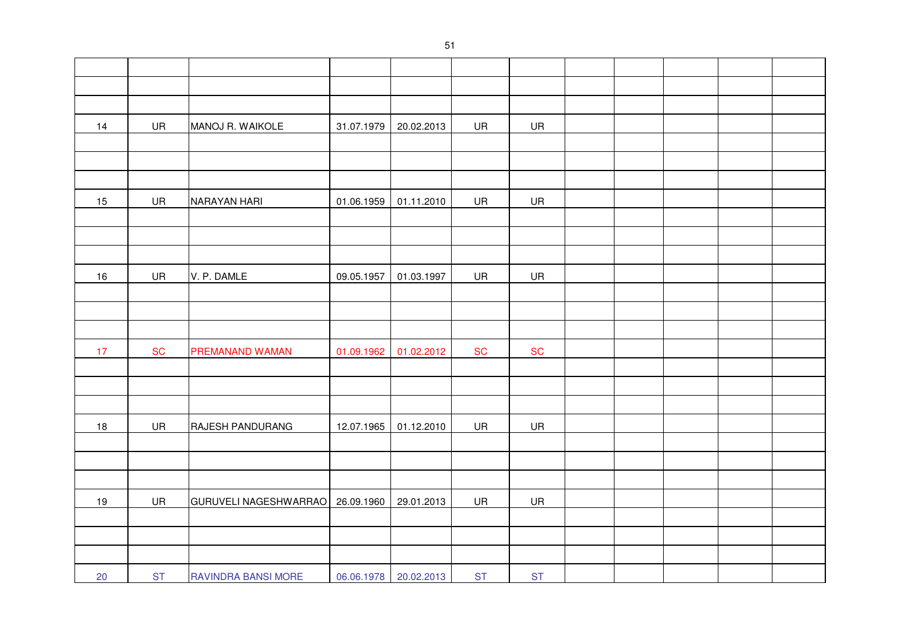| | | | | | | | | | | | |
|---|---|---|---|---|---|---|---|---|---|---|---|
| | | | | | | | | | | | |
| | | | | | | | | | | | |
| | | | | | | | | | | | |
| 14 | UR | MANOJ R. WAIKOLE | 31.07.1979 | 20.02.2013 | UR | UR | | | | | |
| | | | | | | | | | | | |
| | | | | | | | | | | | |
| | | | | | | | | | | | |
| 15 | UR | NARAYAN HARI | 01.06.1959 | 01.11.2010 | UR | UR | | | | | |
| | | | | | | | | | | | |
| | | | | | | | | | | | |
| | | | | | | | | | | | |
| 16 | UR | V. P. DAMLE | 09.05.1957 | 01.03.1997 | UR | UR | | | | | |
| | | | | | | | | | | | |
| | | | | | | | | | | | |
| | | | | | | | | | | | |
| 17 | SC | PREMANAND WAMAN | 01.09.1962 | 01.02.2012 | SC | SC | | | | | |
| | | | | | | | | | | | |
| | | | | | | | | | | | |
| | | | | | | | | | | | |
| 18 | UR | RAJESH PANDURANG | 12.07.1965 | 01.12.2010 | UR | UR | | | | | |
| | | | | | | | | | | | |
| | | | | | | | | | | | |
| | | | | | | | | | | | |
| 19 | UR | GURUVELI NAGESHWARRAO | 26.09.1960 | 29.01.2013 | UR | UR | | | | | |
| | | | | | | | | | | | |
| | | | | | | | | | | | |
| | | | | | | | | | | | |
| 20 | ST | RAVINDRA BANSI MORE | 06.06.1978 | 20.02.2013 | ST | ST | | | | | |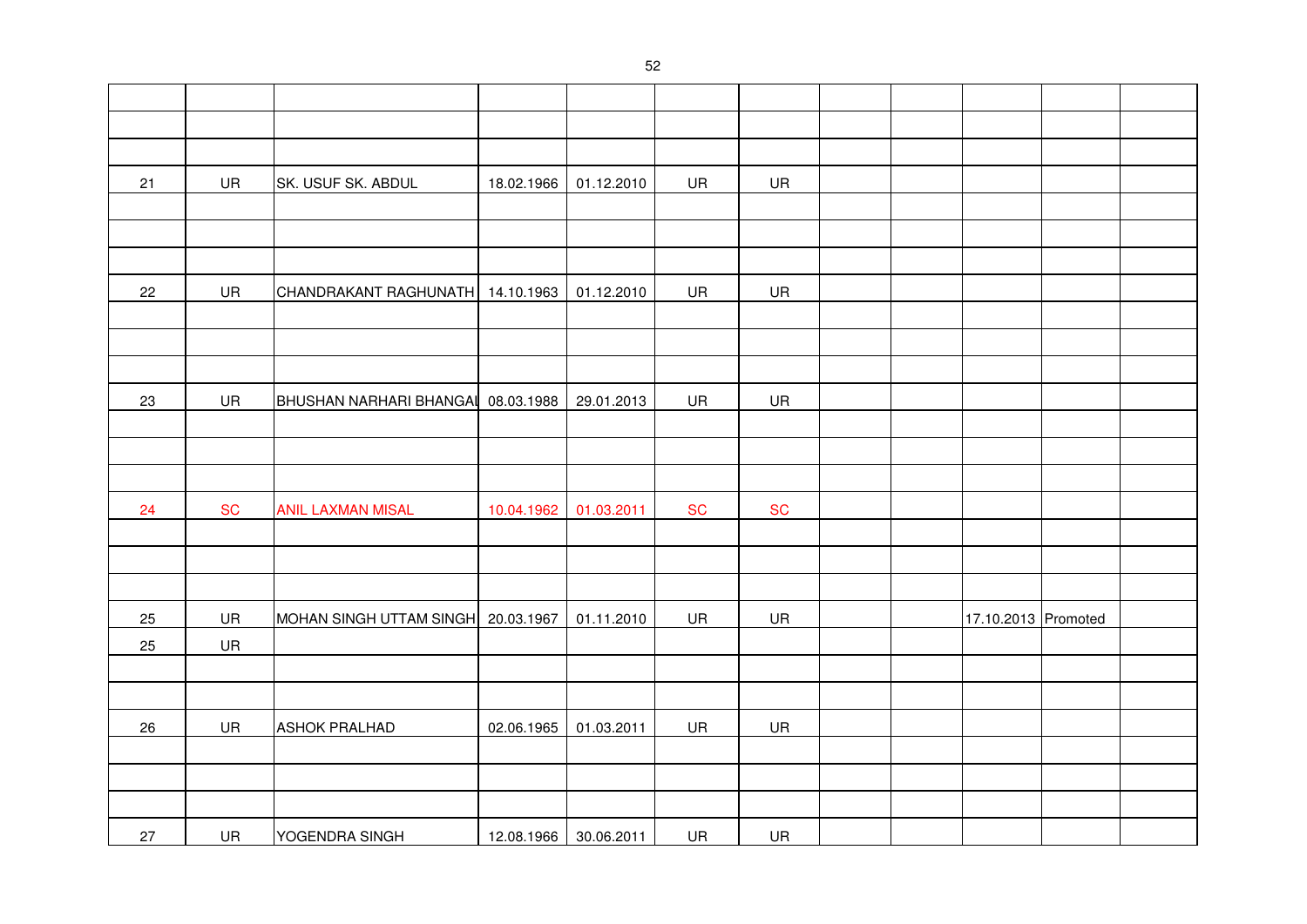| | | | | | | | | | | | |
|---|---|---|---|---|---|---|---|---|---|---|---|
| | | | | | | | | | | | |
| | | | | | | | | | | | |
| 21 | UR | SK. USUF SK. ABDUL | 18.02.1966 | 01.12.2010 | UR | UR | | | | | |
| | | | | | | | | | | | |
| | | | | | | | | | | | |
| | | | | | | | | | | | |
| 22 | UR | CHANDRAKANT RAGHUNATH | 14.10.1963 | 01.12.2010 | UR | UR | | | | | |
| | | | | | | | | | | | |
| | | | | | | | | | | | |
| | | | | | | | | | | | |
| 23 | UR | BHUSHAN NARHARI BHANGAL | 08.03.1988 | 29.01.2013 | UR | UR | | | | | |
| | | | | | | | | | | | |
| | | | | | | | | | | | |
| | | | | | | | | | | | |
| 24 | SC | ANIL LAXMAN MISAL | 10.04.1962 | 01.03.2011 | SC | SC | | | | | |
| | | | | | | | | | | | |
| | | | | | | | | | | | |
| | | | | | | | | | | | |
| 25 | UR | MOHAN SINGH UTTAM SINGH | 20.03.1967 | 01.11.2010 | UR | UR | | | 17.10.2013 | Promoted | |
| 25 | UR | | | | | | | | | | |
| | | | | | | | | | | | |
| | | | | | | | | | | | |
| 26 | UR | ASHOK PRALHAD | 02.06.1965 | 01.03.2011 | UR | UR | | | | | |
| | | | | | | | | | | | |
| | | | | | | | | | | | |
| | | | | | | | | | | | |
| 27 | UR | YOGENDRA SINGH | 12.08.1966 | 30.06.2011 | UR | UR | | | | | |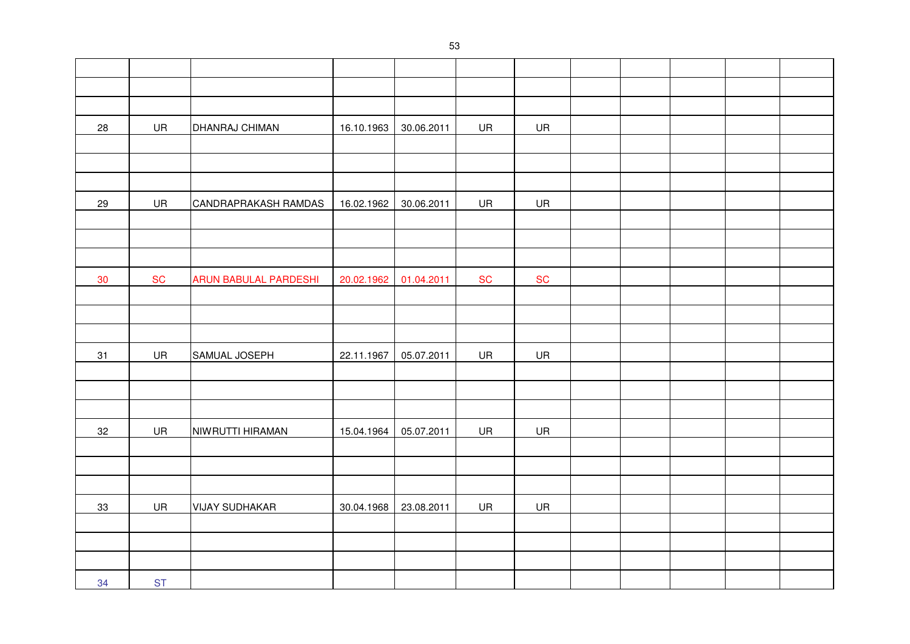| | | | | | | | | | | | |
|---|---|---|---|---|---|---|---|---|---|---|---|
| | | | | | | | | | | | |
| | | | | | | | | | | | |
| 28 | UR | DHANRAJ CHIMAN | 16.10.1963 | 30.06.2011 | UR | UR | | | | | |
| | | | | | | | | | | | |
| | | | | | | | | | | | |
| | | | | | | | | | | | |
| 29 | UR | CANDRAPRAKASH RAMDAS | 16.02.1962 | 30.06.2011 | UR | UR | | | | | |
| | | | | | | | | | | | |
| | | | | | | | | | | | |
| | | | | | | | | | | | |
| 30 | SC | ARUN BABULAL PARDESHI | 20.02.1962 | 01.04.2011 | SC | SC | | | | | |
| | | | | | | | | | | | |
| | | | | | | | | | | | |
| | | | | | | | | | | | |
| 31 | UR | SAMUAL JOSEPH | 22.11.1967 | 05.07.2011 | UR | UR | | | | | |
| | | | | | | | | | | | |
| | | | | | | | | | | | |
| | | | | | | | | | | | |
| 32 | UR | NIWRUTTI HIRAMAN | 15.04.1964 | 05.07.2011 | UR | UR | | | | | |
| | | | | | | | | | | | |
| | | | | | | | | | | | |
| | | | | | | | | | | | |
| 33 | UR | VIJAY SUDHAKAR | 30.04.1968 | 23.08.2011 | UR | UR | | | | | |
| | | | | | | | | | | | |
| | | | | | | | | | | | |
| | | | | | | | | | | | |
| 34 | ST | | | | | | | | | | |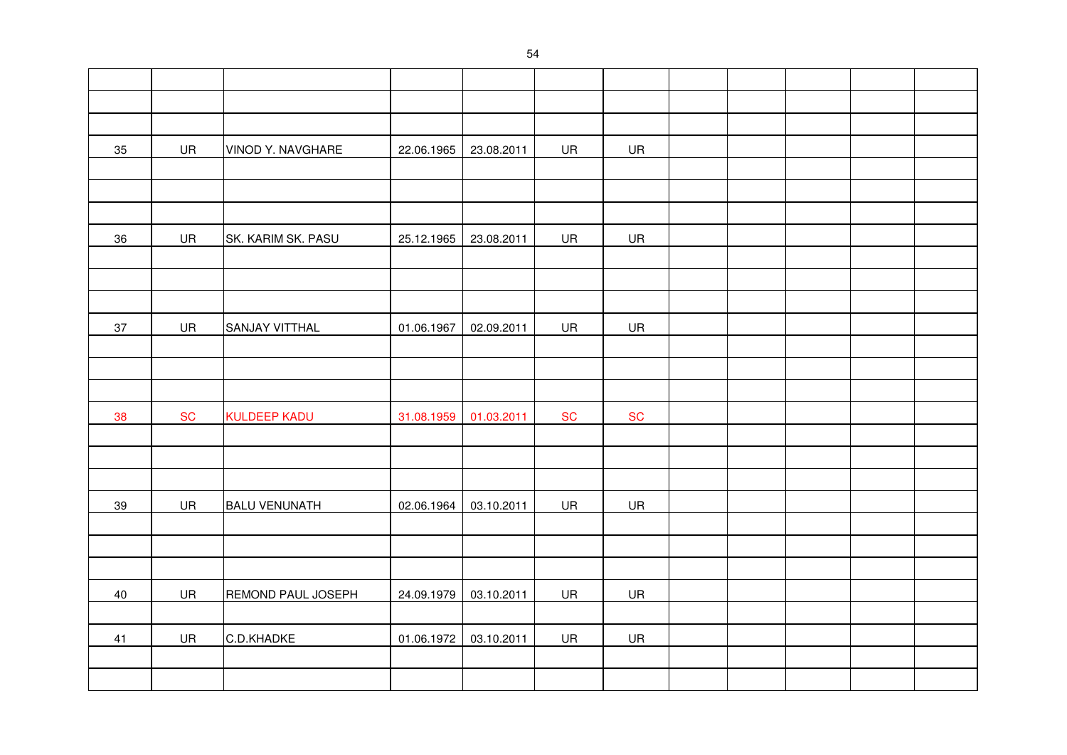| | | | | | | | | | | | |
|---|---|---|---|---|---|---|---|---|---|---|---|
| | | | | | | | | | | | |
| | | | | | | | | | | | |
| | | | | | | | | | | | |
| 35 | UR | VINOD Y. NAVGHARE | 22.06.1965 | 23.08.2011 | UR | UR | | | | | |
| | | | | | | | | | | | |
| | | | | | | | | | | | |
| | | | | | | | | | | | |
| 36 | UR | SK. KARIM SK. PASU | 25.12.1965 | 23.08.2011 | UR | UR | | | | | |
| | | | | | | | | | | | |
| | | | | | | | | | | | |
| | | | | | | | | | | | |
| 37 | UR | SANJAY VITTHAL | 01.06.1967 | 02.09.2011 | UR | UR | | | | | |
| | | | | | | | | | | | |
| | | | | | | | | | | | |
| | | | | | | | | | | | |
| 38 | SC | KULDEEP KADU | 31.08.1959 | 01.03.2011 | SC | SC | | | | | |
| | | | | | | | | | | | |
| | | | | | | | | | | | |
| | | | | | | | | | | | |
| 39 | UR | BALU VENUNATH | 02.06.1964 | 03.10.2011 | UR | UR | | | | | |
| | | | | | | | | | | | |
| | | | | | | | | | | | |
| | | | | | | | | | | | |
| 40 | UR | REMOND PAUL JOSEPH | 24.09.1979 | 03.10.2011 | UR | UR | | | | | |
| | | | | | | | | | | | |
| 41 | UR | C.D.KHADKE | 01.06.1972 | 03.10.2011 | UR | UR | | | | | |
| | | | | | | | | | | | |
| | | | | | | | | | | | |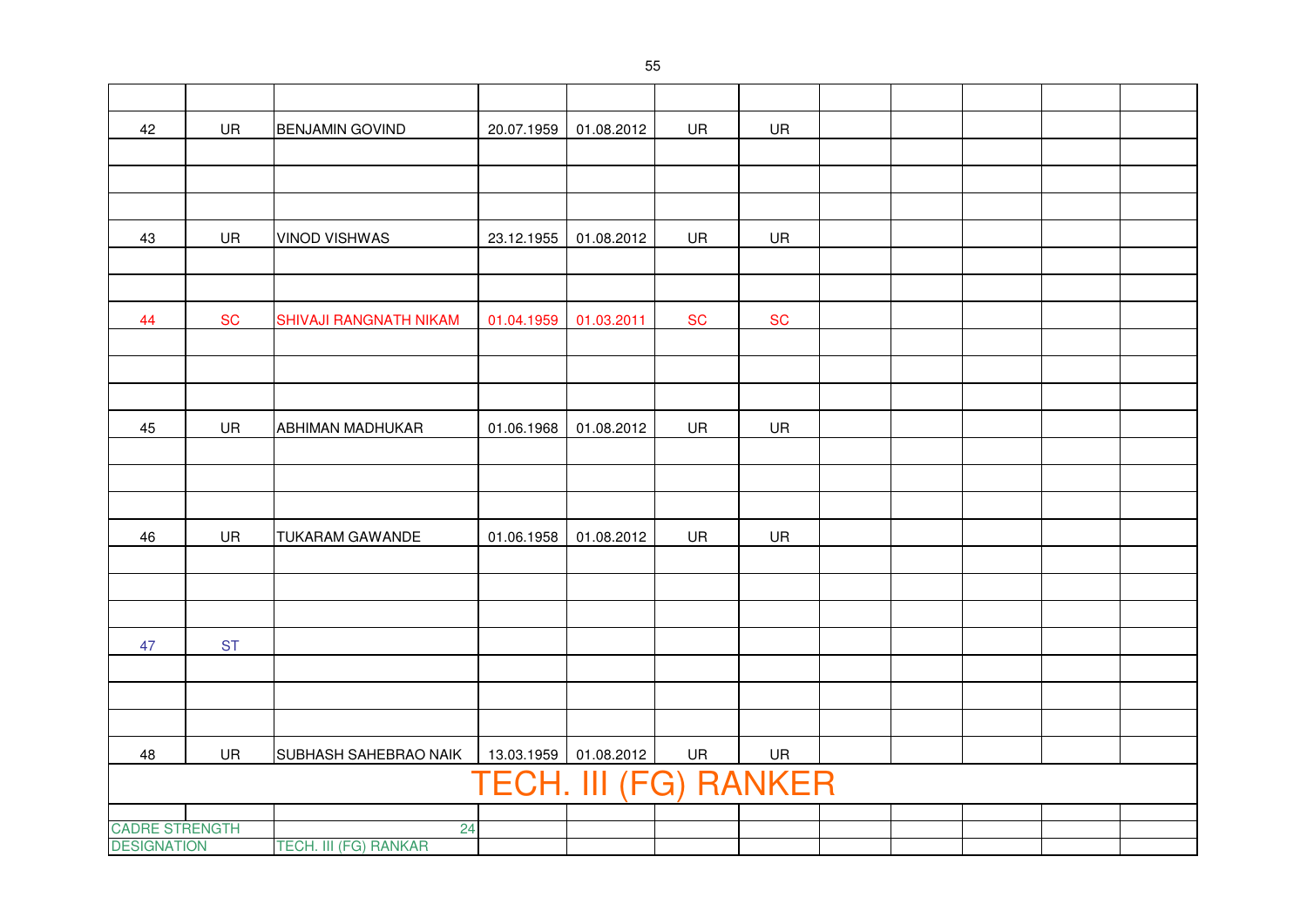| | | | | | | | | | | | |
|---|---|---|---|---|---|---|---|---|---|---|---|
| 42 | UR | BENJAMIN GOVIND | 20.07.1959 | 01.08.2012 | UR | UR | | | | | |
| | | | | | | | | | | | |
| | | | | | | | | | | | |
| | | | | | | | | | | | |
| 43 | UR | VINOD VISHWAS | 23.12.1955 | 01.08.2012 | UR | UR | | | | | |
| | | | | | | | | | | | |
| | | | | | | | | | | | |
| 44 | SC | SHIVAJI RANGNATH NIKAM | 01.04.1959 | 01.03.2011 | SC | SC | | | | | |
| | | | | | | | | | | | |
| | | | | | | | | | | | |
| | | | | | | | | | | | |
| 45 | UR | ABHIMAN MADHUKAR | 01.06.1968 | 01.08.2012 | UR | UR | | | | | |
| | | | | | | | | | | | |
| | | | | | | | | | | | |
| | | | | | | | | | | | |
| 46 | UR | TUKARAM GAWANDE | 01.06.1958 | 01.08.2012 | UR | UR | | | | | |
| | | | | | | | | | | | |
| | | | | | | | | | | | |
| | | | | | | | | | | | |
| 47 | ST | | | | | | | | | | |
| | | | | | | | | | | | |
| | | | | | | | | | | | |
| | | | | | | | | | | | |
| 48 | UR | SUBHASH SAHEBRAO NAIK | 13.03.1959 | 01.08.2012 | UR | UR | | | | | |

## TECH. III (FG) RANKER

| | | | | | | | | | | |
|---|---|---|---|---|---|---|---|---|---|---|
| CADRE STRENGTH | 24 | | | | | | | | | |
| DESIGNATION | TECH. III (FG) RANKAR | | | | | | | | | |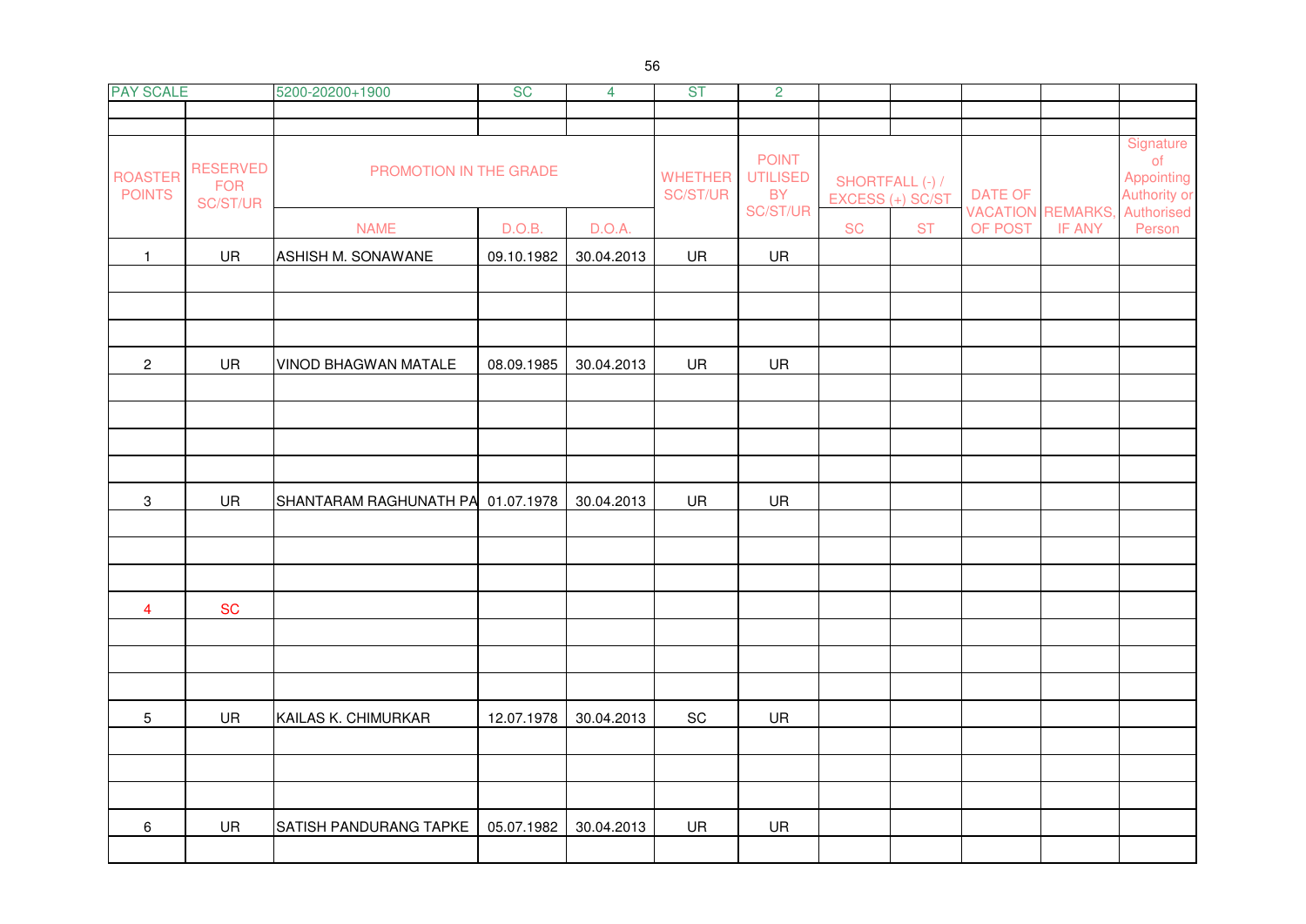| PAY SCALE | | 5200-20200+1900 | SC | 4 | ST | 2 | | | | | |
|---|---|---|---|---|---|---|---|---|---|---|---|
| ROASTER POINTS | RESERVED FOR SC/ST/UR | PROMOTION IN THE GRADE | | | WHETHER SC/ST/UR | POINT UTILISED BY SC/ST/UR | SHORTFALL (-) / EXCESS (+) SC/ST | | DATE OF VACATION OF POST | REMARKS, IF ANY | Signature of Appointing Authority or Authorised Person |
| | | NAME | D.O.B. | D.O.A. | | | SC | ST | | | |
| 1 | UR | ASHISH M. SONAWANE | 09.10.1982 | 30.04.2013 | UR | UR | | | | | |
| 2 | UR | VINOD BHAGWAN MATALE | 08.09.1985 | 30.04.2013 | UR | UR | | | | | |
| 3 | UR | SHANTARAM RAGHUNATH PA | 01.07.1978 | 30.04.2013 | UR | UR | | | | | |
| 4 | SC | | | | | | | | | | |
| 5 | UR | KAILAS K. CHIMURKAR | 12.07.1978 | 30.04.2013 | SC | UR | | | | | |
| 6 | UR | SATISH PANDURANG TAPKE | 05.07.1982 | 30.04.2013 | UR | UR | | | | | |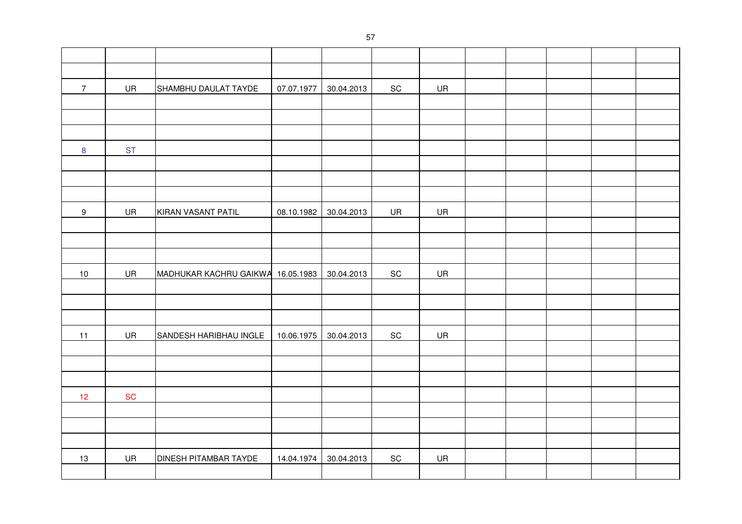| | | | | | | | | | | | |
|---|---|---|---|---|---|---|---|---|---|---|---|
| | | | | | | | | | | | |
| | | | | | | | | | | | |
| 7 | UR | SHAMBHU DAULAT TAYDE | 07.07.1977 | 30.04.2013 | SC | UR | | | | | |
| | | | | | | | | | | | |
| | | | | | | | | | | | |
| | | | | | | | | | | | |
| 8 | ST | | | | | | | | | | |
| | | | | | | | | | | | |
| | | | | | | | | | | | |
| | | | | | | | | | | | |
| 9 | UR | KIRAN VASANT PATIL | 08.10.1982 | 30.04.2013 | UR | UR | | | | | |
| | | | | | | | | | | | |
| | | | | | | | | | | | |
| | | | | | | | | | | | |
| 10 | UR | MADHUKAR KACHRU GAIKWA | 16.05.1983 | 30.04.2013 | SC | UR | | | | | |
| | | | | | | | | | | | |
| | | | | | | | | | | | |
| | | | | | | | | | | | |
| 11 | UR | SANDESH HARIBHAU INGLE | 10.06.1975 | 30.04.2013 | SC | UR | | | | | |
| | | | | | | | | | | | |
| | | | | | | | | | | | |
| | | | | | | | | | | | |
| 12 | SC | | | | | | | | | | |
| | | | | | | | | | | | |
| | | | | | | | | | | | |
| | | | | | | | | | | | |
| 13 | UR | DINESH PITAMBAR TAYDE | 14.04.1974 | 30.04.2013 | SC | UR | | | | | |
| | | | | | | | | | | | |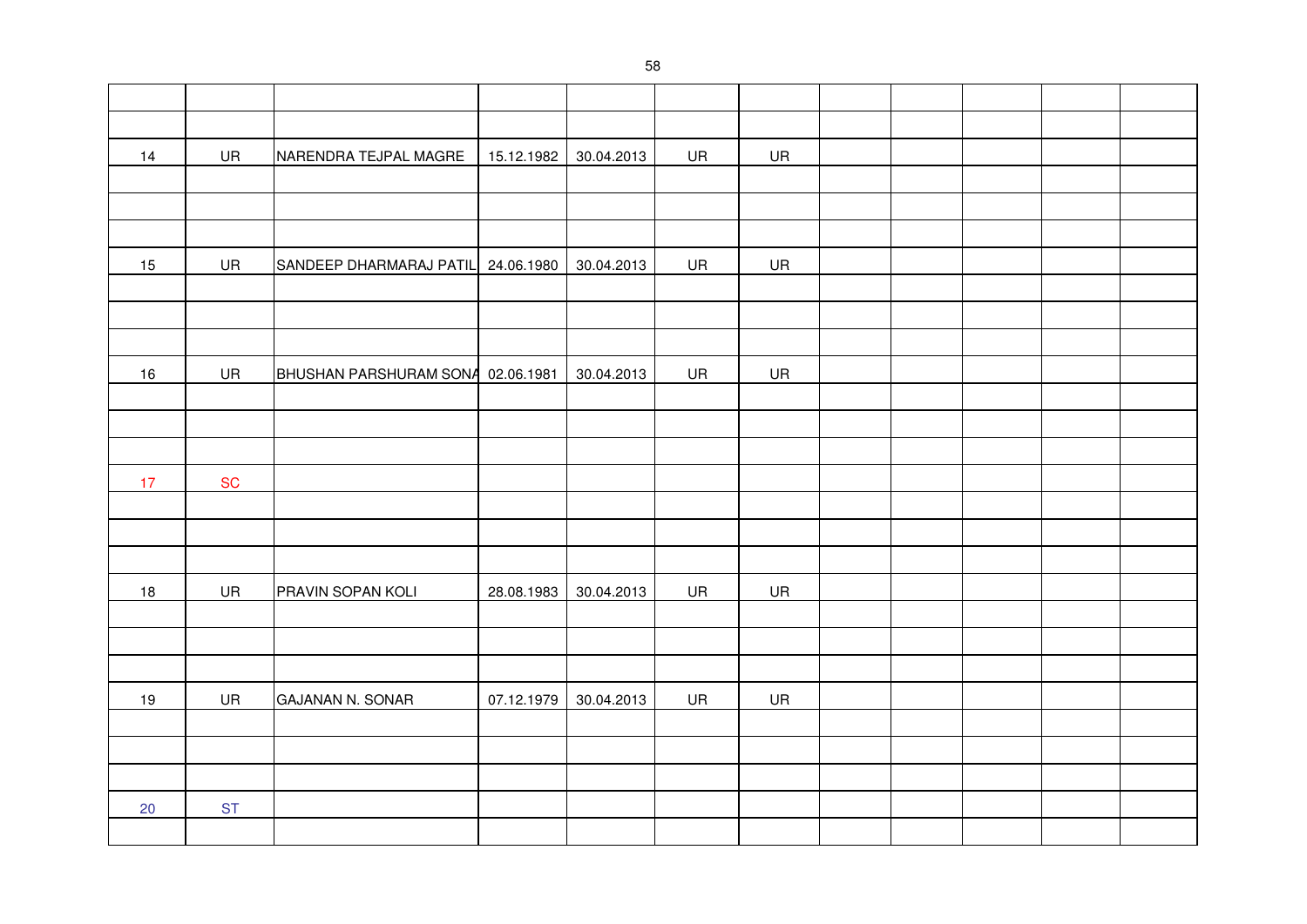| | | | | | | | | | | | |
|---|---|---|---|---|---|---|---|---|---|---|---|
| | | | | | | | | | | | |
| | | | | | | | | | | | |
| 14 | UR | NARENDRA TEJPAL MAGRE | 15.12.1982 | 30.04.2013 | UR | UR | | | | | |
| | | | | | | | | | | | |
| | | | | | | | | | | | |
| | | | | | | | | | | | |
| 15 | UR | SANDEEP DHARMARAJ PATIL | 24.06.1980 | 30.04.2013 | UR | UR | | | | | |
| | | | | | | | | | | | |
| | | | | | | | | | | | |
| | | | | | | | | | | | |
| 16 | UR | BHUSHAN PARSHURAM SONA | 02.06.1981 | 30.04.2013 | UR | UR | | | | | |
| | | | | | | | | | | | |
| | | | | | | | | | | | |
| | | | | | | | | | | | |
| 17 | SC | | | | | | | | | | |
| | | | | | | | | | | | |
| | | | | | | | | | | | |
| | | | | | | | | | | | |
| 18 | UR | PRAVIN SOPAN KOLI | 28.08.1983 | 30.04.2013 | UR | UR | | | | | |
| | | | | | | | | | | | |
| | | | | | | | | | | | |
| | | | | | | | | | | | |
| 19 | UR | GAJANAN N. SONAR | 07.12.1979 | 30.04.2013 | UR | UR | | | | | |
| | | | | | | | | | | | |
| | | | | | | | | | | | |
| | | | | | | | | | | | |
| 20 | ST | | | | | | | | | | |
| | | | | | | | | | | | |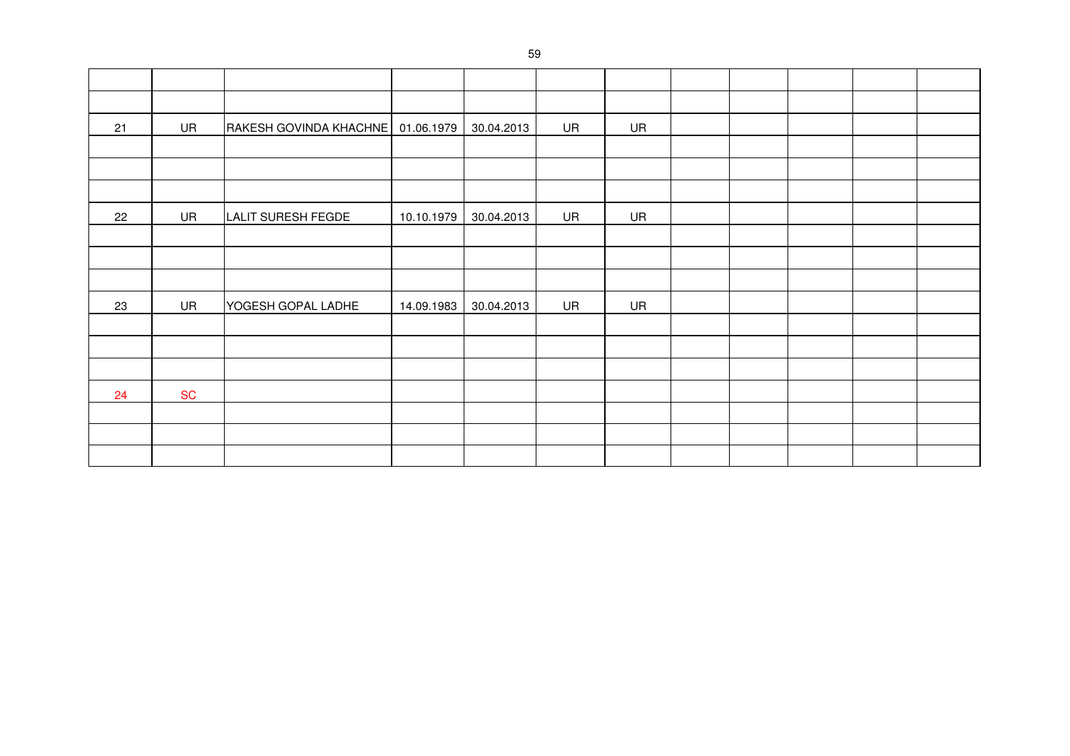| | | | | | | | | | | | |
|---|---|---|---|---|---|---|---|---|---|---|---|
| | | | | | | | | | | | |
| | | | | | | | | | | | |
| 21 | UR | RAKESH GOVINDA KHACHNE | 01.06.1979 | 30.04.2013 | UR | UR | | | | | |
| | | | | | | | | | | | |
| | | | | | | | | | | | |
| | | | | | | | | | | | |
| 22 | UR | LALIT SURESH FEGDE | 10.10.1979 | 30.04.2013 | UR | UR | | | | | |
| | | | | | | | | | | | |
| | | | | | | | | | | | |
| | | | | | | | | | | | |
| 23 | UR | YOGESH GOPAL LADHE | 14.09.1983 | 30.04.2013 | UR | UR | | | | | |
| | | | | | | | | | | | |
| | | | | | | | | | | | |
| | | | | | | | | | | | |
| 24 | SC | | | | | | | | | | |
| | | | | | | | | | | | |
| | | | | | | | | | | | |
| | | | | | | | | | | | |